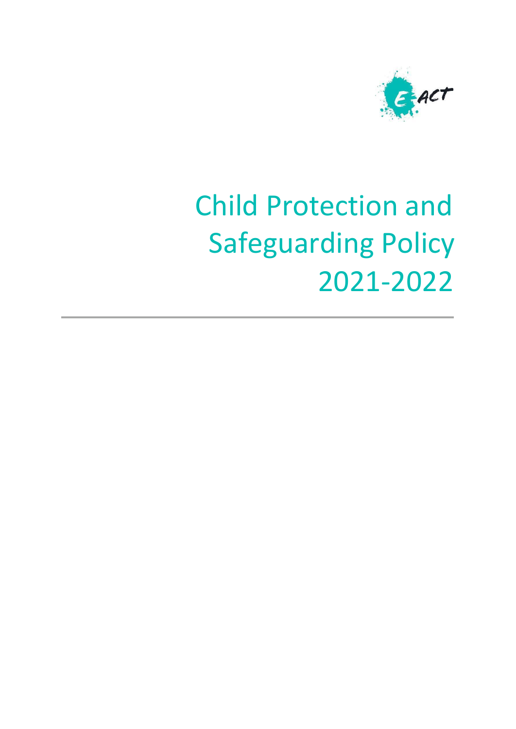# Child Protection and Safeguarding Policy 2021-2022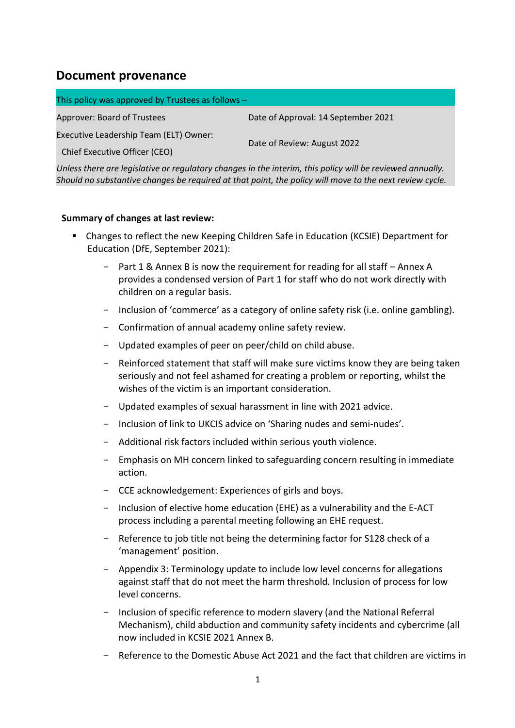## Document provenance

| This policy was approved by Trustees as follows – | |
| --- | --- |
| Approver: Board of Trustees | Date of Approval: 14 September 2021 |
| Executive Leadership Team (ELT) Owner: Chief Executive Officer (CEO) | Date of Review: August 2022 |

*Unless there are legislative or regulatory changes in the interim, this policy will be reviewed annually. Should no substantive changes be required at that point, the policy will move to the next review cycle.*

**Summary of changes at last review:**

- Changes to reflect the new Keeping Children Safe in Education (KCSIE) Department for Education (DfE, September 2021):
  - Part 1 & Annex B is now the requirement for reading for all staff – Annex A provides a condensed version of Part 1 for staff who do not work directly with children on a regular basis.
  - Inclusion of 'commerce' as a category of online safety risk (i.e. online gambling).
  - Confirmation of annual academy online safety review.
  - Updated examples of peer on peer/child on child abuse.
  - Reinforced statement that staff will make sure victims know they are being taken seriously and not feel ashamed for creating a problem or reporting, whilst the wishes of the victim is an important consideration.
  - Updated examples of sexual harassment in line with 2021 advice.
  - Inclusion of link to UKCIS advice on 'Sharing nudes and semi-nudes'.
  - Additional risk factors included within serious youth violence.
  - Emphasis on MH concern linked to safeguarding concern resulting in immediate action.
  - CCE acknowledgement: Experiences of girls and boys.
  - Inclusion of elective home education (EHE) as a vulnerability and the E-ACT process including a parental meeting following an EHE request.
  - Reference to job title not being the determining factor for S128 check of a 'management' position.
  - Appendix 3: Terminology update to include low level concerns for allegations against staff that do not meet the harm threshold. Inclusion of process for low level concerns.
  - Inclusion of specific reference to modern slavery (and the National Referral Mechanism), child abduction and community safety incidents and cybercrime (all now included in KCSIE 2021 Annex B.
  - Reference to the Domestic Abuse Act 2021 and the fact that children are victims in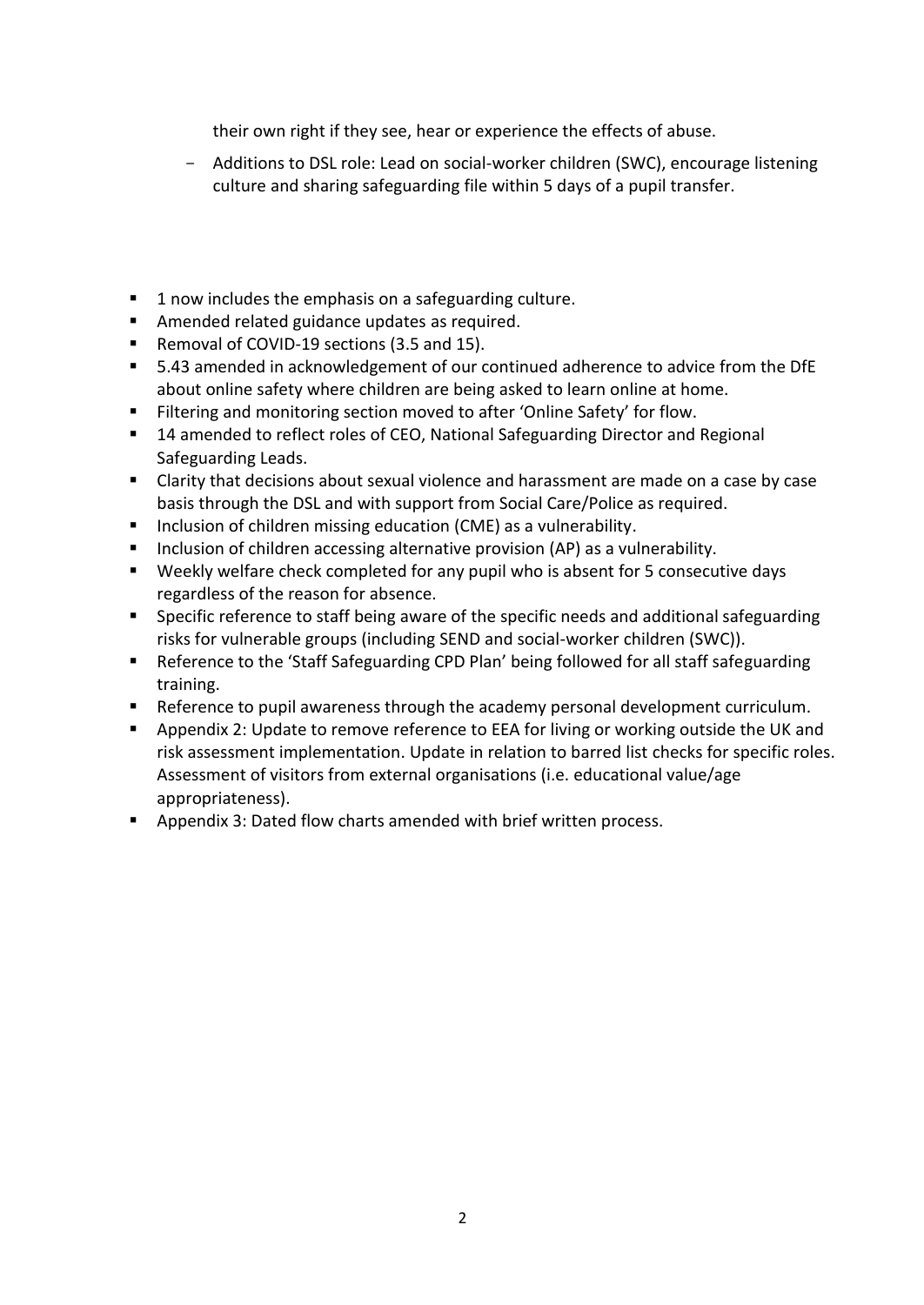their own right if they see, hear or experience the effects of abuse.

- Additions to DSL role: Lead on social-worker children (SWC), encourage listening culture and sharing safeguarding file within 5 days of a pupil transfer.

- 1 now includes the emphasis on a safeguarding culture.
- Amended related guidance updates as required.
- Removal of COVID-19 sections (3.5 and 15).
- 5.43 amended in acknowledgement of our continued adherence to advice from the DfE about online safety where children are being asked to learn online at home.
- Filtering and monitoring section moved to after 'Online Safety' for flow.
- 14 amended to reflect roles of CEO, National Safeguarding Director and Regional Safeguarding Leads.
- Clarity that decisions about sexual violence and harassment are made on a case by case basis through the DSL and with support from Social Care/Police as required.
- Inclusion of children missing education (CME) as a vulnerability.
- Inclusion of children accessing alternative provision (AP) as a vulnerability.
- Weekly welfare check completed for any pupil who is absent for 5 consecutive days regardless of the reason for absence.
- Specific reference to staff being aware of the specific needs and additional safeguarding risks for vulnerable groups (including SEND and social-worker children (SWC)).
- Reference to the 'Staff Safeguarding CPD Plan' being followed for all staff safeguarding training.
- Reference to pupil awareness through the academy personal development curriculum.
- Appendix 2: Update to remove reference to EEA for living or working outside the UK and risk assessment implementation. Update in relation to barred list checks for specific roles. Assessment of visitors from external organisations (i.e. educational value/age appropriateness).
- Appendix 3: Dated flow charts amended with brief written process.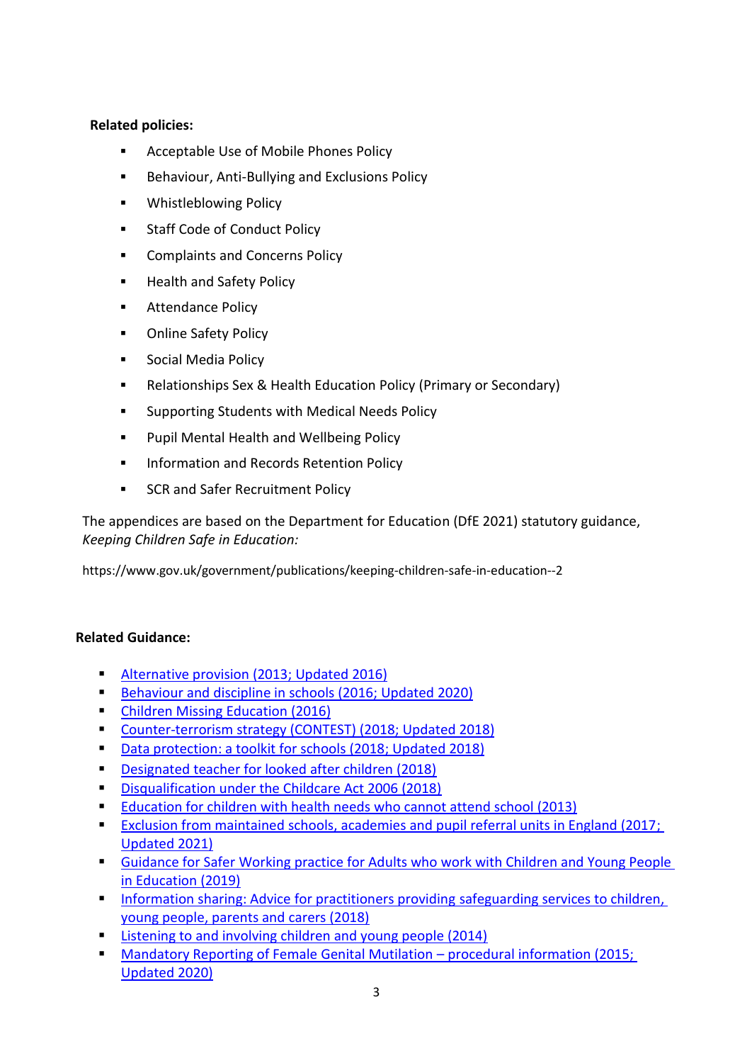**Related policies:**

- Acceptable Use of Mobile Phones Policy
- Behaviour, Anti-Bullying and Exclusions Policy
- Whistleblowing Policy
- Staff Code of Conduct Policy
- Complaints and Concerns Policy
- Health and Safety Policy
- Attendance Policy
- Online Safety Policy
- Social Media Policy
- Relationships Sex & Health Education Policy (Primary or Secondary)
- Supporting Students with Medical Needs Policy
- Pupil Mental Health and Wellbeing Policy
- Information and Records Retention Policy
- SCR and Safer Recruitment Policy

The appendices are based on the Department for Education (DfE 2021) statutory guidance, *Keeping Children Safe in Education:*

https://www.gov.uk/government/publications/keeping-children-safe-in-education--2

**Related Guidance:**

- Alternative provision (2013; Updated 2016)
- Behaviour and discipline in schools (2016; Updated 2020)
- Children Missing Education (2016)
- Counter-terrorism strategy (CONTEST) (2018; Updated 2018)
- Data protection: a toolkit for schools (2018; Updated 2018)
- Designated teacher for looked after children (2018)
- Disqualification under the Childcare Act 2006 (2018)
- Education for children with health needs who cannot attend school (2013)
- Exclusion from maintained schools, academies and pupil referral units in England (2017; Updated 2021)
- Guidance for Safer Working practice for Adults who work with Children and Young People in Education (2019)
- Information sharing: Advice for practitioners providing safeguarding services to children, young people, parents and carers (2018)
- Listening to and involving children and young people (2014)
- Mandatory Reporting of Female Genital Mutilation – procedural information (2015; Updated 2020)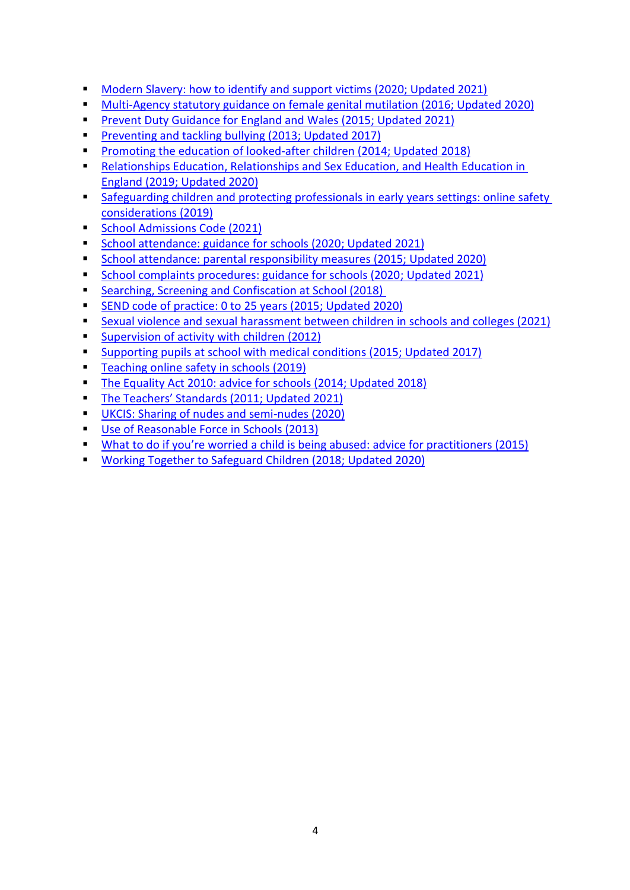- Modern Slavery: how to identify and support victims (2020; Updated 2021)
- Multi-Agency statutory guidance on female genital mutilation (2016; Updated 2020)
- Prevent Duty Guidance for England and Wales (2015; Updated 2021)
- Preventing and tackling bullying (2013; Updated 2017)
- Promoting the education of looked-after children (2014; Updated 2018)
- Relationships Education, Relationships and Sex Education, and Health Education in England (2019; Updated 2020)
- Safeguarding children and protecting professionals in early years settings: online safety considerations (2019)
- School Admissions Code (2021)
- School attendance: guidance for schools (2020; Updated 2021)
- School attendance: parental responsibility measures (2015; Updated 2020)
- School complaints procedures: guidance for schools (2020; Updated 2021)
- Searching, Screening and Confiscation at School (2018)
- SEND code of practice: 0 to 25 years (2015; Updated 2020)
- Sexual violence and sexual harassment between children in schools and colleges (2021)
- Supervision of activity with children (2012)
- Supporting pupils at school with medical conditions (2015; Updated 2017)
- Teaching online safety in schools (2019)
- The Equality Act 2010: advice for schools (2014; Updated 2018)
- The Teachers' Standards (2011; Updated 2021)
- UKCIS: Sharing of nudes and semi-nudes (2020)
- Use of Reasonable Force in Schools (2013)
- What to do if you're worried a child is being abused: advice for practitioners (2015)
- Working Together to Safeguard Children (2018; Updated 2020)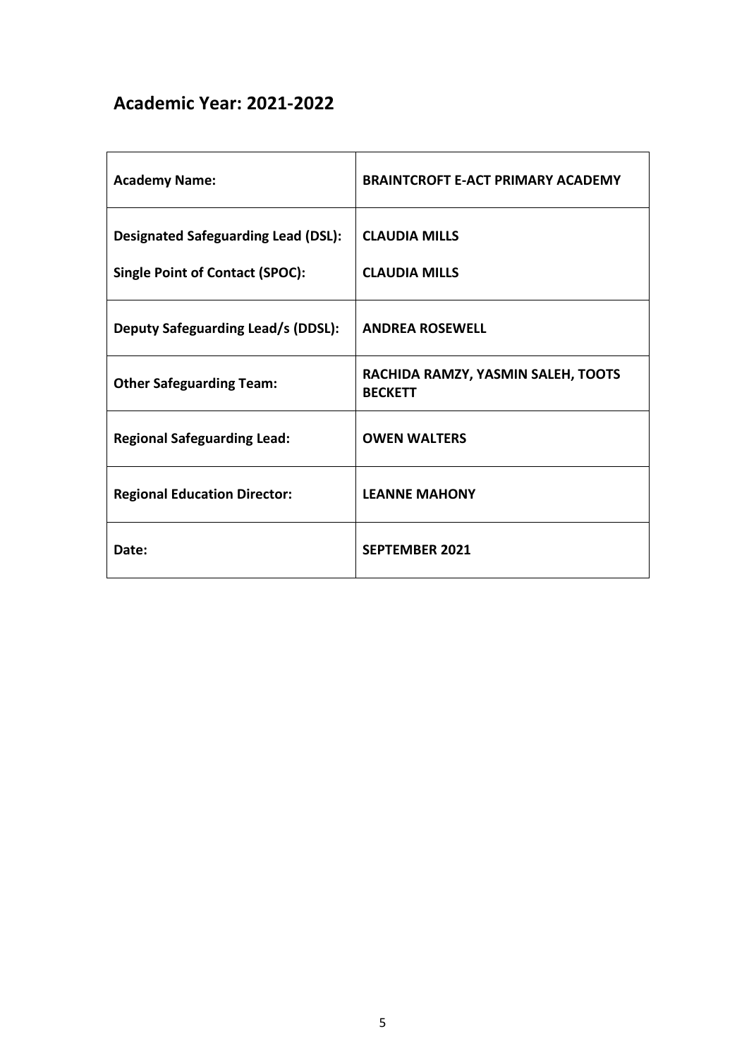## Academic Year: 2021-2022

| **Academy Name:** | **BRAINTCROFT E-ACT PRIMARY ACADEMY** |
|---|---|
| **Designated Safeguarding Lead (DSL):**<br>**Single Point of Contact (SPOC):** | **CLAUDIA MILLS**<br>**CLAUDIA MILLS** |
| **Deputy Safeguarding Lead/s (DDSL):** | **ANDREA ROSEWELL** |
| **Other Safeguarding Team:** | **RACHIDA RAMZY, YASMIN SALEH, TOOTS BECKETT** |
| **Regional Safeguarding Lead:** | **OWEN WALTERS** |
| **Regional Education Director:** | **LEANNE MAHONY** |
| **Date:** | **SEPTEMBER 2021** |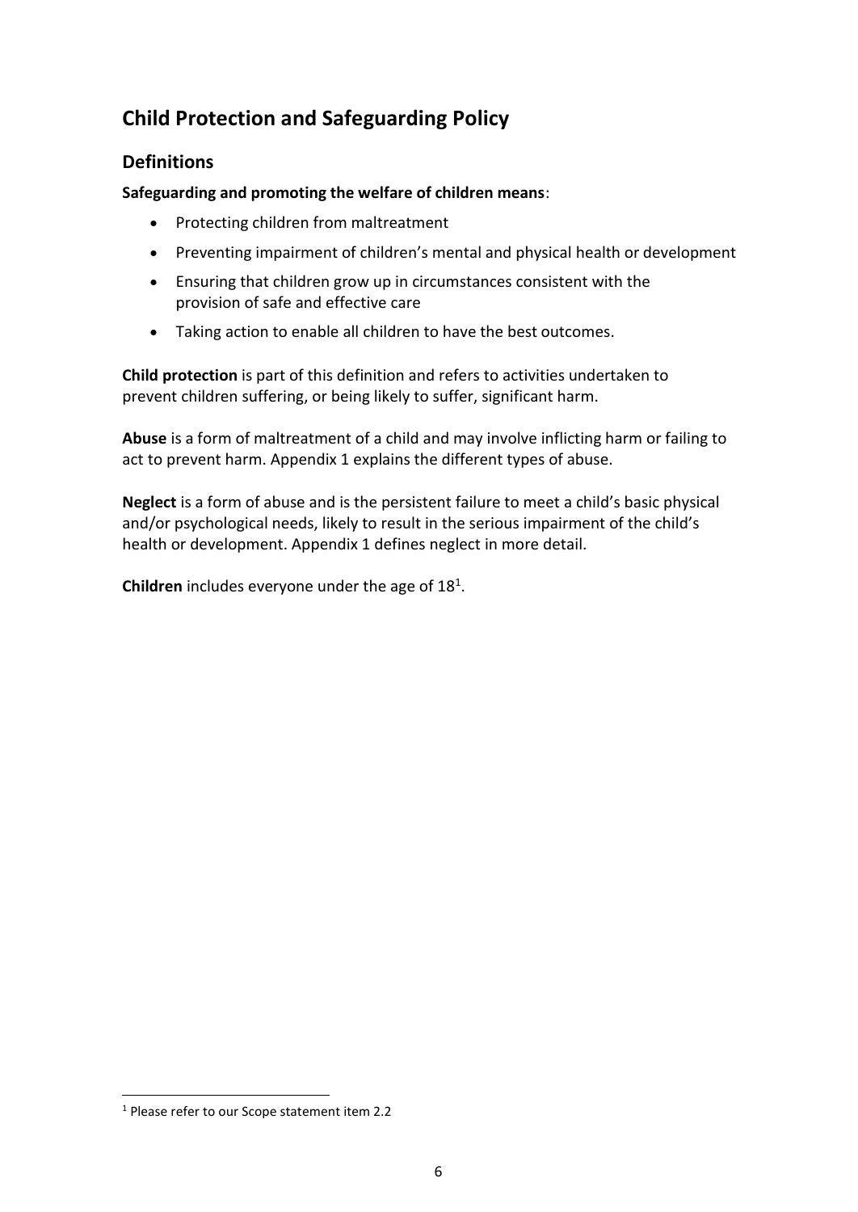# Child Protection and Safeguarding Policy

## Definitions

**Safeguarding and promoting the welfare of children means**:

- Protecting children from maltreatment
- Preventing impairment of children's mental and physical health or development
- Ensuring that children grow up in circumstances consistent with the provision of safe and effective care
- Taking action to enable all children to have the best outcomes.

**Child protection** is part of this definition and refers to activities undertaken to prevent children suffering, or being likely to suffer, significant harm.

**Abuse** is a form of maltreatment of a child and may involve inflicting harm or failing to act to prevent harm. Appendix 1 explains the different types of abuse.

**Neglect** is a form of abuse and is the persistent failure to meet a child's basic physical and/or psychological needs, likely to result in the serious impairment of the child's health or development. Appendix 1 defines neglect in more detail.

**Children** includes everyone under the age of 18[1].

[1] Please refer to our Scope statement item 2.2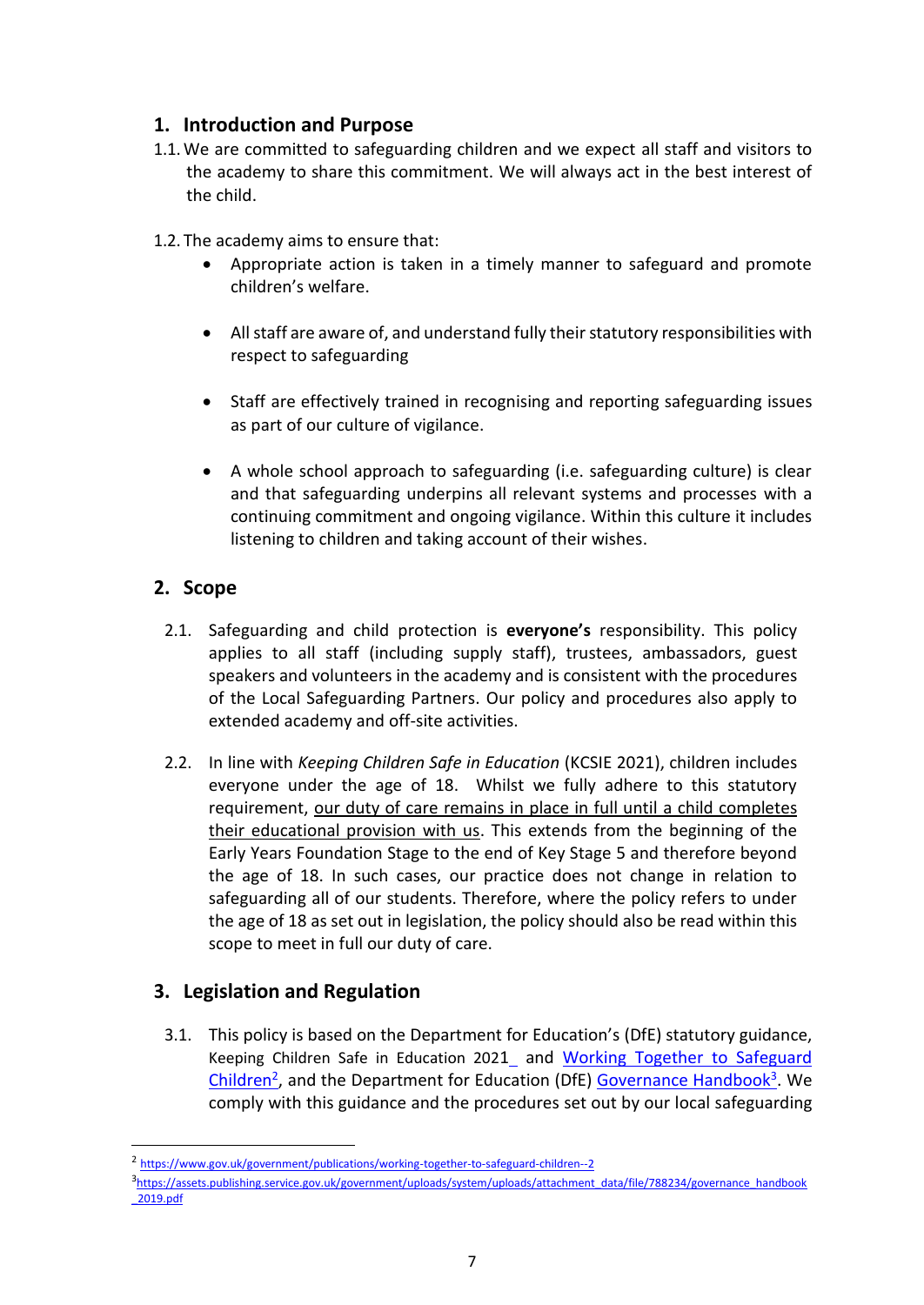## 1. Introduction and Purpose

1.1. We are committed to safeguarding children and we expect all staff and visitors to the academy to share this commitment. We will always act in the best interest of the child.

1.2. The academy aims to ensure that:

- Appropriate action is taken in a timely manner to safeguard and promote children's welfare.
- All staff are aware of, and understand fully their statutory responsibilities with respect to safeguarding
- Staff are effectively trained in recognising and reporting safeguarding issues as part of our culture of vigilance.
- A whole school approach to safeguarding (i.e. safeguarding culture) is clear and that safeguarding underpins all relevant systems and processes with a continuing commitment and ongoing vigilance. Within this culture it includes listening to children and taking account of their wishes.

## 2. Scope

2.1. Safeguarding and child protection is **everyone's** responsibility. This policy applies to all staff (including supply staff), trustees, ambassadors, guest speakers and volunteers in the academy and is consistent with the procedures of the Local Safeguarding Partners. Our policy and procedures also apply to extended academy and off-site activities.

2.2. In line with *Keeping Children Safe in Education* (KCSIE 2021), children includes everyone under the age of 18. Whilst we fully adhere to this statutory requirement, <u>our duty of care remains in place in full until a child completes their educational provision with us</u>. This extends from the beginning of the Early Years Foundation Stage to the end of Key Stage 5 and therefore beyond the age of 18. In such cases, our practice does not change in relation to safeguarding all of our students. Therefore, where the policy refers to under the age of 18 as set out in legislation, the policy should also be read within this scope to meet in full our duty of care.

## 3. Legislation and Regulation

3.1. This policy is based on the Department for Education's (DfE) statutory guidance, Keeping Children Safe in Education 2021_ and [Working Together to Safeguard Children][2], and the Department for Education (DfE) [Governance Handbook][3]. We comply with this guidance and the procedures set out by our local safeguarding

[2] https://www.gov.uk/government/publications/working-together-to-safeguard-children--2

[3] https://assets.publishing.service.gov.uk/government/uploads/system/uploads/attachment_data/file/788234/governance_handbook_2019.pdf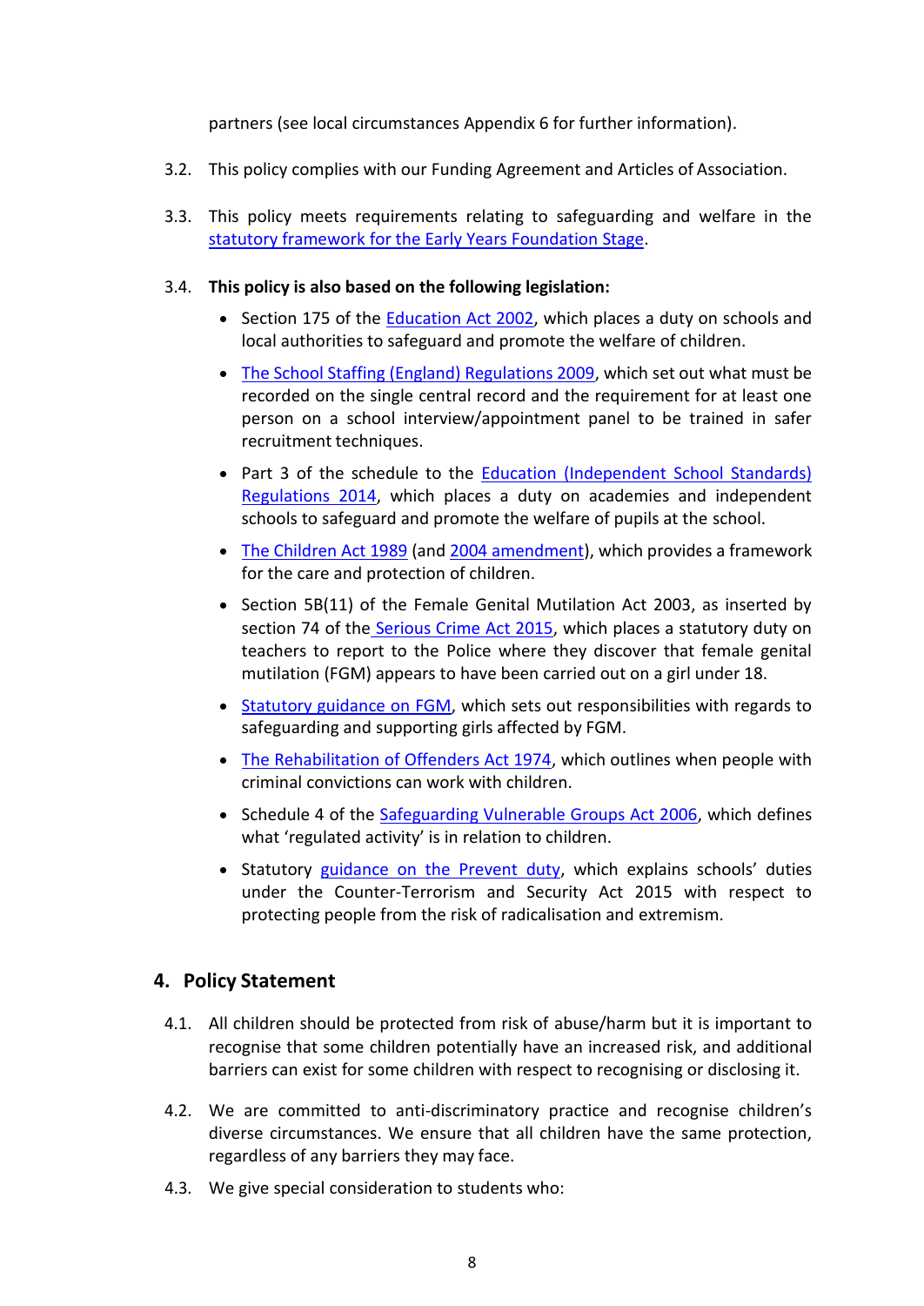partners (see local circumstances Appendix 6 for further information).

3.2. This policy complies with our Funding Agreement and Articles of Association.

3.3. This policy meets requirements relating to safeguarding and welfare in the statutory framework for the Early Years Foundation Stage.

3.4. **This policy is also based on the following legislation:**

- Section 175 of the Education Act 2002, which places a duty on schools and local authorities to safeguard and promote the welfare of children.
- The School Staffing (England) Regulations 2009, which set out what must be recorded on the single central record and the requirement for at least one person on a school interview/appointment panel to be trained in safer recruitment techniques.
- Part 3 of the schedule to the Education (Independent School Standards) Regulations 2014, which places a duty on academies and independent schools to safeguard and promote the welfare of pupils at the school.
- The Children Act 1989 (and 2004 amendment), which provides a framework for the care and protection of children.
- Section 5B(11) of the Female Genital Mutilation Act 2003, as inserted by section 74 of the Serious Crime Act 2015, which places a statutory duty on teachers to report to the Police where they discover that female genital mutilation (FGM) appears to have been carried out on a girl under 18.
- Statutory guidance on FGM, which sets out responsibilities with regards to safeguarding and supporting girls affected by FGM.
- The Rehabilitation of Offenders Act 1974, which outlines when people with criminal convictions can work with children.
- Schedule 4 of the Safeguarding Vulnerable Groups Act 2006, which defines what 'regulated activity' is in relation to children.
- Statutory guidance on the Prevent duty, which explains schools' duties under the Counter-Terrorism and Security Act 2015 with respect to protecting people from the risk of radicalisation and extremism.

## 4. Policy Statement

4.1. All children should be protected from risk of abuse/harm but it is important to recognise that some children potentially have an increased risk, and additional barriers can exist for some children with respect to recognising or disclosing it.

4.2. We are committed to anti-discriminatory practice and recognise children's diverse circumstances. We ensure that all children have the same protection, regardless of any barriers they may face.

4.3. We give special consideration to students who: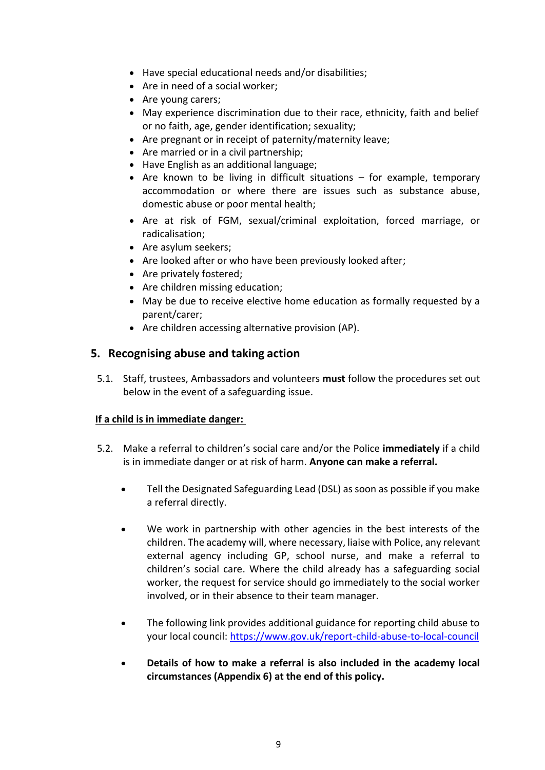- Have special educational needs and/or disabilities;
- Are in need of a social worker;
- Are young carers;
- May experience discrimination due to their race, ethnicity, faith and belief or no faith, age, gender identification; sexuality;
- Are pregnant or in receipt of paternity/maternity leave;
- Are married or in a civil partnership;
- Have English as an additional language;
- Are known to be living in difficult situations – for example, temporary accommodation or where there are issues such as substance abuse, domestic abuse or poor mental health;
- Are at risk of FGM, sexual/criminal exploitation, forced marriage, or radicalisation;
- Are asylum seekers;
- Are looked after or who have been previously looked after;
- Are privately fostered;
- Are children missing education;
- May be due to receive elective home education as formally requested by a parent/carer;
- Are children accessing alternative provision (AP).

## 5. Recognising abuse and taking action

5.1. Staff, trustees, Ambassadors and volunteers **must** follow the procedures set out below in the event of a safeguarding issue.

**<u>If a child is in immediate danger:</u>**

5.2. Make a referral to children's social care and/or the Police **immediately** if a child is in immediate danger or at risk of harm. **Anyone can make a referral.**

- Tell the Designated Safeguarding Lead (DSL) as soon as possible if you make a referral directly.
- We work in partnership with other agencies in the best interests of the children. The academy will, where necessary, liaise with Police, any relevant external agency including GP, school nurse, and make a referral to children's social care. Where the child already has a safeguarding social worker, the request for service should go immediately to the social worker involved, or in their absence to their team manager.
- The following link provides additional guidance for reporting child abuse to your local council: https://www.gov.uk/report-child-abuse-to-local-council
- **Details of how to make a referral is also included in the academy local circumstances (Appendix 6) at the end of this policy.**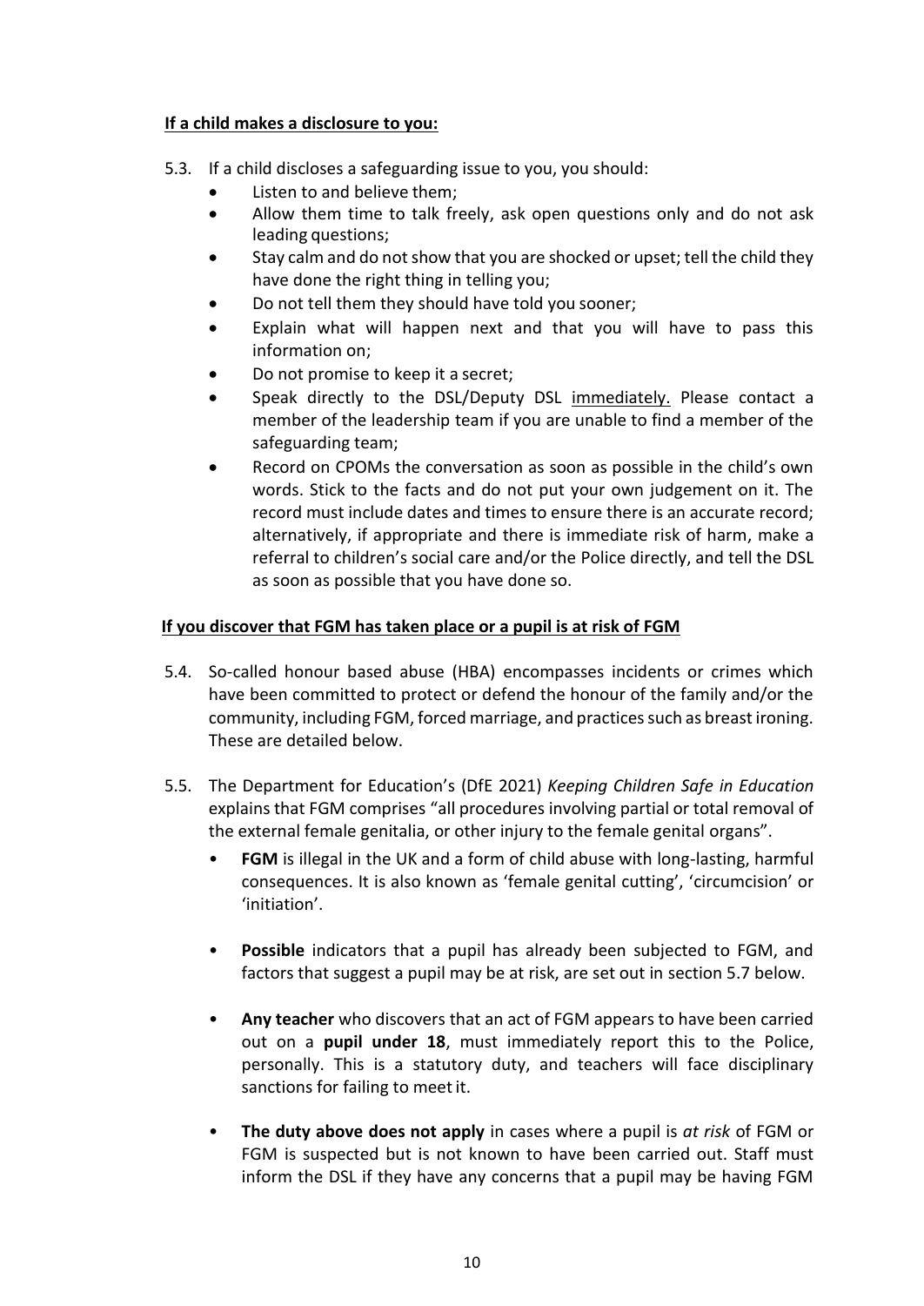**If a child makes a disclosure to you:**

5.3. If a child discloses a safeguarding issue to you, you should:

- Listen to and believe them;
- Allow them time to talk freely, ask open questions only and do not ask leading questions;
- Stay calm and do not show that you are shocked or upset; tell the child they have done the right thing in telling you;
- Do not tell them they should have told you sooner;
- Explain what will happen next and that you will have to pass this information on;
- Do not promise to keep it a secret;
- Speak directly to the DSL/Deputy DSL immediately. Please contact a member of the leadership team if you are unable to find a member of the safeguarding team;
- Record on CPOMs the conversation as soon as possible in the child's own words. Stick to the facts and do not put your own judgement on it. The record must include dates and times to ensure there is an accurate record; alternatively, if appropriate and there is immediate risk of harm, make a referral to children's social care and/or the Police directly, and tell the DSL as soon as possible that you have done so.

**If you discover that FGM has taken place or a pupil is at risk of FGM**

5.4. So-called honour based abuse (HBA) encompasses incidents or crimes which have been committed to protect or defend the honour of the family and/or the community, including FGM, forced marriage, and practices such as breast ironing. These are detailed below.

5.5. The Department for Education's (DfE 2021) *Keeping Children Safe in Education* explains that FGM comprises "all procedures involving partial or total removal of the external female genitalia, or other injury to the female genital organs".

- **FGM** is illegal in the UK and a form of child abuse with long-lasting, harmful consequences. It is also known as 'female genital cutting', 'circumcision' or 'initiation'.
- **Possible** indicators that a pupil has already been subjected to FGM, and factors that suggest a pupil may be at risk, are set out in section 5.7 below.
- **Any teacher** who discovers that an act of FGM appears to have been carried out on a **pupil under 18**, must immediately report this to the Police, personally. This is a statutory duty, and teachers will face disciplinary sanctions for failing to meet it.
- **The duty above does not apply** in cases where a pupil is *at risk* of FGM or FGM is suspected but is not known to have been carried out. Staff must inform the DSL if they have any concerns that a pupil may be having FGM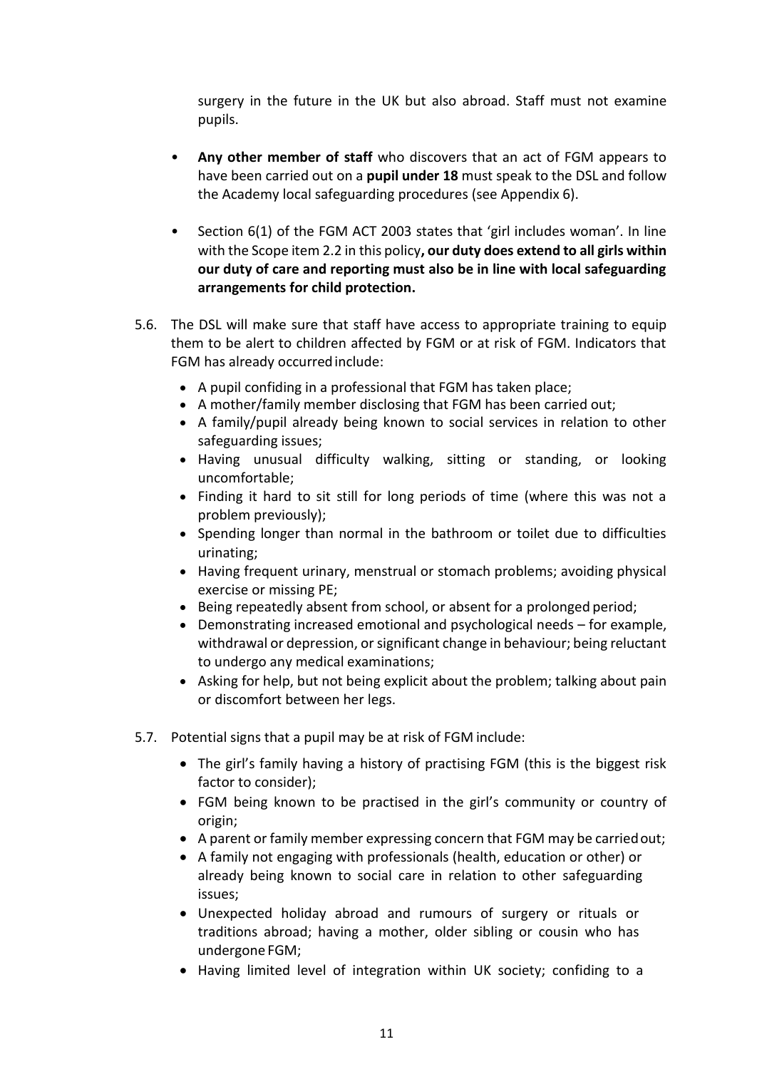surgery in the future in the UK but also abroad. Staff must not examine pupils.

- **Any other member of staff** who discovers that an act of FGM appears to have been carried out on a **pupil under 18** must speak to the DSL and follow the Academy local safeguarding procedures (see Appendix 6).

- Section 6(1) of the FGM ACT 2003 states that 'girl includes woman'. In line with the Scope item 2.2 in this policy**, our duty does extend to all girls within our duty of care and reporting must also be in line with local safeguarding arrangements for child protection.**

5.6. The DSL will make sure that staff have access to appropriate training to equip them to be alert to children affected by FGM or at risk of FGM. Indicators that FGM has already occurred include:

- A pupil confiding in a professional that FGM has taken place;
- A mother/family member disclosing that FGM has been carried out;
- A family/pupil already being known to social services in relation to other safeguarding issues;
- Having unusual difficulty walking, sitting or standing, or looking uncomfortable;
- Finding it hard to sit still for long periods of time (where this was not a problem previously);
- Spending longer than normal in the bathroom or toilet due to difficulties urinating;
- Having frequent urinary, menstrual or stomach problems; avoiding physical exercise or missing PE;
- Being repeatedly absent from school, or absent for a prolonged period;
- Demonstrating increased emotional and psychological needs – for example, withdrawal or depression, or significant change in behaviour; being reluctant to undergo any medical examinations;
- Asking for help, but not being explicit about the problem; talking about pain or discomfort between her legs.

5.7. Potential signs that a pupil may be at risk of FGM include:

- The girl's family having a history of practising FGM (this is the biggest risk factor to consider);
- FGM being known to be practised in the girl's community or country of origin;
- A parent or family member expressing concern that FGM may be carried out;
- A family not engaging with professionals (health, education or other) or already being known to social care in relation to other safeguarding issues;
- Unexpected holiday abroad and rumours of surgery or rituals or traditions abroad; having a mother, older sibling or cousin who has undergone FGM;
- Having limited level of integration within UK society; confiding to a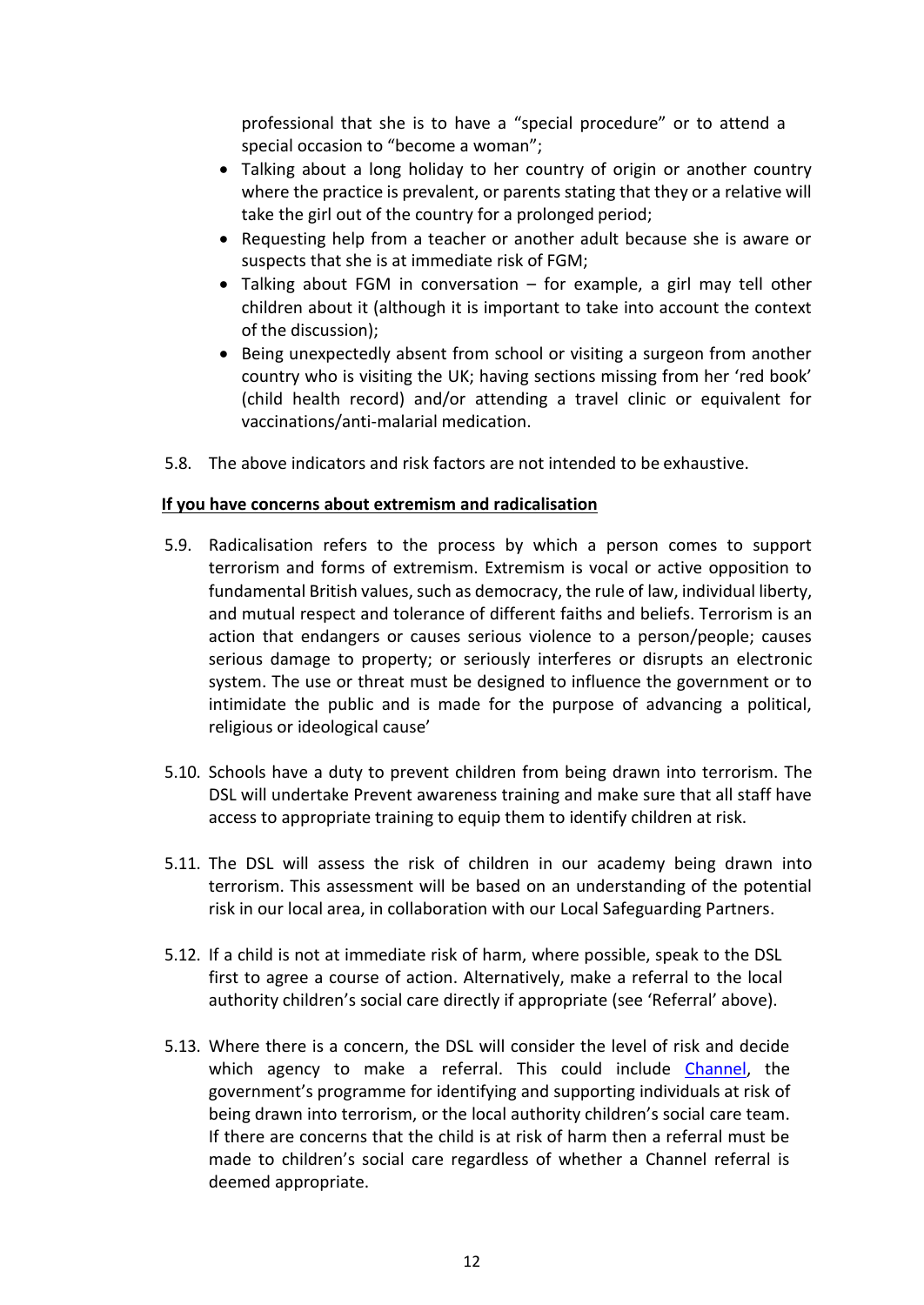professional that she is to have a "special procedure" or to attend a special occasion to "become a woman";

- Talking about a long holiday to her country of origin or another country where the practice is prevalent, or parents stating that they or a relative will take the girl out of the country for a prolonged period;
- Requesting help from a teacher or another adult because she is aware or suspects that she is at immediate risk of FGM;
- Talking about FGM in conversation – for example, a girl may tell other children about it (although it is important to take into account the context of the discussion);
- Being unexpectedly absent from school or visiting a surgeon from another country who is visiting the UK; having sections missing from her 'red book' (child health record) and/or attending a travel clinic or equivalent for vaccinations/anti-malarial medication.

5.8. The above indicators and risk factors are not intended to be exhaustive.

**If you have concerns about extremism and radicalisation**

5.9. Radicalisation refers to the process by which a person comes to support terrorism and forms of extremism. Extremism is vocal or active opposition to fundamental British values, such as democracy, the rule of law, individual liberty, and mutual respect and tolerance of different faiths and beliefs. Terrorism is an action that endangers or causes serious violence to a person/people; causes serious damage to property; or seriously interferes or disrupts an electronic system. The use or threat must be designed to influence the government or to intimidate the public and is made for the purpose of advancing a political, religious or ideological cause'

5.10. Schools have a duty to prevent children from being drawn into terrorism. The DSL will undertake Prevent awareness training and make sure that all staff have access to appropriate training to equip them to identify children at risk.

5.11. The DSL will assess the risk of children in our academy being drawn into terrorism. This assessment will be based on an understanding of the potential risk in our local area, in collaboration with our Local Safeguarding Partners.

5.12. If a child is not at immediate risk of harm, where possible, speak to the DSL first to agree a course of action. Alternatively, make a referral to the local authority children's social care directly if appropriate (see 'Referral' above).

5.13. Where there is a concern, the DSL will consider the level of risk and decide which agency to make a referral. This could include Channel, the government's programme for identifying and supporting individuals at risk of being drawn into terrorism, or the local authority children's social care team. If there are concerns that the child is at risk of harm then a referral must be made to children's social care regardless of whether a Channel referral is deemed appropriate.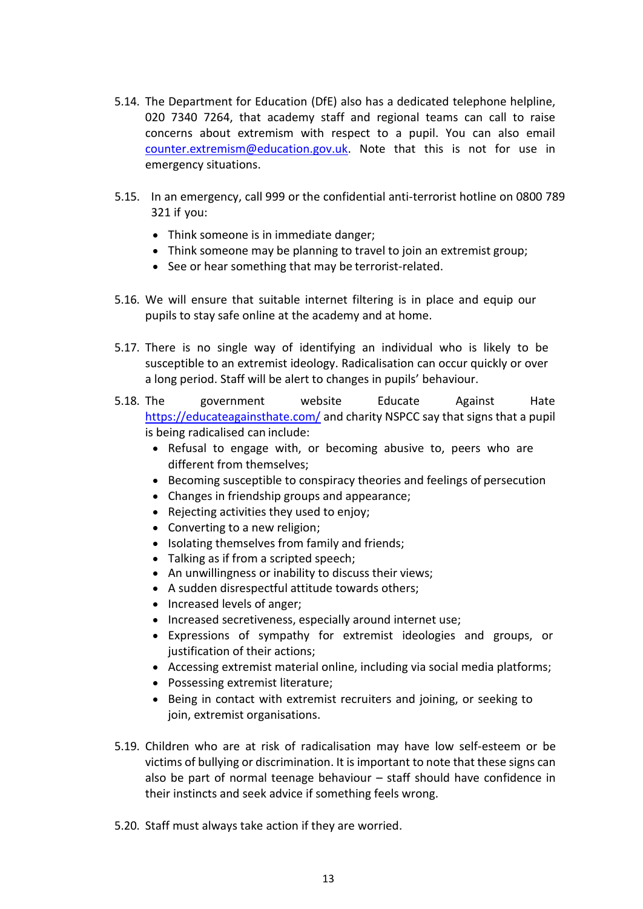5.14. The Department for Education (DfE) also has a dedicated telephone helpline, 020 7340 7264, that academy staff and regional teams can call to raise concerns about extremism with respect to a pupil. You can also email [counter.extremism@education.gov.uk](mailto:counter.extremism@education.gov.uk). Note that this is not for use in emergency situations.

5.15. In an emergency, call 999 or the confidential anti-terrorist hotline on 0800 789 321 if you:

- Think someone is in immediate danger;
- Think someone may be planning to travel to join an extremist group;
- See or hear something that may be terrorist-related.

5.16. We will ensure that suitable internet filtering is in place and equip our pupils to stay safe online at the academy and at home.

5.17. There is no single way of identifying an individual who is likely to be susceptible to an extremist ideology. Radicalisation can occur quickly or over a long period. Staff will be alert to changes in pupils' behaviour.

5.18. The government website Educate Against Hate [https://educateagainsthate.com/](https://educateagainsthate.com/) and charity NSPCC say that signs that a pupil is being radicalised can include:

- Refusal to engage with, or becoming abusive to, peers who are different from themselves;
- Becoming susceptible to conspiracy theories and feelings of persecution
- Changes in friendship groups and appearance;
- Rejecting activities they used to enjoy;
- Converting to a new religion;
- Isolating themselves from family and friends;
- Talking as if from a scripted speech;
- An unwillingness or inability to discuss their views;
- A sudden disrespectful attitude towards others;
- Increased levels of anger;
- Increased secretiveness, especially around internet use;
- Expressions of sympathy for extremist ideologies and groups, or justification of their actions;
- Accessing extremist material online, including via social media platforms;
- Possessing extremist literature;
- Being in contact with extremist recruiters and joining, or seeking to join, extremist organisations.

5.19. Children who are at risk of radicalisation may have low self-esteem or be victims of bullying or discrimination. It is important to note that these signs can also be part of normal teenage behaviour – staff should have confidence in their instincts and seek advice if something feels wrong.

5.20. Staff must always take action if they are worried.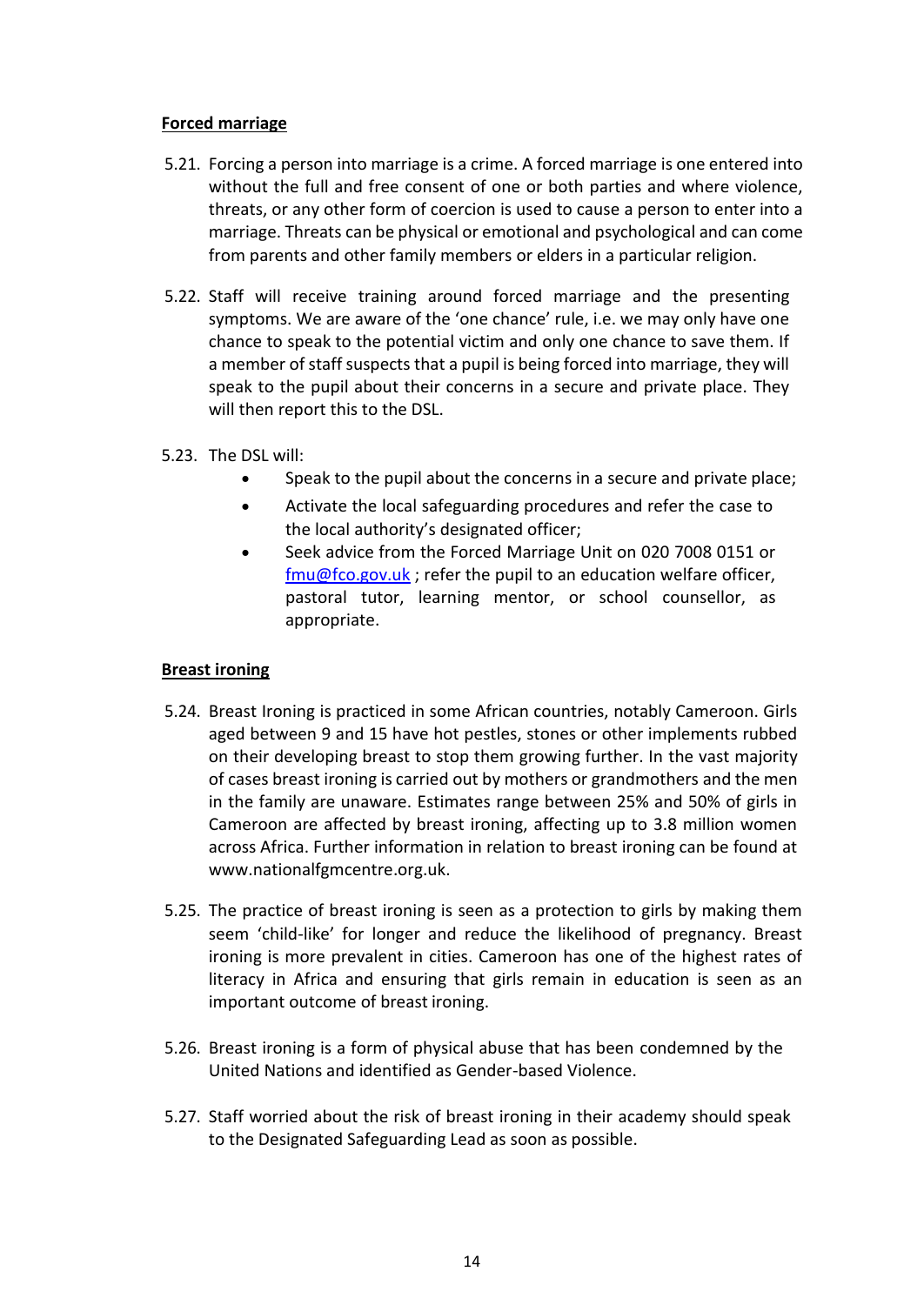**Forced marriage**

5.21. Forcing a person into marriage is a crime. A forced marriage is one entered into without the full and free consent of one or both parties and where violence, threats, or any other form of coercion is used to cause a person to enter into a marriage. Threats can be physical or emotional and psychological and can come from parents and other family members or elders in a particular religion.

5.22. Staff will receive training around forced marriage and the presenting symptoms. We are aware of the 'one chance' rule, i.e. we may only have one chance to speak to the potential victim and only one chance to save them. If a member of staff suspects that a pupil is being forced into marriage, they will speak to the pupil about their concerns in a secure and private place. They will then report this to the DSL.

5.23. The DSL will:

- Speak to the pupil about the concerns in a secure and private place;
- Activate the local safeguarding procedures and refer the case to the local authority's designated officer;
- Seek advice from the Forced Marriage Unit on 020 7008 0151 or [fmu@fco.gov.uk](mailto:fmu@fco.gov.uk) ; refer the pupil to an education welfare officer, pastoral tutor, learning mentor, or school counsellor, as appropriate.

**Breast ironing**

5.24. Breast Ironing is practiced in some African countries, notably Cameroon. Girls aged between 9 and 15 have hot pestles, stones or other implements rubbed on their developing breast to stop them growing further. In the vast majority of cases breast ironing is carried out by mothers or grandmothers and the men in the family are unaware. Estimates range between 25% and 50% of girls in Cameroon are affected by breast ironing, affecting up to 3.8 million women across Africa. Further information in relation to breast ironing can be found at www.nationalfgmcentre.org.uk.

5.25. The practice of breast ironing is seen as a protection to girls by making them seem 'child-like' for longer and reduce the likelihood of pregnancy. Breast ironing is more prevalent in cities. Cameroon has one of the highest rates of literacy in Africa and ensuring that girls remain in education is seen as an important outcome of breast ironing.

5.26. Breast ironing is a form of physical abuse that has been condemned by the United Nations and identified as Gender-based Violence.

5.27. Staff worried about the risk of breast ironing in their academy should speak to the Designated Safeguarding Lead as soon as possible.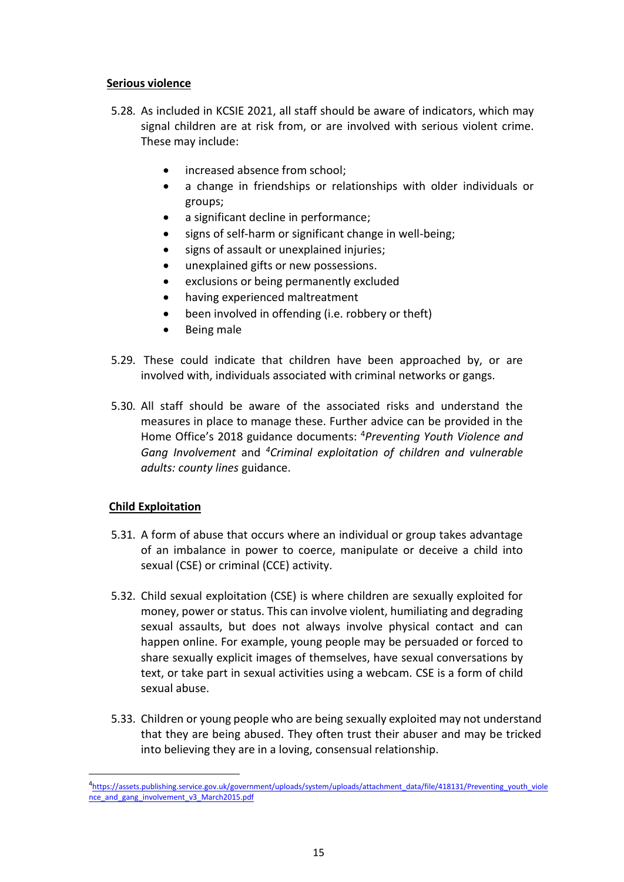**Serious violence**

5.28. As included in KCSIE 2021, all staff should be aware of indicators, which may signal children are at risk from, or are involved with serious violent crime. These may include:

- increased absence from school;
- a change in friendships or relationships with older individuals or groups;
- a significant decline in performance;
- signs of self-harm or significant change in well-being;
- signs of assault or unexplained injuries;
- unexplained gifts or new possessions.
- exclusions or being permanently excluded
- having experienced maltreatment
- been involved in offending (i.e. robbery or theft)
- Being male

5.29. These could indicate that children have been approached by, or are involved with, individuals associated with criminal networks or gangs.

5.30. All staff should be aware of the associated risks and understand the measures in place to manage these. Further advice can be provided in the Home Office's 2018 guidance documents: [4]*Preventing Youth Violence and Gang Involvement* and [4]*Criminal exploitation of children and vulnerable adults: county lines* guidance.

**Child Exploitation**

5.31. A form of abuse that occurs where an individual or group takes advantage of an imbalance in power to coerce, manipulate or deceive a child into sexual (CSE) or criminal (CCE) activity.

5.32. Child sexual exploitation (CSE) is where children are sexually exploited for money, power or status. This can involve violent, humiliating and degrading sexual assaults, but does not always involve physical contact and can happen online. For example, young people may be persuaded or forced to share sexually explicit images of themselves, have sexual conversations by text, or take part in sexual activities using a webcam. CSE is a form of child sexual abuse.

5.33. Children or young people who are being sexually exploited may not understand that they are being abused. They often trust their abuser and may be tricked into believing they are in a loving, consensual relationship.

---

[4] https://assets.publishing.service.gov.uk/government/uploads/system/uploads/attachment_data/file/418131/Preventing_youth_violence_and_gang_involvement_v3_March2015.pdf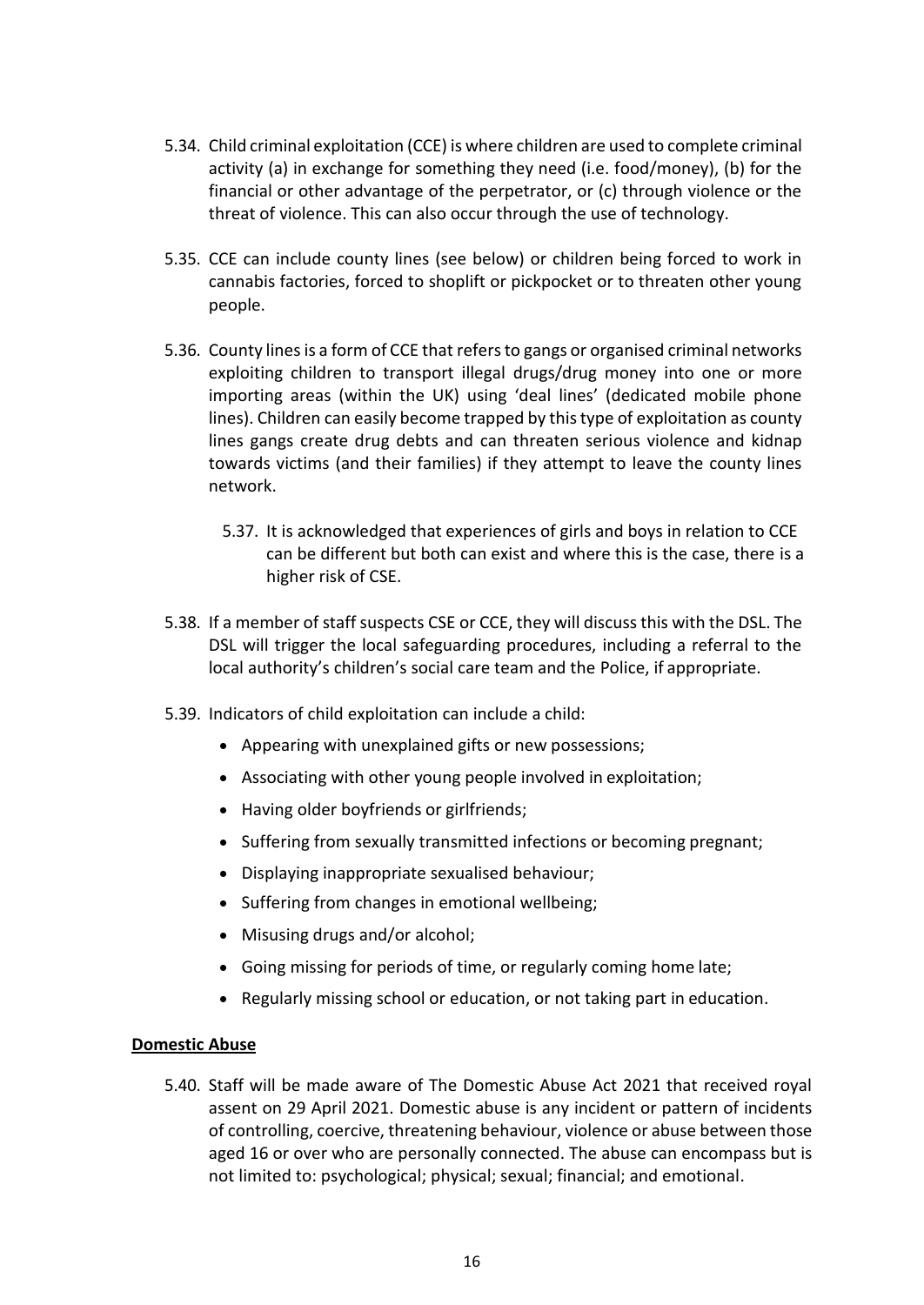5.34. Child criminal exploitation (CCE) is where children are used to complete criminal activity (a) in exchange for something they need (i.e. food/money), (b) for the financial or other advantage of the perpetrator, or (c) through violence or the threat of violence. This can also occur through the use of technology.

5.35. CCE can include county lines (see below) or children being forced to work in cannabis factories, forced to shoplift or pickpocket or to threaten other young people.

5.36. County lines is a form of CCE that refers to gangs or organised criminal networks exploiting children to transport illegal drugs/drug money into one or more importing areas (within the UK) using 'deal lines' (dedicated mobile phone lines). Children can easily become trapped by this type of exploitation as county lines gangs create drug debts and can threaten serious violence and kidnap towards victims (and their families) if they attempt to leave the county lines network.

5.37. It is acknowledged that experiences of girls and boys in relation to CCE can be different but both can exist and where this is the case, there is a higher risk of CSE.

5.38. If a member of staff suspects CSE or CCE, they will discuss this with the DSL. The DSL will trigger the local safeguarding procedures, including a referral to the local authority's children's social care team and the Police, if appropriate.

5.39. Indicators of child exploitation can include a child:

- Appearing with unexplained gifts or new possessions;
- Associating with other young people involved in exploitation;
- Having older boyfriends or girlfriends;
- Suffering from sexually transmitted infections or becoming pregnant;
- Displaying inappropriate sexualised behaviour;
- Suffering from changes in emotional wellbeing;
- Misusing drugs and/or alcohol;
- Going missing for periods of time, or regularly coming home late;
- Regularly missing school or education, or not taking part in education.

**Domestic Abuse**

5.40. Staff will be made aware of The Domestic Abuse Act 2021 that received royal assent on 29 April 2021. Domestic abuse is any incident or pattern of incidents of controlling, coercive, threatening behaviour, violence or abuse between those aged 16 or over who are personally connected. The abuse can encompass but is not limited to: psychological; physical; sexual; financial; and emotional.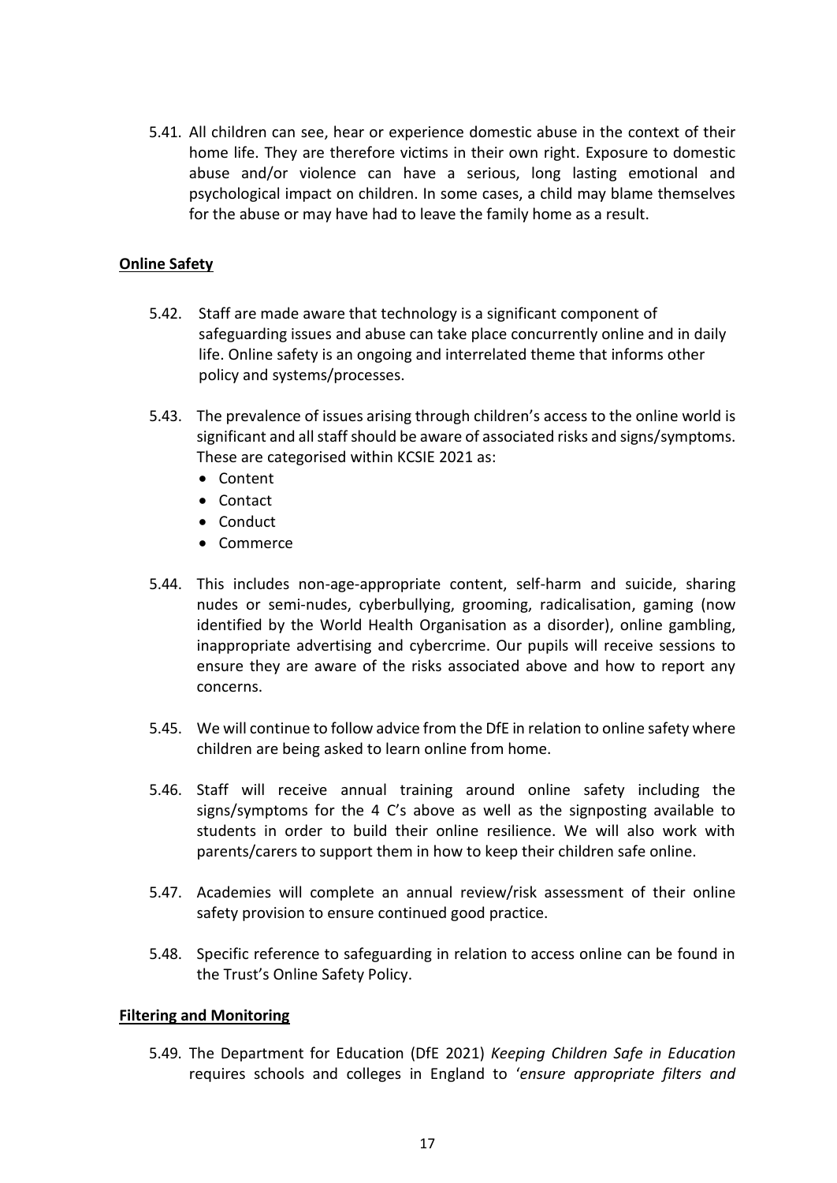5.41. All children can see, hear or experience domestic abuse in the context of their home life. They are therefore victims in their own right. Exposure to domestic abuse and/or violence can have a serious, long lasting emotional and psychological impact on children. In some cases, a child may blame themselves for the abuse or may have had to leave the family home as a result.

**Online Safety**

5.42. Staff are made aware that technology is a significant component of safeguarding issues and abuse can take place concurrently online and in daily life. Online safety is an ongoing and interrelated theme that informs other policy and systems/processes.

5.43. The prevalence of issues arising through children's access to the online world is significant and all staff should be aware of associated risks and signs/symptoms. These are categorised within KCSIE 2021 as:

- Content
- Contact
- Conduct
- Commerce

5.44. This includes non-age-appropriate content, self-harm and suicide, sharing nudes or semi-nudes, cyberbullying, grooming, radicalisation, gaming (now identified by the World Health Organisation as a disorder), online gambling, inappropriate advertising and cybercrime. Our pupils will receive sessions to ensure they are aware of the risks associated above and how to report any concerns.

5.45. We will continue to follow advice from the DfE in relation to online safety where children are being asked to learn online from home.

5.46. Staff will receive annual training around online safety including the signs/symptoms for the 4 C's above as well as the signposting available to students in order to build their online resilience. We will also work with parents/carers to support them in how to keep their children safe online.

5.47. Academies will complete an annual review/risk assessment of their online safety provision to ensure continued good practice.

5.48. Specific reference to safeguarding in relation to access online can be found in the Trust's Online Safety Policy.

**Filtering and Monitoring**

5.49. The Department for Education (DfE 2021) *Keeping Children Safe in Education* requires schools and colleges in England to '*ensure appropriate filters and*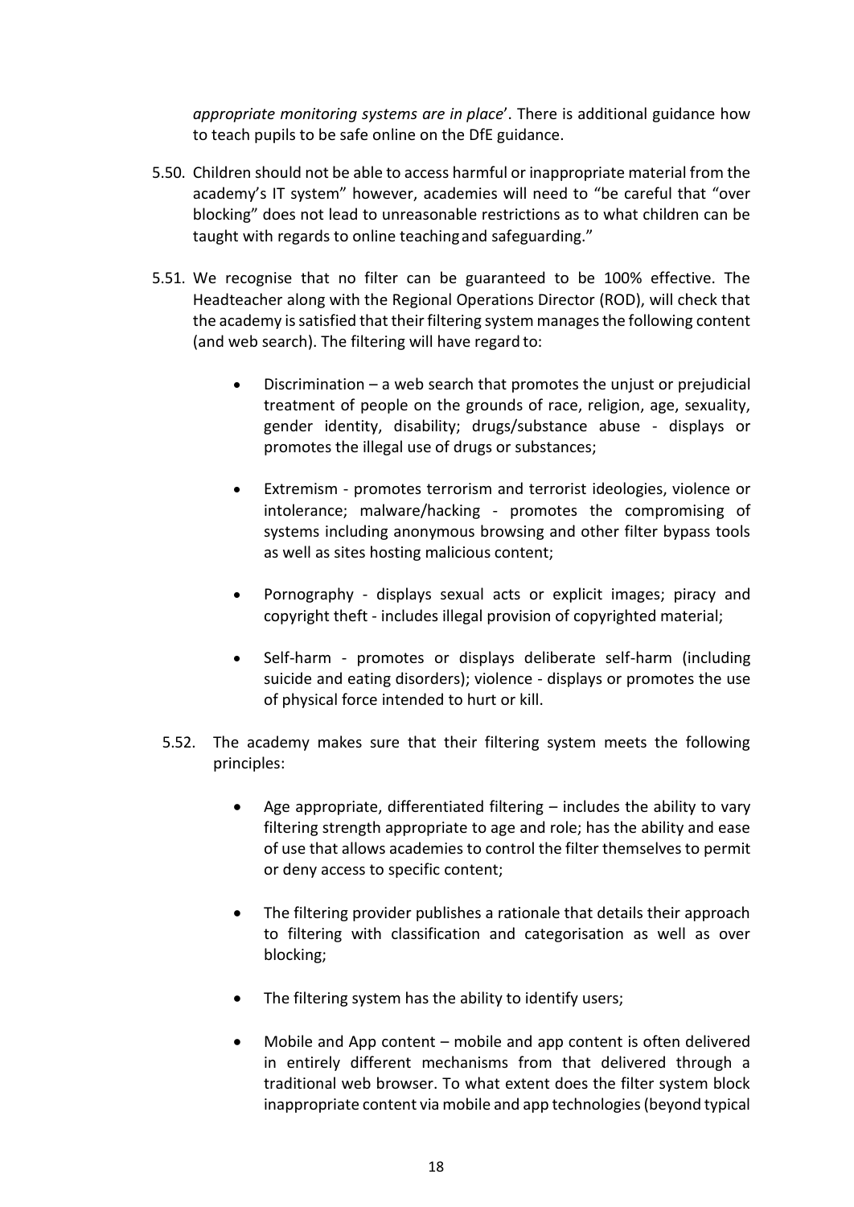*appropriate monitoring systems are in place*'. There is additional guidance how to teach pupils to be safe online on the DfE guidance.

5.50. Children should not be able to access harmful or inappropriate material from the academy's IT system" however, academies will need to "be careful that "over blocking" does not lead to unreasonable restrictions as to what children can be taught with regards to online teaching and safeguarding."

5.51. We recognise that no filter can be guaranteed to be 100% effective. The Headteacher along with the Regional Operations Director (ROD), will check that the academy is satisfied that their filtering system manages the following content (and web search). The filtering will have regard to:

- Discrimination – a web search that promotes the unjust or prejudicial treatment of people on the grounds of race, religion, age, sexuality, gender identity, disability; drugs/substance abuse - displays or promotes the illegal use of drugs or substances;

- Extremism - promotes terrorism and terrorist ideologies, violence or intolerance; malware/hacking - promotes the compromising of systems including anonymous browsing and other filter bypass tools as well as sites hosting malicious content;

- Pornography - displays sexual acts or explicit images; piracy and copyright theft - includes illegal provision of copyrighted material;

- Self-harm - promotes or displays deliberate self-harm (including suicide and eating disorders); violence - displays or promotes the use of physical force intended to hurt or kill.

5.52. The academy makes sure that their filtering system meets the following principles:

- Age appropriate, differentiated filtering – includes the ability to vary filtering strength appropriate to age and role; has the ability and ease of use that allows academies to control the filter themselves to permit or deny access to specific content;

- The filtering provider publishes a rationale that details their approach to filtering with classification and categorisation as well as over blocking;

- The filtering system has the ability to identify users;

- Mobile and App content – mobile and app content is often delivered in entirely different mechanisms from that delivered through a traditional web browser. To what extent does the filter system block inappropriate content via mobile and app technologies (beyond typical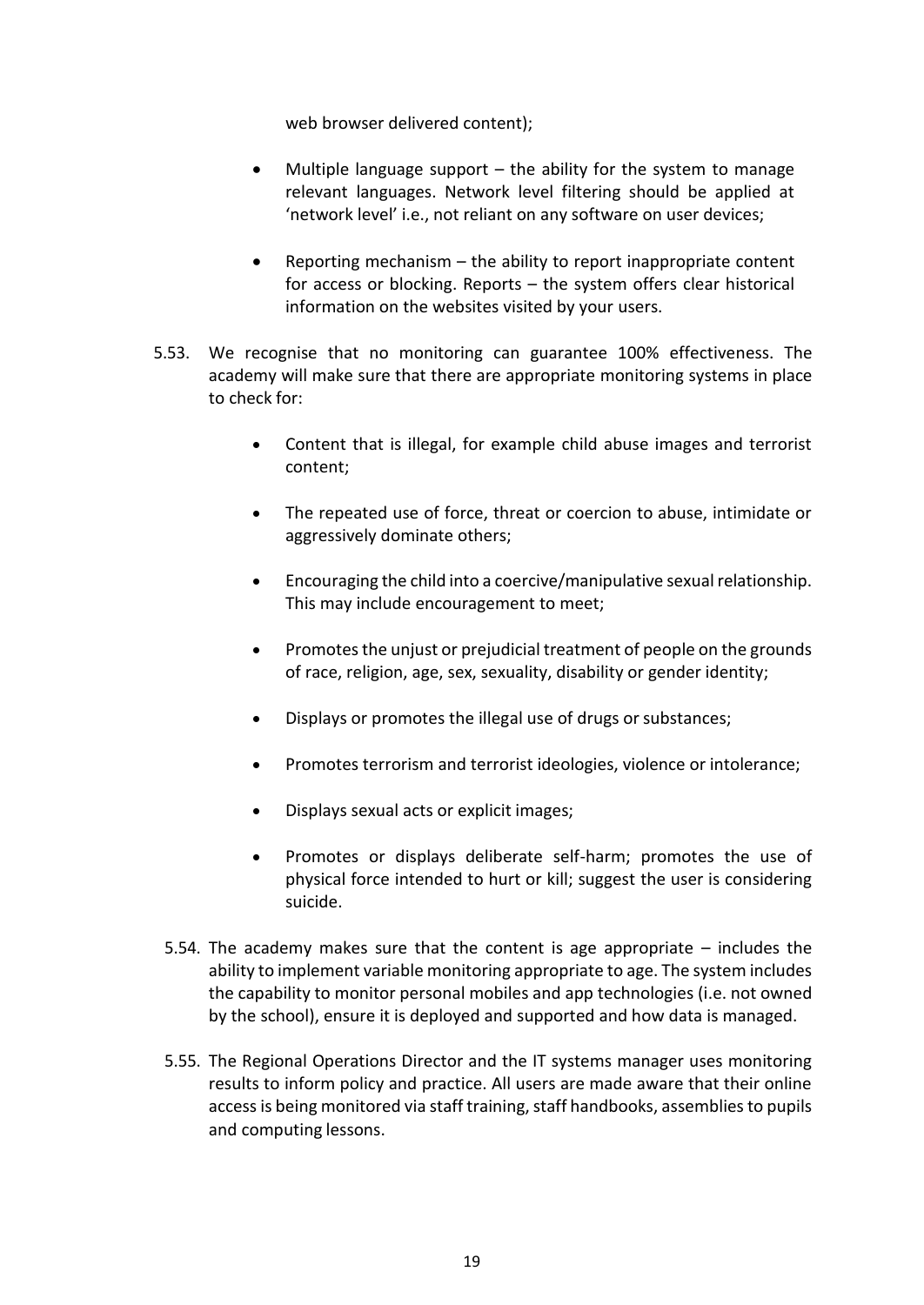web browser delivered content);

- Multiple language support – the ability for the system to manage relevant languages. Network level filtering should be applied at 'network level' i.e., not reliant on any software on user devices;

- Reporting mechanism – the ability to report inappropriate content for access or blocking. Reports – the system offers clear historical information on the websites visited by your users.

5.53. We recognise that no monitoring can guarantee 100% effectiveness. The academy will make sure that there are appropriate monitoring systems in place to check for:

- Content that is illegal, for example child abuse images and terrorist content;

- The repeated use of force, threat or coercion to abuse, intimidate or aggressively dominate others;

- Encouraging the child into a coercive/manipulative sexual relationship. This may include encouragement to meet;

- Promotes the unjust or prejudicial treatment of people on the grounds of race, religion, age, sex, sexuality, disability or gender identity;

- Displays or promotes the illegal use of drugs or substances;

- Promotes terrorism and terrorist ideologies, violence or intolerance;

- Displays sexual acts or explicit images;

- Promotes or displays deliberate self-harm; promotes the use of physical force intended to hurt or kill; suggest the user is considering suicide.

5.54. The academy makes sure that the content is age appropriate – includes the ability to implement variable monitoring appropriate to age. The system includes the capability to monitor personal mobiles and app technologies (i.e. not owned by the school), ensure it is deployed and supported and how data is managed.

5.55. The Regional Operations Director and the IT systems manager uses monitoring results to inform policy and practice. All users are made aware that their online access is being monitored via staff training, staff handbooks, assemblies to pupils and computing lessons.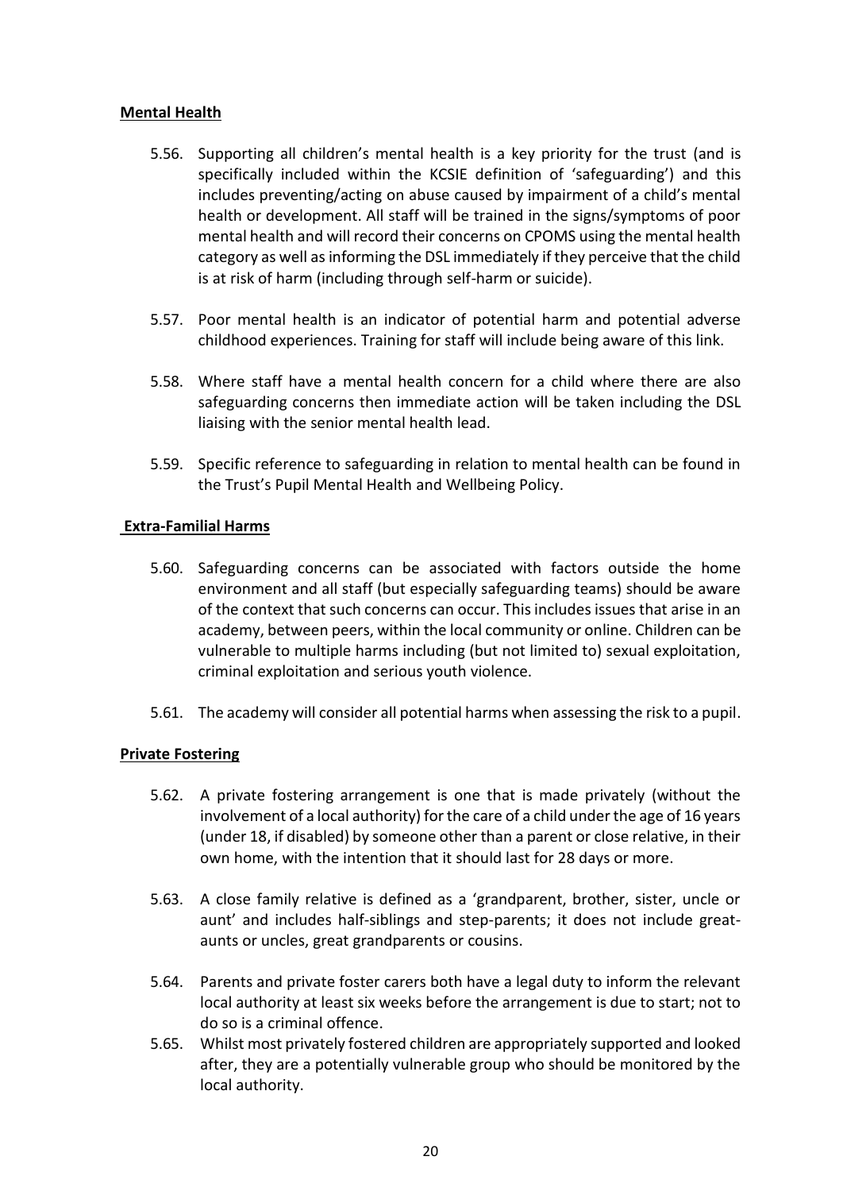**Mental Health**

5.56. Supporting all children's mental health is a key priority for the trust (and is specifically included within the KCSIE definition of 'safeguarding') and this includes preventing/acting on abuse caused by impairment of a child's mental health or development. All staff will be trained in the signs/symptoms of poor mental health and will record their concerns on CPOMS using the mental health category as well as informing the DSL immediately if they perceive that the child is at risk of harm (including through self-harm or suicide).

5.57. Poor mental health is an indicator of potential harm and potential adverse childhood experiences. Training for staff will include being aware of this link.

5.58. Where staff have a mental health concern for a child where there are also safeguarding concerns then immediate action will be taken including the DSL liaising with the senior mental health lead.

5.59. Specific reference to safeguarding in relation to mental health can be found in the Trust's Pupil Mental Health and Wellbeing Policy.

**Extra-Familial Harms**

5.60. Safeguarding concerns can be associated with factors outside the home environment and all staff (but especially safeguarding teams) should be aware of the context that such concerns can occur. This includes issues that arise in an academy, between peers, within the local community or online. Children can be vulnerable to multiple harms including (but not limited to) sexual exploitation, criminal exploitation and serious youth violence.

5.61. The academy will consider all potential harms when assessing the risk to a pupil.

**Private Fostering**

5.62. A private fostering arrangement is one that is made privately (without the involvement of a local authority) for the care of a child under the age of 16 years (under 18, if disabled) by someone other than a parent or close relative, in their own home, with the intention that it should last for 28 days or more.

5.63. A close family relative is defined as a 'grandparent, brother, sister, uncle or aunt' and includes half-siblings and step-parents; it does not include great-aunts or uncles, great grandparents or cousins.

5.64. Parents and private foster carers both have a legal duty to inform the relevant local authority at least six weeks before the arrangement is due to start; not to do so is a criminal offence.

5.65. Whilst most privately fostered children are appropriately supported and looked after, they are a potentially vulnerable group who should be monitored by the local authority.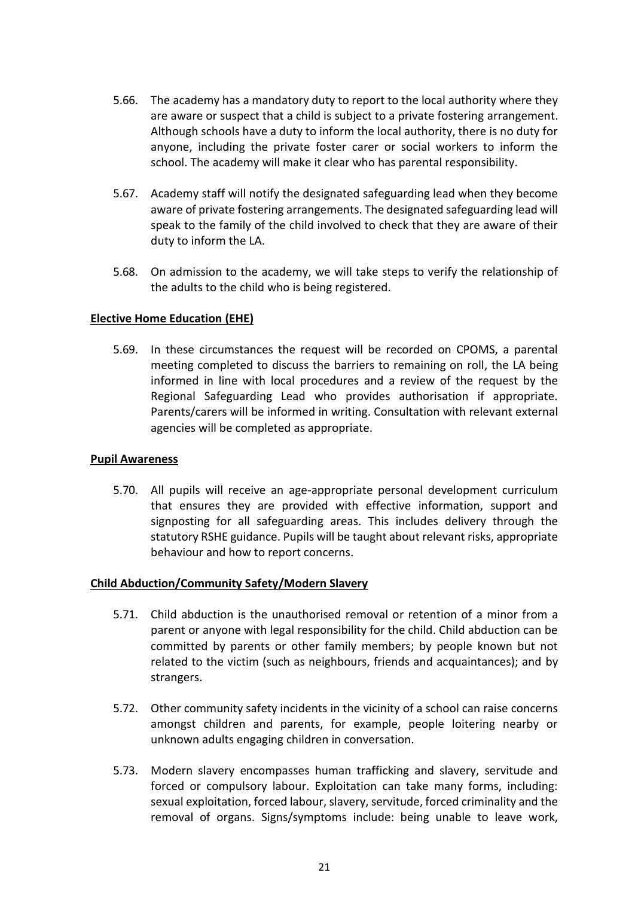5.66. The academy has a mandatory duty to report to the local authority where they are aware or suspect that a child is subject to a private fostering arrangement. Although schools have a duty to inform the local authority, there is no duty for anyone, including the private foster carer or social workers to inform the school. The academy will make it clear who has parental responsibility.

5.67. Academy staff will notify the designated safeguarding lead when they become aware of private fostering arrangements. The designated safeguarding lead will speak to the family of the child involved to check that they are aware of their duty to inform the LA.

5.68. On admission to the academy, we will take steps to verify the relationship of the adults to the child who is being registered.

**Elective Home Education (EHE)**

5.69. In these circumstances the request will be recorded on CPOMS, a parental meeting completed to discuss the barriers to remaining on roll, the LA being informed in line with local procedures and a review of the request by the Regional Safeguarding Lead who provides authorisation if appropriate. Parents/carers will be informed in writing. Consultation with relevant external agencies will be completed as appropriate.

**Pupil Awareness**

5.70. All pupils will receive an age-appropriate personal development curriculum that ensures they are provided with effective information, support and signposting for all safeguarding areas. This includes delivery through the statutory RSHE guidance. Pupils will be taught about relevant risks, appropriate behaviour and how to report concerns.

**Child Abduction/Community Safety/Modern Slavery**

5.71. Child abduction is the unauthorised removal or retention of a minor from a parent or anyone with legal responsibility for the child. Child abduction can be committed by parents or other family members; by people known but not related to the victim (such as neighbours, friends and acquaintances); and by strangers.

5.72. Other community safety incidents in the vicinity of a school can raise concerns amongst children and parents, for example, people loitering nearby or unknown adults engaging children in conversation.

5.73. Modern slavery encompasses human trafficking and slavery, servitude and forced or compulsory labour. Exploitation can take many forms, including: sexual exploitation, forced labour, slavery, servitude, forced criminality and the removal of organs. Signs/symptoms include: being unable to leave work,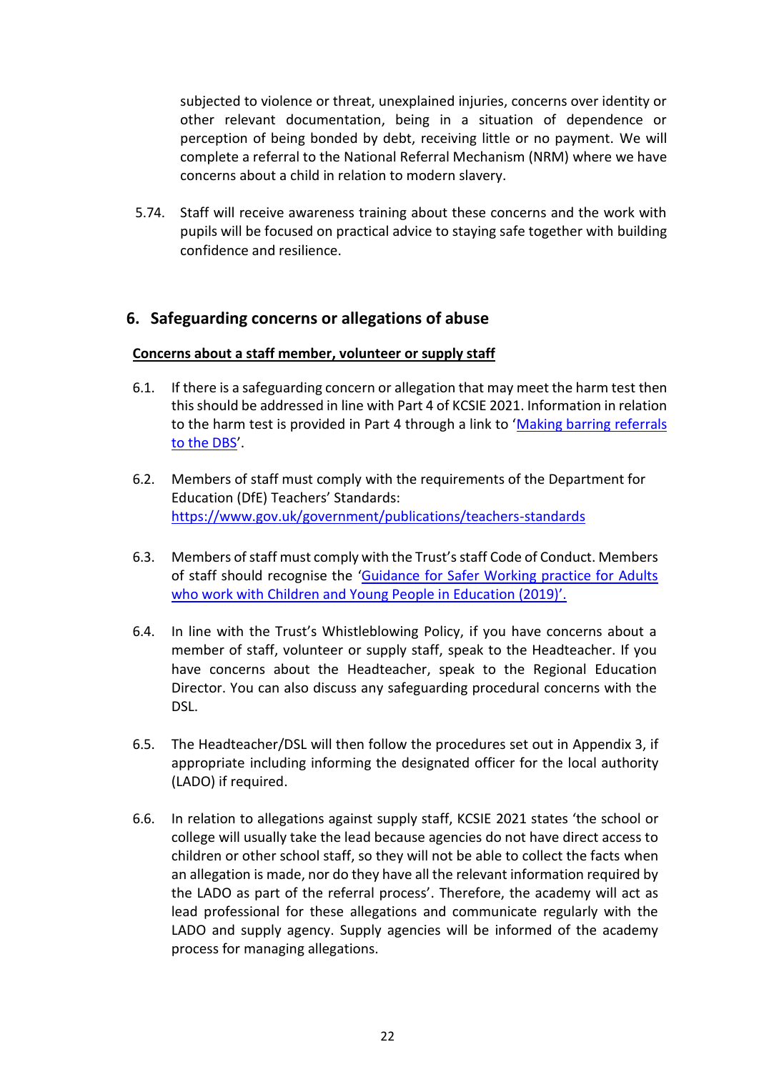subjected to violence or threat, unexplained injuries, concerns over identity or other relevant documentation, being in a situation of dependence or perception of being bonded by debt, receiving little or no payment. We will complete a referral to the National Referral Mechanism (NRM) where we have concerns about a child in relation to modern slavery.

5.74. Staff will receive awareness training about these concerns and the work with pupils will be focused on practical advice to staying safe together with building confidence and resilience.

## 6. Safeguarding concerns or allegations of abuse

**Concerns about a staff member, volunteer or supply staff**

6.1. If there is a safeguarding concern or allegation that may meet the harm test then this should be addressed in line with Part 4 of KCSIE 2021. Information in relation to the harm test is provided in Part 4 through a link to 'Making barring referrals to the DBS'.

6.2. Members of staff must comply with the requirements of the Department for Education (DfE) Teachers' Standards: https://www.gov.uk/government/publications/teachers-standards

6.3. Members of staff must comply with the Trust's staff Code of Conduct. Members of staff should recognise the 'Guidance for Safer Working practice for Adults who work with Children and Young People in Education (2019)'.

6.4. In line with the Trust's Whistleblowing Policy, if you have concerns about a member of staff, volunteer or supply staff, speak to the Headteacher. If you have concerns about the Headteacher, speak to the Regional Education Director. You can also discuss any safeguarding procedural concerns with the DSL.

6.5. The Headteacher/DSL will then follow the procedures set out in Appendix 3, if appropriate including informing the designated officer for the local authority (LADO) if required.

6.6. In relation to allegations against supply staff, KCSIE 2021 states 'the school or college will usually take the lead because agencies do not have direct access to children or other school staff, so they will not be able to collect the facts when an allegation is made, nor do they have all the relevant information required by the LADO as part of the referral process'. Therefore, the academy will act as lead professional for these allegations and communicate regularly with the LADO and supply agency. Supply agencies will be informed of the academy process for managing allegations.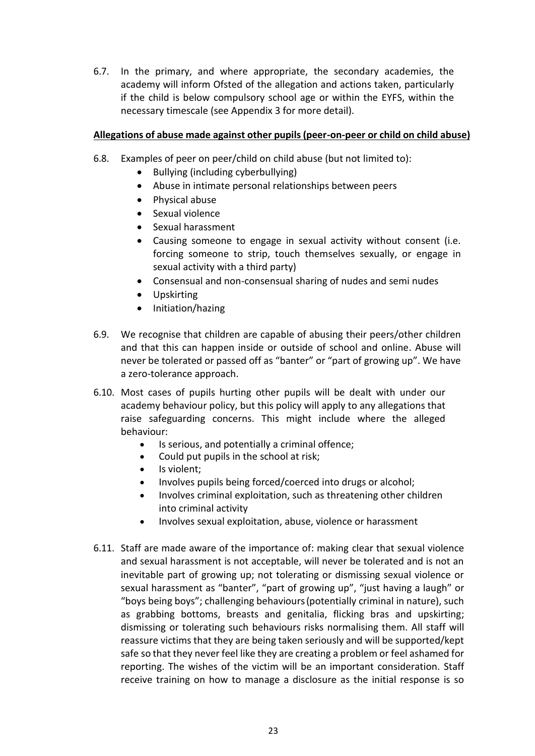6.7. In the primary, and where appropriate, the secondary academies, the academy will inform Ofsted of the allegation and actions taken, particularly if the child is below compulsory school age or within the EYFS, within the necessary timescale (see Appendix 3 for more detail).

**Allegations of abuse made against other pupils (peer-on-peer or child on child abuse)**

6.8. Examples of peer on peer/child on child abuse (but not limited to):

- Bullying (including cyberbullying)
- Abuse in intimate personal relationships between peers
- Physical abuse
- Sexual violence
- Sexual harassment
- Causing someone to engage in sexual activity without consent (i.e. forcing someone to strip, touch themselves sexually, or engage in sexual activity with a third party)
- Consensual and non-consensual sharing of nudes and semi nudes
- Upskirting
- Initiation/hazing

6.9. We recognise that children are capable of abusing their peers/other children and that this can happen inside or outside of school and online. Abuse will never be tolerated or passed off as "banter" or "part of growing up". We have a zero-tolerance approach.

6.10. Most cases of pupils hurting other pupils will be dealt with under our academy behaviour policy, but this policy will apply to any allegations that raise safeguarding concerns. This might include where the alleged behaviour:

- Is serious, and potentially a criminal offence;
- Could put pupils in the school at risk;
- Is violent;
- Involves pupils being forced/coerced into drugs or alcohol;
- Involves criminal exploitation, such as threatening other children into criminal activity
- Involves sexual exploitation, abuse, violence or harassment

6.11. Staff are made aware of the importance of: making clear that sexual violence and sexual harassment is not acceptable, will never be tolerated and is not an inevitable part of growing up; not tolerating or dismissing sexual violence or sexual harassment as "banter", "part of growing up", "just having a laugh" or "boys being boys"; challenging behaviours (potentially criminal in nature), such as grabbing bottoms, breasts and genitalia, flicking bras and upskirting; dismissing or tolerating such behaviours risks normalising them. All staff will reassure victims that they are being taken seriously and will be supported/kept safe so that they never feel like they are creating a problem or feel ashamed for reporting. The wishes of the victim will be an important consideration. Staff receive training on how to manage a disclosure as the initial response is so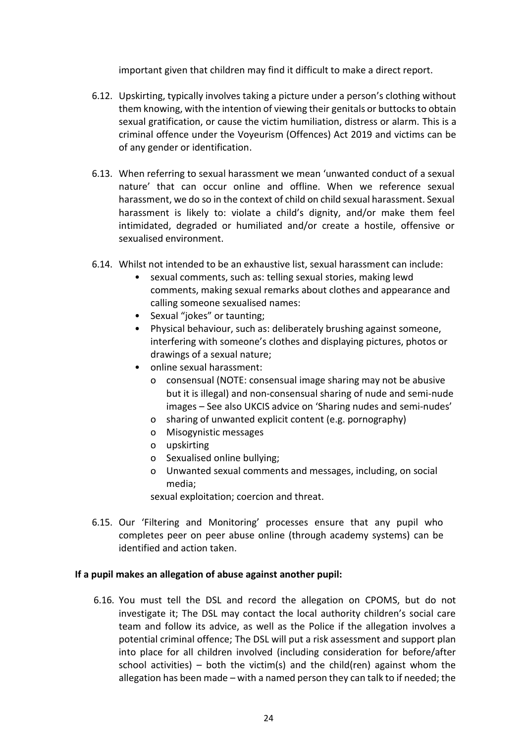important given that children may find it difficult to make a direct report.

6.12. Upskirting, typically involves taking a picture under a person's clothing without them knowing, with the intention of viewing their genitals or buttocks to obtain sexual gratification, or cause the victim humiliation, distress or alarm. This is a criminal offence under the Voyeurism (Offences) Act 2019 and victims can be of any gender or identification.

6.13. When referring to sexual harassment we mean 'unwanted conduct of a sexual nature' that can occur online and offline. When we reference sexual harassment, we do so in the context of child on child sexual harassment. Sexual harassment is likely to: violate a child's dignity, and/or make them feel intimidated, degraded or humiliated and/or create a hostile, offensive or sexualised environment.

6.14. Whilst not intended to be an exhaustive list, sexual harassment can include:

- sexual comments, such as: telling sexual stories, making lewd comments, making sexual remarks about clothes and appearance and calling someone sexualised names:
- Sexual "jokes" or taunting;
- Physical behaviour, such as: deliberately brushing against someone, interfering with someone's clothes and displaying pictures, photos or drawings of a sexual nature;
- online sexual harassment:
  - consensual (NOTE: consensual image sharing may not be abusive but it is illegal) and non-consensual sharing of nude and semi-nude images – See also UKCIS advice on 'Sharing nudes and semi-nudes'
  - sharing of unwanted explicit content (e.g. pornography)
  - Misogynistic messages
  - upskirting
  - Sexualised online bullying;
  - Unwanted sexual comments and messages, including, on social media;

  sexual exploitation; coercion and threat.

6.15. Our 'Filtering and Monitoring' processes ensure that any pupil who completes peer on peer abuse online (through academy systems) can be identified and action taken.

**If a pupil makes an allegation of abuse against another pupil:**

6.16. You must tell the DSL and record the allegation on CPOMS, but do not investigate it; The DSL may contact the local authority children's social care team and follow its advice, as well as the Police if the allegation involves a potential criminal offence; The DSL will put a risk assessment and support plan into place for all children involved (including consideration for before/after school activities) – both the victim(s) and the child(ren) against whom the allegation has been made – with a named person they can talk to if needed; the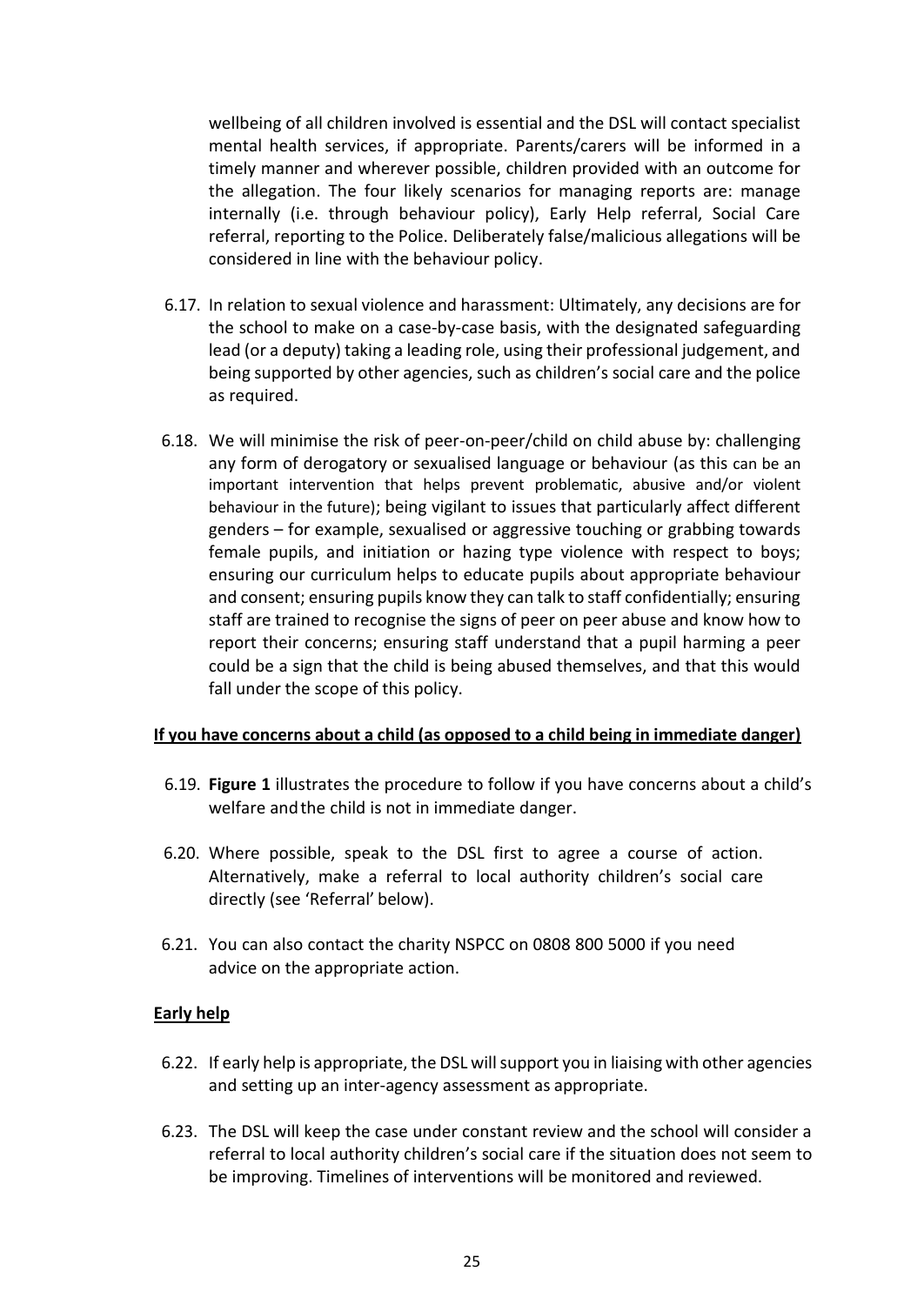wellbeing of all children involved is essential and the DSL will contact specialist mental health services, if appropriate. Parents/carers will be informed in a timely manner and wherever possible, children provided with an outcome for the allegation. The four likely scenarios for managing reports are: manage internally (i.e. through behaviour policy), Early Help referral, Social Care referral, reporting to the Police. Deliberately false/malicious allegations will be considered in line with the behaviour policy.

6.17. In relation to sexual violence and harassment: Ultimately, any decisions are for the school to make on a case-by-case basis, with the designated safeguarding lead (or a deputy) taking a leading role, using their professional judgement, and being supported by other agencies, such as children's social care and the police as required.

6.18. We will minimise the risk of peer-on-peer/child on child abuse by: challenging any form of derogatory or sexualised language or behaviour (as this can be an important intervention that helps prevent problematic, abusive and/or violent behaviour in the future); being vigilant to issues that particularly affect different genders – for example, sexualised or aggressive touching or grabbing towards female pupils, and initiation or hazing type violence with respect to boys; ensuring our curriculum helps to educate pupils about appropriate behaviour and consent; ensuring pupils know they can talk to staff confidentially; ensuring staff are trained to recognise the signs of peer on peer abuse and know how to report their concerns; ensuring staff understand that a pupil harming a peer could be a sign that the child is being abused themselves, and that this would fall under the scope of this policy.

**If you have concerns about a child (as opposed to a child being in immediate danger)**

6.19. **Figure 1** illustrates the procedure to follow if you have concerns about a child's welfare and the child is not in immediate danger.

6.20. Where possible, speak to the DSL first to agree a course of action. Alternatively, make a referral to local authority children's social care directly (see 'Referral' below).

6.21. You can also contact the charity NSPCC on 0808 800 5000 if you need advice on the appropriate action.

**Early help**

6.22. If early help is appropriate, the DSL will support you in liaising with other agencies and setting up an inter-agency assessment as appropriate.

6.23. The DSL will keep the case under constant review and the school will consider a referral to local authority children's social care if the situation does not seem to be improving. Timelines of interventions will be monitored and reviewed.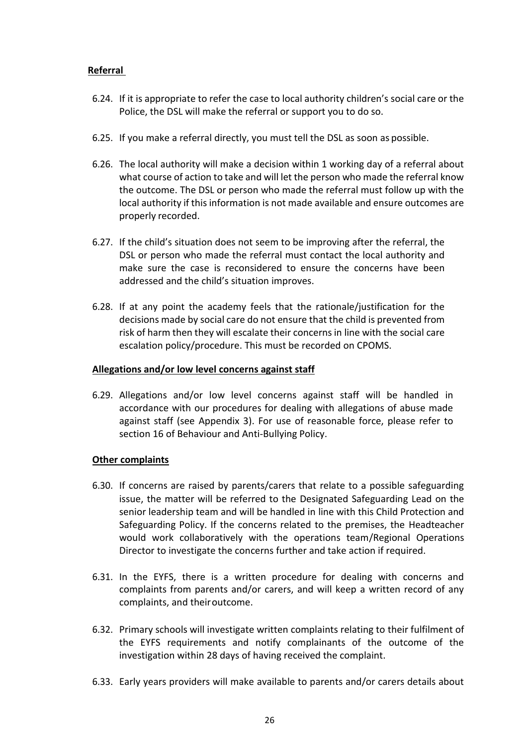**Referral**

6.24. If it is appropriate to refer the case to local authority children's social care or the Police, the DSL will make the referral or support you to do so.

6.25. If you make a referral directly, you must tell the DSL as soon as possible.

6.26. The local authority will make a decision within 1 working day of a referral about what course of action to take and will let the person who made the referral know the outcome. The DSL or person who made the referral must follow up with the local authority if this information is not made available and ensure outcomes are properly recorded.

6.27. If the child's situation does not seem to be improving after the referral, the DSL or person who made the referral must contact the local authority and make sure the case is reconsidered to ensure the concerns have been addressed and the child's situation improves.

6.28. If at any point the academy feels that the rationale/justification for the decisions made by social care do not ensure that the child is prevented from risk of harm then they will escalate their concerns in line with the social care escalation policy/procedure. This must be recorded on CPOMS.

**Allegations and/or low level concerns against staff**

6.29. Allegations and/or low level concerns against staff will be handled in accordance with our procedures for dealing with allegations of abuse made against staff (see Appendix 3). For use of reasonable force, please refer to section 16 of Behaviour and Anti-Bullying Policy.

**Other complaints**

6.30. If concerns are raised by parents/carers that relate to a possible safeguarding issue, the matter will be referred to the Designated Safeguarding Lead on the senior leadership team and will be handled in line with this Child Protection and Safeguarding Policy. If the concerns related to the premises, the Headteacher would work collaboratively with the operations team/Regional Operations Director to investigate the concerns further and take action if required.

6.31. In the EYFS, there is a written procedure for dealing with concerns and complaints from parents and/or carers, and will keep a written record of any complaints, and their outcome.

6.32. Primary schools will investigate written complaints relating to their fulfilment of the EYFS requirements and notify complainants of the outcome of the investigation within 28 days of having received the complaint.

6.33. Early years providers will make available to parents and/or carers details about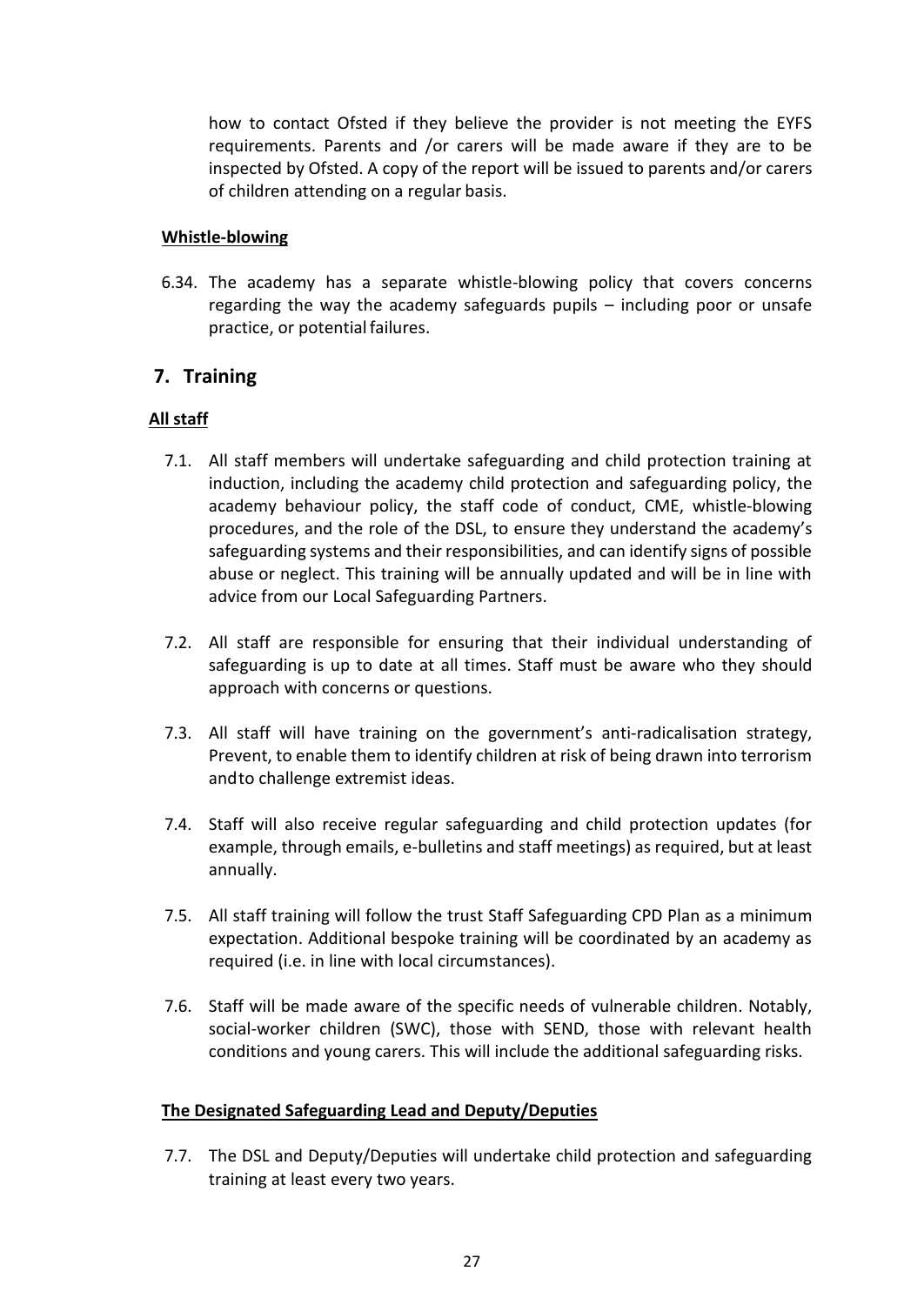how to contact Ofsted if they believe the provider is not meeting the EYFS requirements. Parents and /or carers will be made aware if they are to be inspected by Ofsted. A copy of the report will be issued to parents and/or carers of children attending on a regular basis.

**Whistle-blowing**

6.34. The academy has a separate whistle-blowing policy that covers concerns regarding the way the academy safeguards pupils – including poor or unsafe practice, or potential failures.

## 7. Training

**All staff**

7.1. All staff members will undertake safeguarding and child protection training at induction, including the academy child protection and safeguarding policy, the academy behaviour policy, the staff code of conduct, CME, whistle-blowing procedures, and the role of the DSL, to ensure they understand the academy's safeguarding systems and their responsibilities, and can identify signs of possible abuse or neglect. This training will be annually updated and will be in line with advice from our Local Safeguarding Partners.

7.2. All staff are responsible for ensuring that their individual understanding of safeguarding is up to date at all times. Staff must be aware who they should approach with concerns or questions.

7.3. All staff will have training on the government's anti-radicalisation strategy, Prevent, to enable them to identify children at risk of being drawn into terrorism and to challenge extremist ideas.

7.4. Staff will also receive regular safeguarding and child protection updates (for example, through emails, e-bulletins and staff meetings) as required, but at least annually.

7.5. All staff training will follow the trust Staff Safeguarding CPD Plan as a minimum expectation. Additional bespoke training will be coordinated by an academy as required (i.e. in line with local circumstances).

7.6. Staff will be made aware of the specific needs of vulnerable children. Notably, social-worker children (SWC), those with SEND, those with relevant health conditions and young carers. This will include the additional safeguarding risks.

**The Designated Safeguarding Lead and Deputy/Deputies**

7.7. The DSL and Deputy/Deputies will undertake child protection and safeguarding training at least every two years.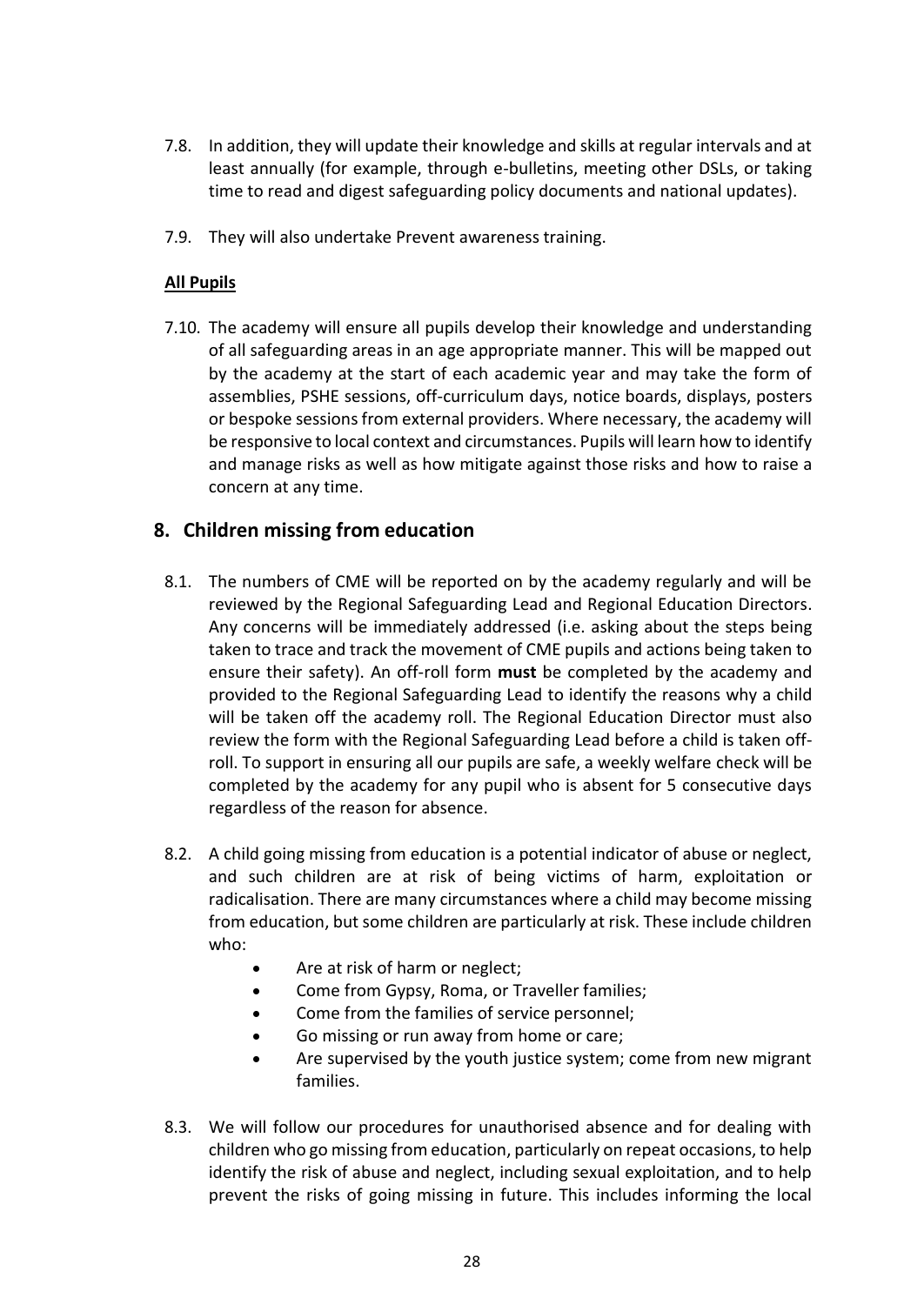7.8. In addition, they will update their knowledge and skills at regular intervals and at least annually (for example, through e-bulletins, meeting other DSLs, or taking time to read and digest safeguarding policy documents and national updates).

7.9. They will also undertake Prevent awareness training.

**All Pupils**

7.10. The academy will ensure all pupils develop their knowledge and understanding of all safeguarding areas in an age appropriate manner. This will be mapped out by the academy at the start of each academic year and may take the form of assemblies, PSHE sessions, off-curriculum days, notice boards, displays, posters or bespoke sessions from external providers. Where necessary, the academy will be responsive to local context and circumstances. Pupils will learn how to identify and manage risks as well as how mitigate against those risks and how to raise a concern at any time.

## 8. Children missing from education

8.1. The numbers of CME will be reported on by the academy regularly and will be reviewed by the Regional Safeguarding Lead and Regional Education Directors. Any concerns will be immediately addressed (i.e. asking about the steps being taken to trace and track the movement of CME pupils and actions being taken to ensure their safety). An off-roll form **must** be completed by the academy and provided to the Regional Safeguarding Lead to identify the reasons why a child will be taken off the academy roll. The Regional Education Director must also review the form with the Regional Safeguarding Lead before a child is taken off-roll. To support in ensuring all our pupils are safe, a weekly welfare check will be completed by the academy for any pupil who is absent for 5 consecutive days regardless of the reason for absence.

8.2. A child going missing from education is a potential indicator of abuse or neglect, and such children are at risk of being victims of harm, exploitation or radicalisation. There are many circumstances where a child may become missing from education, but some children are particularly at risk. These include children who:

- Are at risk of harm or neglect;
- Come from Gypsy, Roma, or Traveller families;
- Come from the families of service personnel;
- Go missing or run away from home or care;
- Are supervised by the youth justice system; come from new migrant families.

8.3. We will follow our procedures for unauthorised absence and for dealing with children who go missing from education, particularly on repeat occasions, to help identify the risk of abuse and neglect, including sexual exploitation, and to help prevent the risks of going missing in future. This includes informing the local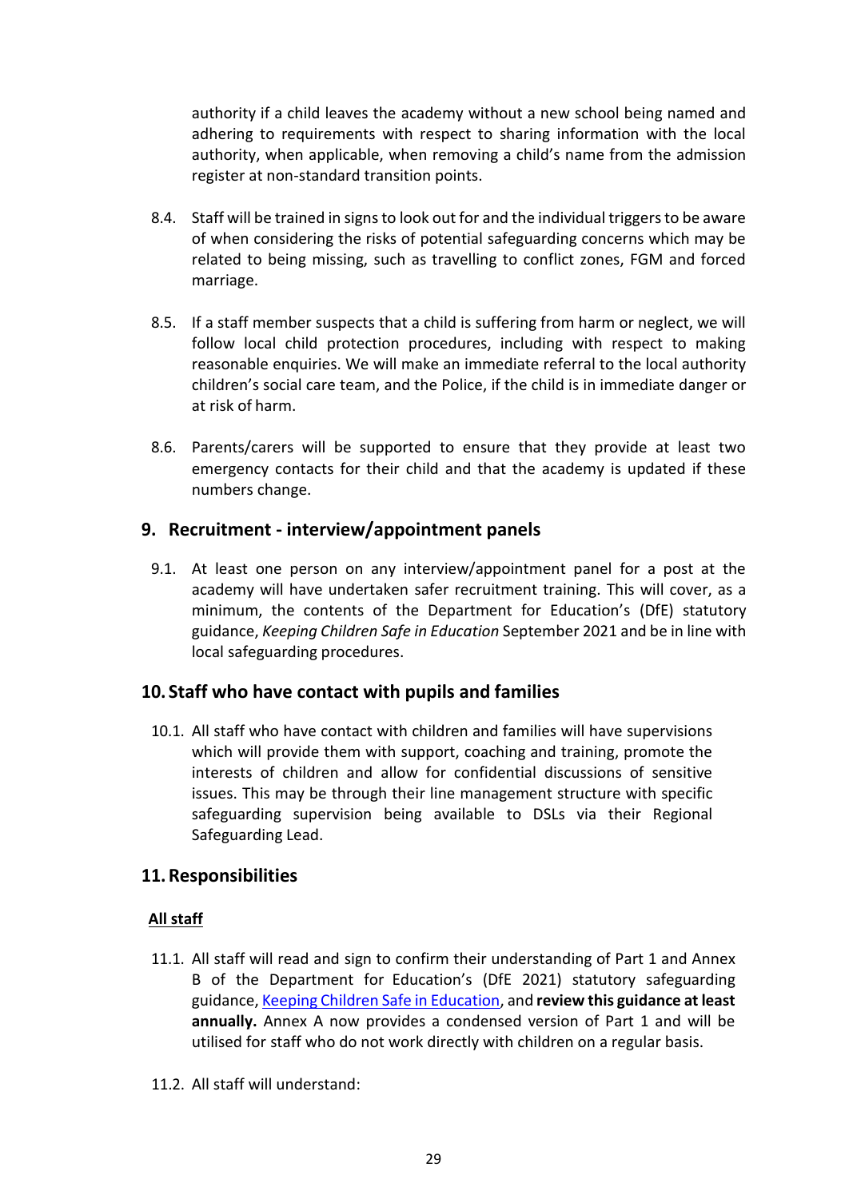authority if a child leaves the academy without a new school being named and adhering to requirements with respect to sharing information with the local authority, when applicable, when removing a child's name from the admission register at non-standard transition points.

8.4. Staff will be trained in signs to look out for and the individual triggers to be aware of when considering the risks of potential safeguarding concerns which may be related to being missing, such as travelling to conflict zones, FGM and forced marriage.

8.5. If a staff member suspects that a child is suffering from harm or neglect, we will follow local child protection procedures, including with respect to making reasonable enquiries. We will make an immediate referral to the local authority children's social care team, and the Police, if the child is in immediate danger or at risk of harm.

8.6. Parents/carers will be supported to ensure that they provide at least two emergency contacts for their child and that the academy is updated if these numbers change.

## 9. Recruitment - interview/appointment panels

9.1. At least one person on any interview/appointment panel for a post at the academy will have undertaken safer recruitment training. This will cover, as a minimum, the contents of the Department for Education's (DfE) statutory guidance, *Keeping Children Safe in Education* September 2021 and be in line with local safeguarding procedures.

## 10. Staff who have contact with pupils and families

10.1. All staff who have contact with children and families will have supervisions which will provide them with support, coaching and training, promote the interests of children and allow for confidential discussions of sensitive issues. This may be through their line management structure with specific safeguarding supervision being available to DSLs via their Regional Safeguarding Lead.

## 11. Responsibilities

**All staff**

11.1. All staff will read and sign to confirm their understanding of Part 1 and Annex B of the Department for Education's (DfE 2021) statutory safeguarding guidance, Keeping Children Safe in Education, and **review this guidance at least annually.** Annex A now provides a condensed version of Part 1 and will be utilised for staff who do not work directly with children on a regular basis.

11.2. All staff will understand: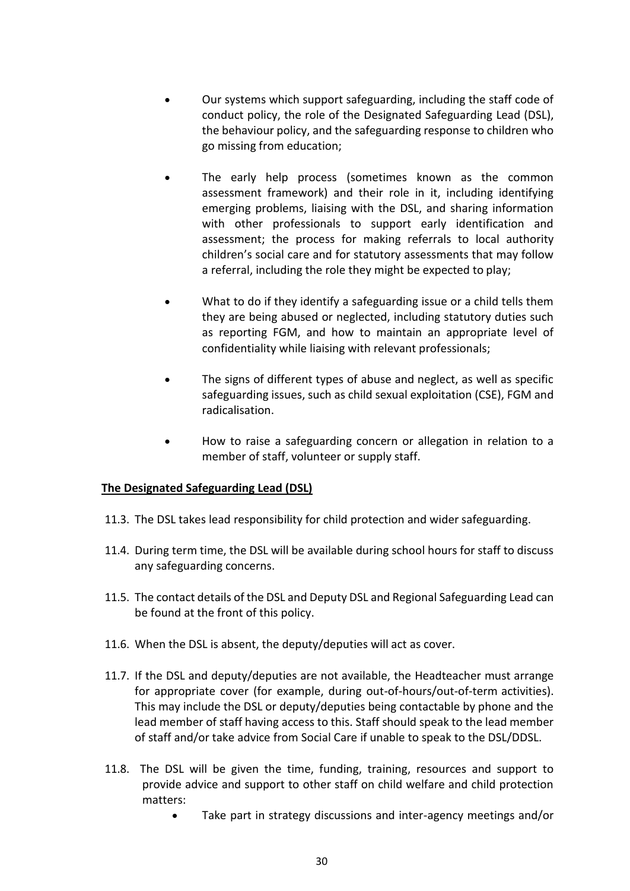- Our systems which support safeguarding, including the staff code of conduct policy, the role of the Designated Safeguarding Lead (DSL), the behaviour policy, and the safeguarding response to children who go missing from education;

- The early help process (sometimes known as the common assessment framework) and their role in it, including identifying emerging problems, liaising with the DSL, and sharing information with other professionals to support early identification and assessment; the process for making referrals to local authority children's social care and for statutory assessments that may follow a referral, including the role they might be expected to play;

- What to do if they identify a safeguarding issue or a child tells them they are being abused or neglected, including statutory duties such as reporting FGM, and how to maintain an appropriate level of confidentiality while liaising with relevant professionals;

- The signs of different types of abuse and neglect, as well as specific safeguarding issues, such as child sexual exploitation (CSE), FGM and radicalisation.

- How to raise a safeguarding concern or allegation in relation to a member of staff, volunteer or supply staff.

**The Designated Safeguarding Lead (DSL)**

11.3. The DSL takes lead responsibility for child protection and wider safeguarding.

11.4. During term time, the DSL will be available during school hours for staff to discuss any safeguarding concerns.

11.5. The contact details of the DSL and Deputy DSL and Regional Safeguarding Lead can be found at the front of this policy.

11.6. When the DSL is absent, the deputy/deputies will act as cover.

11.7. If the DSL and deputy/deputies are not available, the Headteacher must arrange for appropriate cover (for example, during out-of-hours/out-of-term activities). This may include the DSL or deputy/deputies being contactable by phone and the lead member of staff having access to this. Staff should speak to the lead member of staff and/or take advice from Social Care if unable to speak to the DSL/DDSL.

11.8. The DSL will be given the time, funding, training, resources and support to provide advice and support to other staff on child welfare and child protection matters:

- Take part in strategy discussions and inter-agency meetings and/or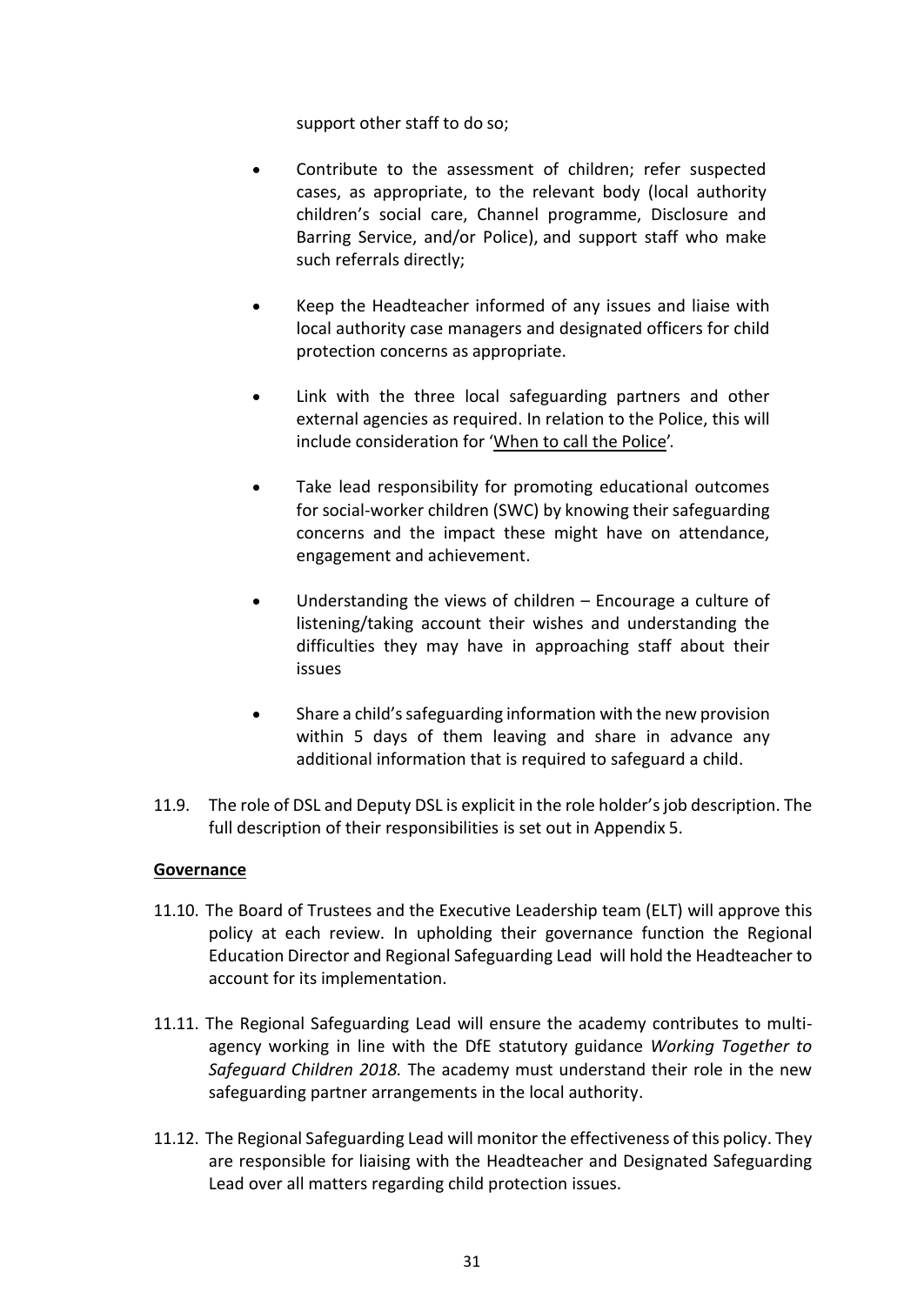support other staff to do so;

- Contribute to the assessment of children; refer suspected cases, as appropriate, to the relevant body (local authority children's social care, Channel programme, Disclosure and Barring Service, and/or Police), and support staff who make such referrals directly;
- Keep the Headteacher informed of any issues and liaise with local authority case managers and designated officers for child protection concerns as appropriate.
- Link with the three local safeguarding partners and other external agencies as required. In relation to the Police, this will include consideration for 'When to call the Police'.
- Take lead responsibility for promoting educational outcomes for social-worker children (SWC) by knowing their safeguarding concerns and the impact these might have on attendance, engagement and achievement.
- Understanding the views of children – Encourage a culture of listening/taking account their wishes and understanding the difficulties they may have in approaching staff about their issues
- Share a child's safeguarding information with the new provision within 5 days of them leaving and share in advance any additional information that is required to safeguard a child.

11.9. The role of DSL and Deputy DSL is explicit in the role holder's job description. The full description of their responsibilities is set out in Appendix 5.

**Governance**

11.10. The Board of Trustees and the Executive Leadership team (ELT) will approve this policy at each review. In upholding their governance function the Regional Education Director and Regional Safeguarding Lead will hold the Headteacher to account for its implementation.

11.11. The Regional Safeguarding Lead will ensure the academy contributes to multi-agency working in line with the DfE statutory guidance *Working Together to Safeguard Children 2018.* The academy must understand their role in the new safeguarding partner arrangements in the local authority.

11.12. The Regional Safeguarding Lead will monitor the effectiveness of this policy. They are responsible for liaising with the Headteacher and Designated Safeguarding Lead over all matters regarding child protection issues.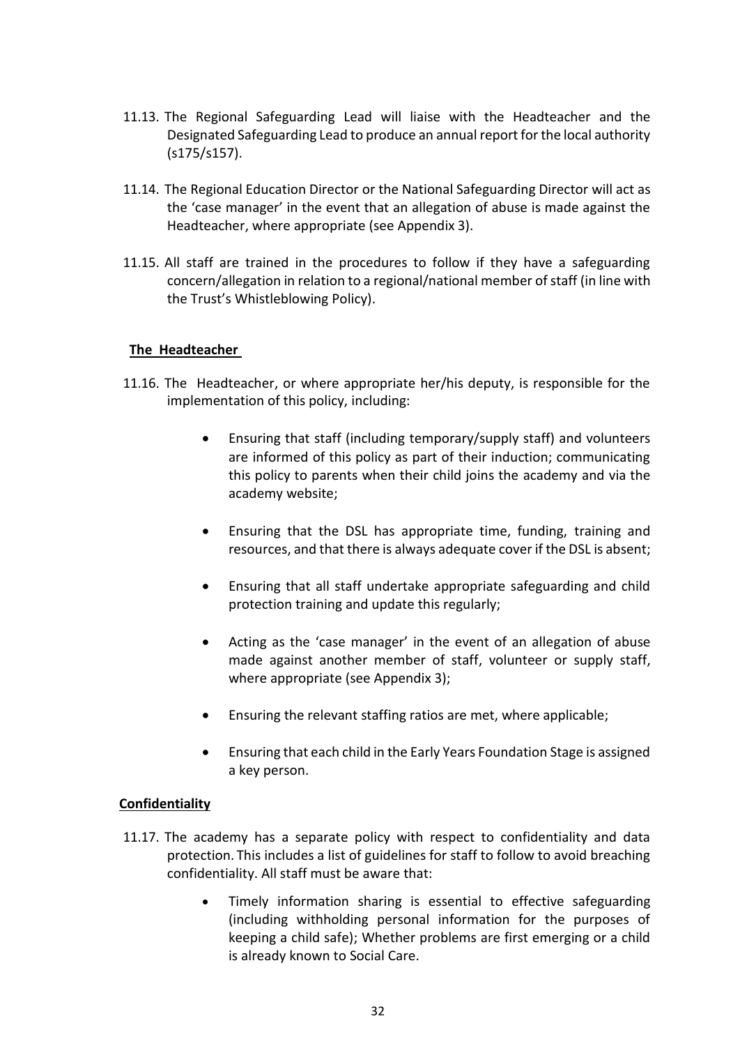11.13. The Regional Safeguarding Lead will liaise with the Headteacher and the Designated Safeguarding Lead to produce an annual report for the local authority (s175/s157).

11.14. The Regional Education Director or the National Safeguarding Director will act as the 'case manager' in the event that an allegation of abuse is made against the Headteacher, where appropriate (see Appendix 3).

11.15. All staff are trained in the procedures to follow if they have a safeguarding concern/allegation in relation to a regional/national member of staff (in line with the Trust's Whistleblowing Policy).

**The Headteacher**

11.16. The Headteacher, or where appropriate her/his deputy, is responsible for the implementation of this policy, including:

- Ensuring that staff (including temporary/supply staff) and volunteers are informed of this policy as part of their induction; communicating this policy to parents when their child joins the academy and via the academy website;
- Ensuring that the DSL has appropriate time, funding, training and resources, and that there is always adequate cover if the DSL is absent;
- Ensuring that all staff undertake appropriate safeguarding and child protection training and update this regularly;
- Acting as the 'case manager' in the event of an allegation of abuse made against another member of staff, volunteer or supply staff, where appropriate (see Appendix 3);
- Ensuring the relevant staffing ratios are met, where applicable;
- Ensuring that each child in the Early Years Foundation Stage is assigned a key person.

**Confidentiality**

11.17. The academy has a separate policy with respect to confidentiality and data protection. This includes a list of guidelines for staff to follow to avoid breaching confidentiality. All staff must be aware that:

- Timely information sharing is essential to effective safeguarding (including withholding personal information for the purposes of keeping a child safe); Whether problems are first emerging or a child is already known to Social Care.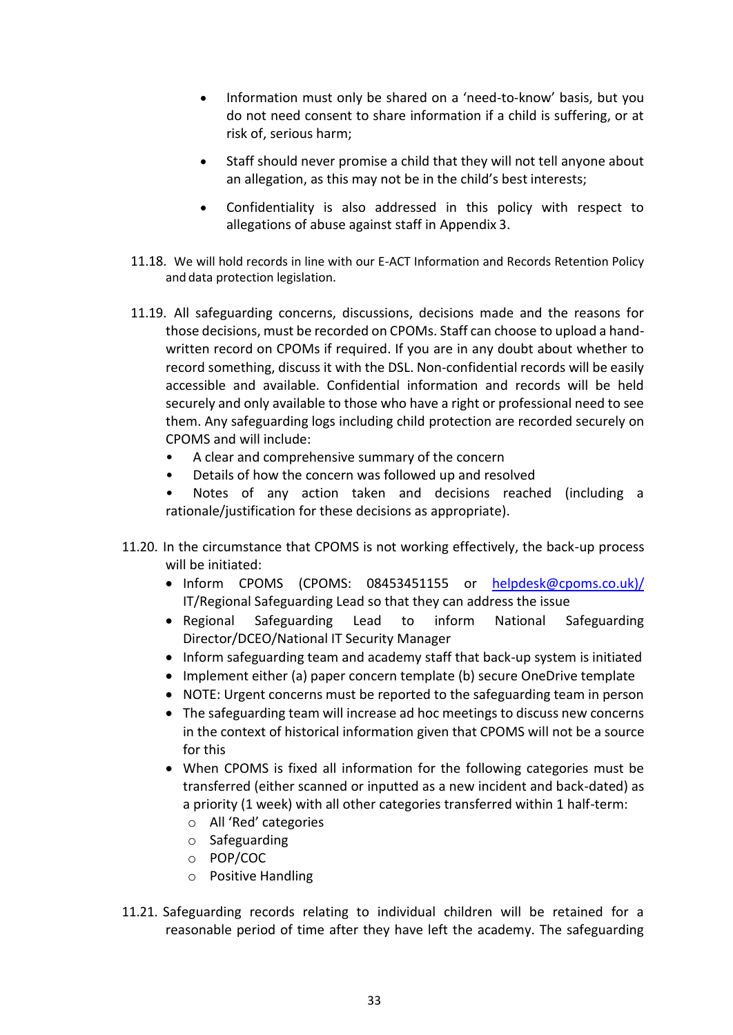- Information must only be shared on a 'need-to-know' basis, but you do not need consent to share information if a child is suffering, or at risk of, serious harm;
- Staff should never promise a child that they will not tell anyone about an allegation, as this may not be in the child's best interests;
- Confidentiality is also addressed in this policy with respect to allegations of abuse against staff in Appendix 3.

11.18. We will hold records in line with our E-ACT Information and Records Retention Policy and data protection legislation.

11.19. All safeguarding concerns, discussions, decisions made and the reasons for those decisions, must be recorded on CPOMs. Staff can choose to upload a hand-written record on CPOMs if required. If you are in any doubt about whether to record something, discuss it with the DSL. Non-confidential records will be easily accessible and available. Confidential information and records will be held securely and only available to those who have a right or professional need to see them. Any safeguarding logs including child protection are recorded securely on CPOMS and will include:

- A clear and comprehensive summary of the concern
- Details of how the concern was followed up and resolved
- Notes of any action taken and decisions reached (including a rationale/justification for these decisions as appropriate).

11.20. In the circumstance that CPOMS is not working effectively, the back-up process will be initiated:

- Inform CPOMS (CPOMS: 08453451155 or helpdesk@cpoms.co.uk)/ IT/Regional Safeguarding Lead so that they can address the issue
- Regional Safeguarding Lead to inform National Safeguarding Director/DCEO/National IT Security Manager
- Inform safeguarding team and academy staff that back-up system is initiated
- Implement either (a) paper concern template (b) secure OneDrive template
- NOTE: Urgent concerns must be reported to the safeguarding team in person
- The safeguarding team will increase ad hoc meetings to discuss new concerns in the context of historical information given that CPOMS will not be a source for this
- When CPOMS is fixed all information for the following categories must be transferred (either scanned or inputted as a new incident and back-dated) as a priority (1 week) with all other categories transferred within 1 half-term:
  - All 'Red' categories
  - Safeguarding
  - POP/COC
  - Positive Handling

11.21. Safeguarding records relating to individual children will be retained for a reasonable period of time after they have left the academy. The safeguarding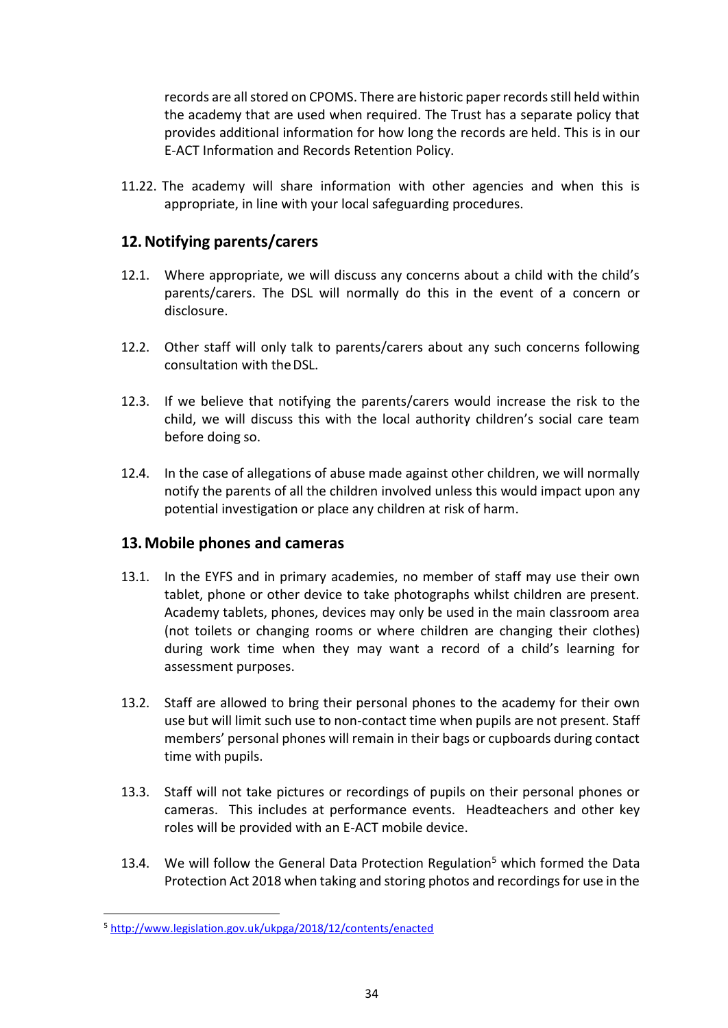records are all stored on CPOMS. There are historic paper records still held within the academy that are used when required. The Trust has a separate policy that provides additional information for how long the records are held. This is in our E-ACT Information and Records Retention Policy.

11.22. The academy will share information with other agencies and when this is appropriate, in line with your local safeguarding procedures.

## 12. Notifying parents/carers

12.1. Where appropriate, we will discuss any concerns about a child with the child's parents/carers. The DSL will normally do this in the event of a concern or disclosure.

12.2. Other staff will only talk to parents/carers about any such concerns following consultation with the DSL.

12.3. If we believe that notifying the parents/carers would increase the risk to the child, we will discuss this with the local authority children's social care team before doing so.

12.4. In the case of allegations of abuse made against other children, we will normally notify the parents of all the children involved unless this would impact upon any potential investigation or place any children at risk of harm.

## 13. Mobile phones and cameras

13.1. In the EYFS and in primary academies, no member of staff may use their own tablet, phone or other device to take photographs whilst children are present. Academy tablets, phones, devices may only be used in the main classroom area (not toilets or changing rooms or where children are changing their clothes) during work time when they may want a record of a child's learning for assessment purposes.

13.2. Staff are allowed to bring their personal phones to the academy for their own use but will limit such use to non-contact time when pupils are not present. Staff members' personal phones will remain in their bags or cupboards during contact time with pupils.

13.3. Staff will not take pictures or recordings of pupils on their personal phones or cameras. This includes at performance events. Headteachers and other key roles will be provided with an E-ACT mobile device.

13.4. We will follow the General Data Protection Regulation[5] which formed the Data Protection Act 2018 when taking and storing photos and recordings for use in the

[5] http://www.legislation.gov.uk/ukpga/2018/12/contents/enacted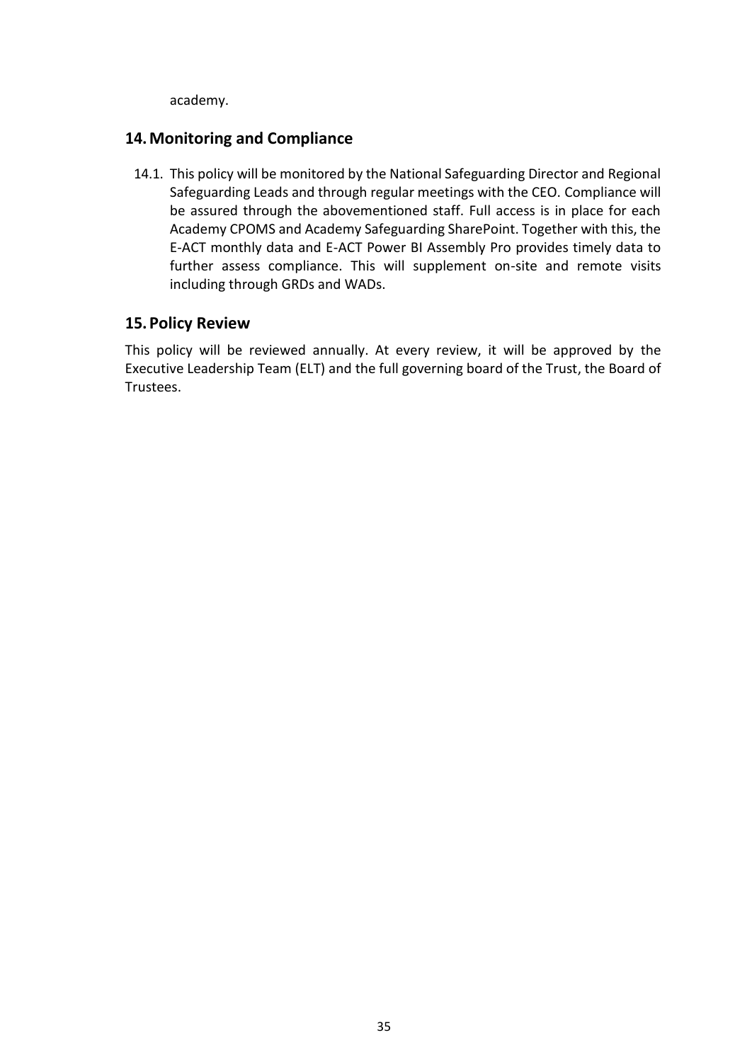academy.

## 14. Monitoring and Compliance

14.1. This policy will be monitored by the National Safeguarding Director and Regional Safeguarding Leads and through regular meetings with the CEO. Compliance will be assured through the abovementioned staff. Full access is in place for each Academy CPOMS and Academy Safeguarding SharePoint. Together with this, the E-ACT monthly data and E-ACT Power BI Assembly Pro provides timely data to further assess compliance. This will supplement on-site and remote visits including through GRDs and WADs.

## 15. Policy Review

This policy will be reviewed annually. At every review, it will be approved by the Executive Leadership Team (ELT) and the full governing board of the Trust, the Board of Trustees.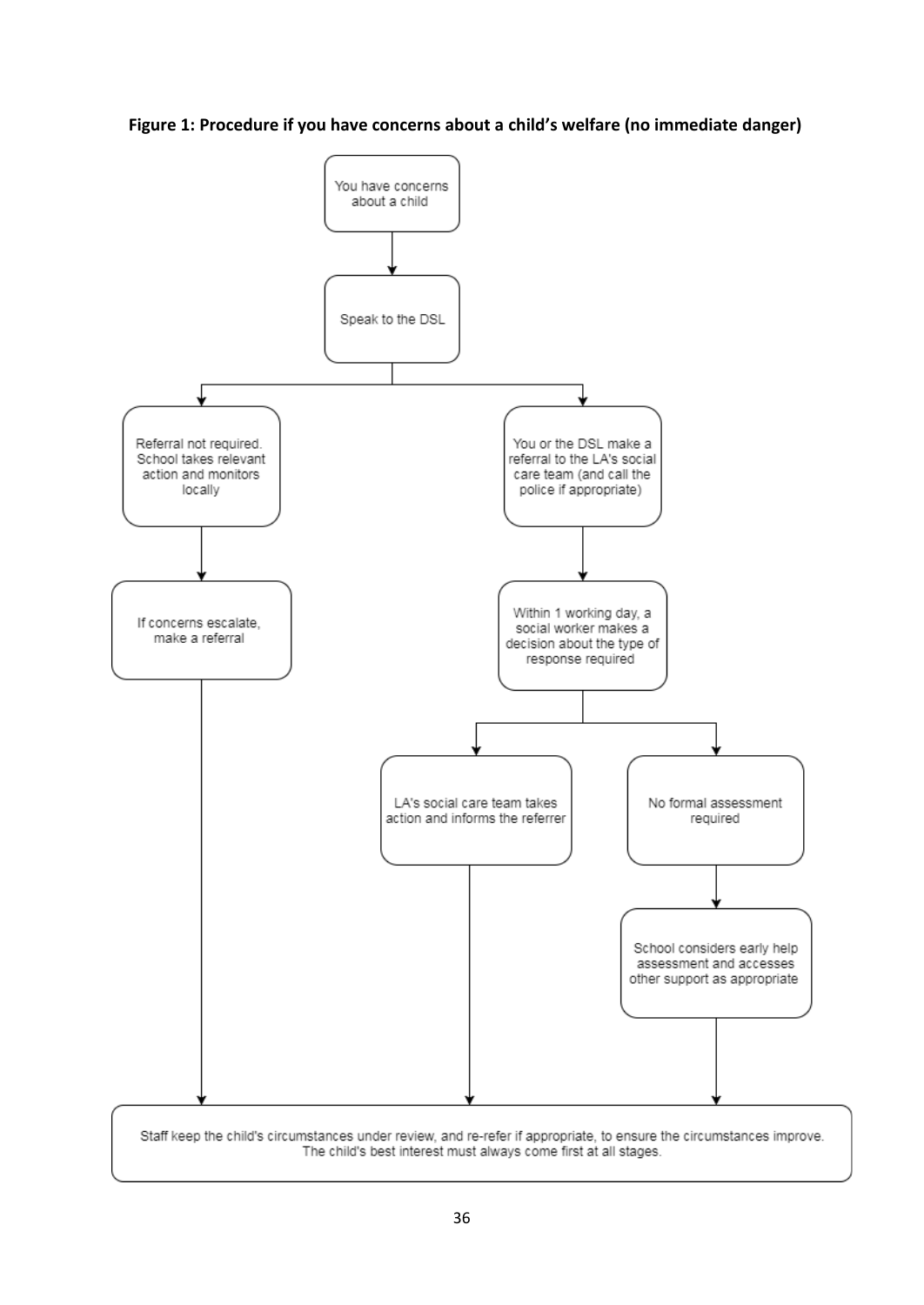**Figure 1: Procedure if you have concerns about a child's welfare (no immediate danger)**

You have concerns about a child

Speak to the DSL

Referral not required. School takes relevant action and monitors locally

If concerns escalate, make a referral

You or the DSL make a referral to the LA's social care team (and call the police if appropriate)

Within 1 working day, a social worker makes a decision about the type of response required

LA's social care team takes action and informs the referrer

No formal assessment required

School considers early help assessment and accesses other support as appropriate

Staff keep the child's circumstances under review, and re-refer if appropriate, to ensure the circumstances improve. The child's best interest must always come first at all stages.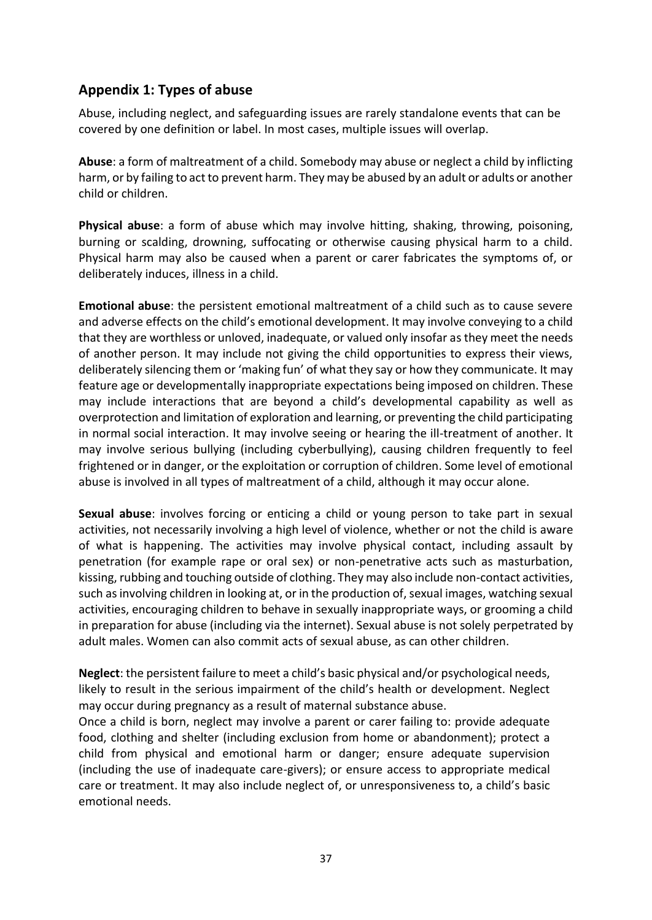## Appendix 1: Types of abuse

Abuse, including neglect, and safeguarding issues are rarely standalone events that can be covered by one definition or label. In most cases, multiple issues will overlap.

**Abuse**: a form of maltreatment of a child. Somebody may abuse or neglect a child by inflicting harm, or by failing to act to prevent harm. They may be abused by an adult or adults or another child or children.

**Physical abuse**: a form of abuse which may involve hitting, shaking, throwing, poisoning, burning or scalding, drowning, suffocating or otherwise causing physical harm to a child. Physical harm may also be caused when a parent or carer fabricates the symptoms of, or deliberately induces, illness in a child.

**Emotional abuse**: the persistent emotional maltreatment of a child such as to cause severe and adverse effects on the child's emotional development. It may involve conveying to a child that they are worthless or unloved, inadequate, or valued only insofar as they meet the needs of another person. It may include not giving the child opportunities to express their views, deliberately silencing them or 'making fun' of what they say or how they communicate. It may feature age or developmentally inappropriate expectations being imposed on children. These may include interactions that are beyond a child's developmental capability as well as overprotection and limitation of exploration and learning, or preventing the child participating in normal social interaction. It may involve seeing or hearing the ill-treatment of another. It may involve serious bullying (including cyberbullying), causing children frequently to feel frightened or in danger, or the exploitation or corruption of children. Some level of emotional abuse is involved in all types of maltreatment of a child, although it may occur alone.

**Sexual abuse**: involves forcing or enticing a child or young person to take part in sexual activities, not necessarily involving a high level of violence, whether or not the child is aware of what is happening. The activities may involve physical contact, including assault by penetration (for example rape or oral sex) or non-penetrative acts such as masturbation, kissing, rubbing and touching outside of clothing. They may also include non-contact activities, such as involving children in looking at, or in the production of, sexual images, watching sexual activities, encouraging children to behave in sexually inappropriate ways, or grooming a child in preparation for abuse (including via the internet). Sexual abuse is not solely perpetrated by adult males. Women can also commit acts of sexual abuse, as can other children.

**Neglect**: the persistent failure to meet a child's basic physical and/or psychological needs, likely to result in the serious impairment of the child's health or development. Neglect may occur during pregnancy as a result of maternal substance abuse.
Once a child is born, neglect may involve a parent or carer failing to: provide adequate food, clothing and shelter (including exclusion from home or abandonment); protect a child from physical and emotional harm or danger; ensure adequate supervision (including the use of inadequate care-givers); or ensure access to appropriate medical care or treatment. It may also include neglect of, or unresponsiveness to, a child's basic emotional needs.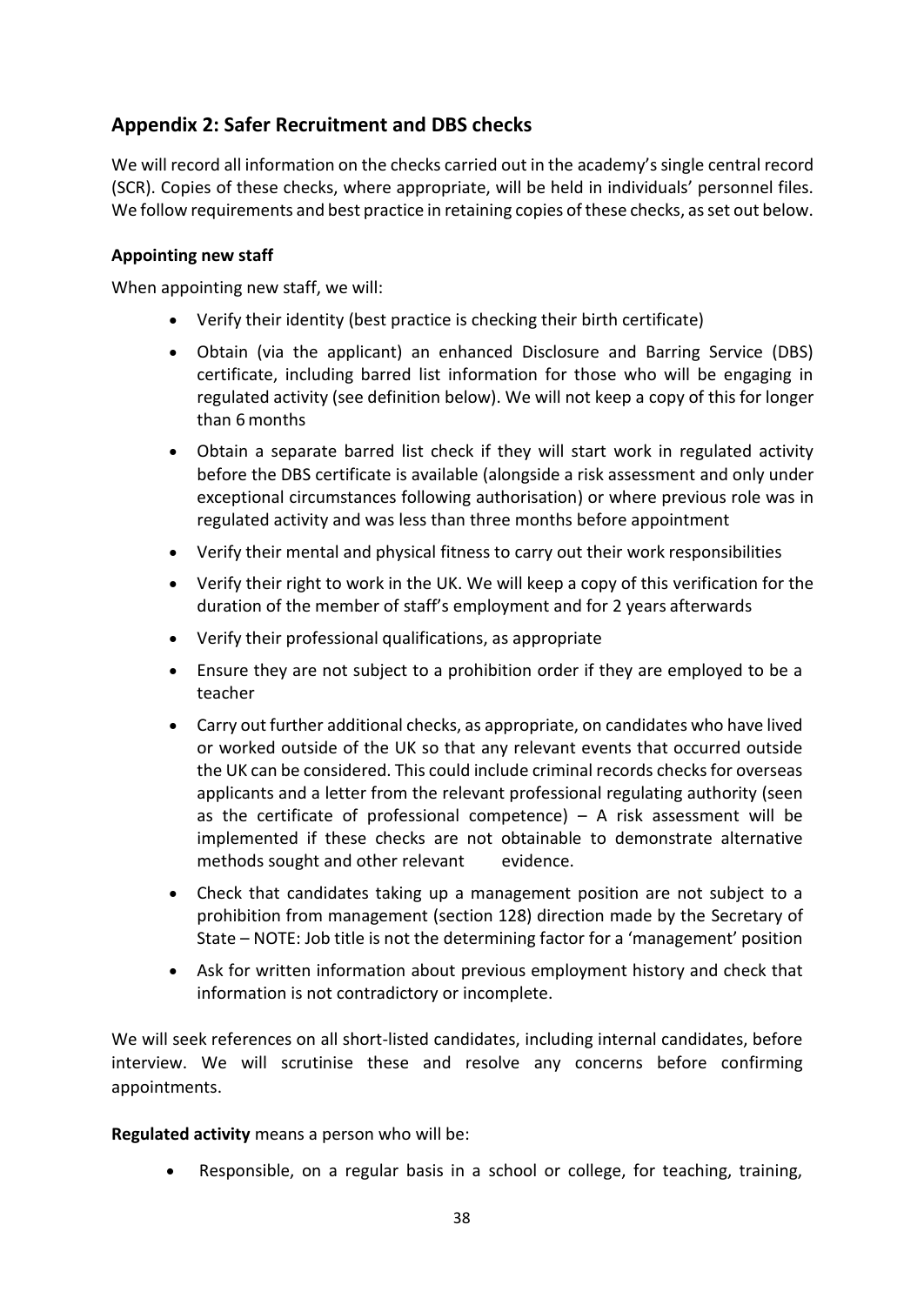## Appendix 2: Safer Recruitment and DBS checks

We will record all information on the checks carried out in the academy's single central record (SCR). Copies of these checks, where appropriate, will be held in individuals' personnel files. We follow requirements and best practice in retaining copies of these checks, as set out below.

### Appointing new staff

When appointing new staff, we will:

- Verify their identity (best practice is checking their birth certificate)
- Obtain (via the applicant) an enhanced Disclosure and Barring Service (DBS) certificate, including barred list information for those who will be engaging in regulated activity (see definition below). We will not keep a copy of this for longer than 6 months
- Obtain a separate barred list check if they will start work in regulated activity before the DBS certificate is available (alongside a risk assessment and only under exceptional circumstances following authorisation) or where previous role was in regulated activity and was less than three months before appointment
- Verify their mental and physical fitness to carry out their work responsibilities
- Verify their right to work in the UK. We will keep a copy of this verification for the duration of the member of staff's employment and for 2 years afterwards
- Verify their professional qualifications, as appropriate
- Ensure they are not subject to a prohibition order if they are employed to be a teacher
- Carry out further additional checks, as appropriate, on candidates who have lived or worked outside of the UK so that any relevant events that occurred outside the UK can be considered. This could include criminal records checks for overseas applicants and a letter from the relevant professional regulating authority (seen as the certificate of professional competence) – A risk assessment will be implemented if these checks are not obtainable to demonstrate alternative methods sought and other relevant evidence.
- Check that candidates taking up a management position are not subject to a prohibition from management (section 128) direction made by the Secretary of State – NOTE: Job title is not the determining factor for a 'management' position
- Ask for written information about previous employment history and check that information is not contradictory or incomplete.

We will seek references on all short-listed candidates, including internal candidates, before interview. We will scrutinise these and resolve any concerns before confirming appointments.

**Regulated activity** means a person who will be:

- Responsible, on a regular basis in a school or college, for teaching, training,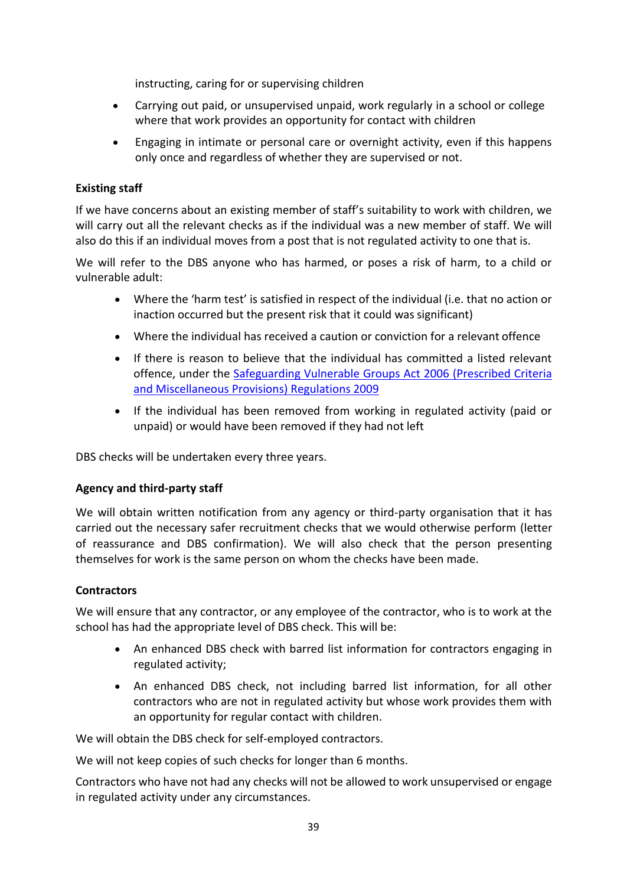instructing, caring for or supervising children

- Carrying out paid, or unsupervised unpaid, work regularly in a school or college where that work provides an opportunity for contact with children
- Engaging in intimate or personal care or overnight activity, even if this happens only once and regardless of whether they are supervised or not.

**Existing staff**

If we have concerns about an existing member of staff's suitability to work with children, we will carry out all the relevant checks as if the individual was a new member of staff. We will also do this if an individual moves from a post that is not regulated activity to one that is.

We will refer to the DBS anyone who has harmed, or poses a risk of harm, to a child or vulnerable adult:

- Where the 'harm test' is satisfied in respect of the individual (i.e. that no action or inaction occurred but the present risk that it could was significant)
- Where the individual has received a caution or conviction for a relevant offence
- If there is reason to believe that the individual has committed a listed relevant offence, under the [Safeguarding Vulnerable Groups Act 2006 (Prescribed Criteria and Miscellaneous Provisions) Regulations 2009]
- If the individual has been removed from working in regulated activity (paid or unpaid) or would have been removed if they had not left

DBS checks will be undertaken every three years.

**Agency and third-party staff**

We will obtain written notification from any agency or third-party organisation that it has carried out the necessary safer recruitment checks that we would otherwise perform (letter of reassurance and DBS confirmation). We will also check that the person presenting themselves for work is the same person on whom the checks have been made.

**Contractors**

We will ensure that any contractor, or any employee of the contractor, who is to work at the school has had the appropriate level of DBS check. This will be:

- An enhanced DBS check with barred list information for contractors engaging in regulated activity;
- An enhanced DBS check, not including barred list information, for all other contractors who are not in regulated activity but whose work provides them with an opportunity for regular contact with children.

We will obtain the DBS check for self-employed contractors.

We will not keep copies of such checks for longer than 6 months.

Contractors who have not had any checks will not be allowed to work unsupervised or engage in regulated activity under any circumstances.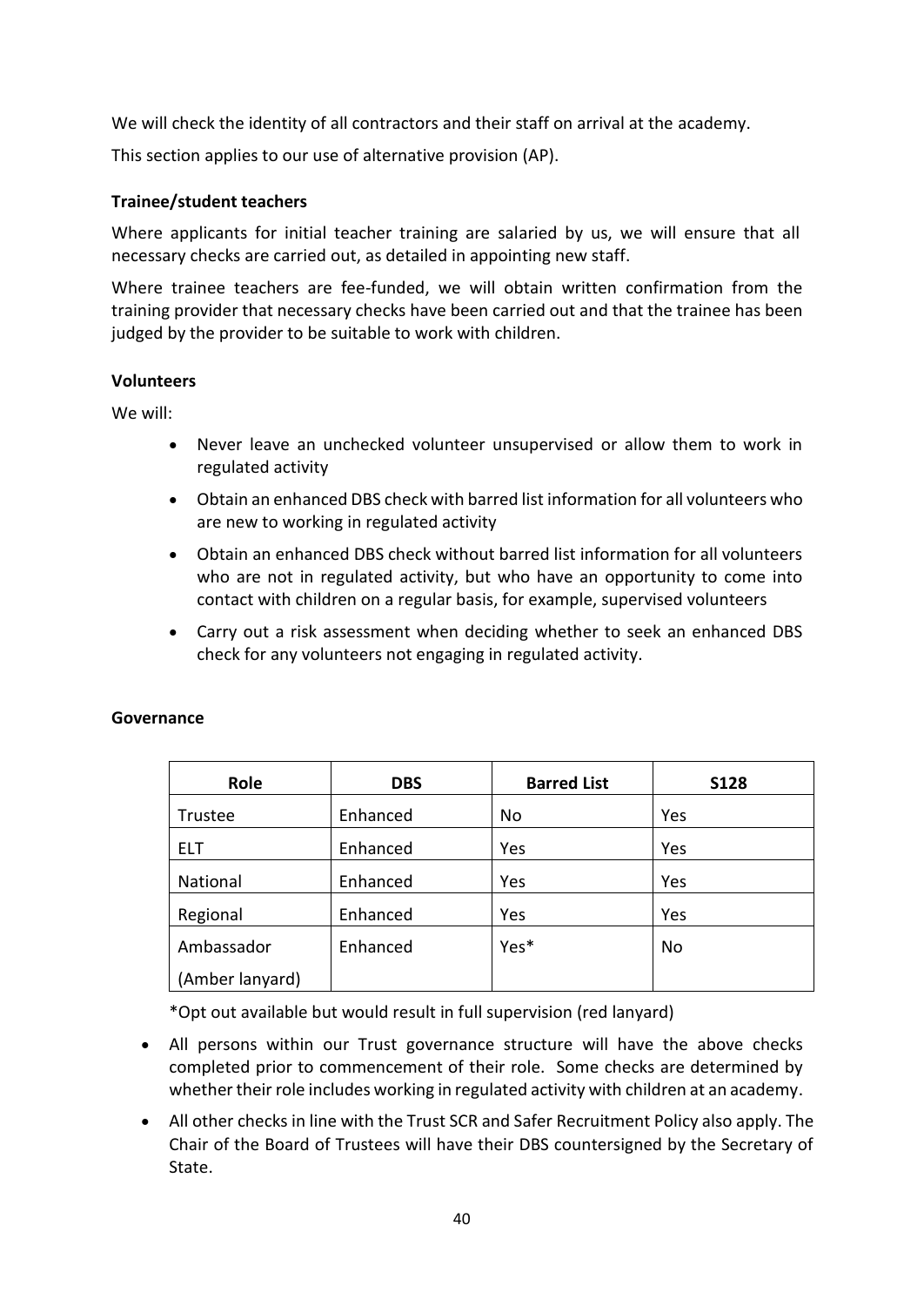We will check the identity of all contractors and their staff on arrival at the academy.

This section applies to our use of alternative provision (AP).

**Trainee/student teachers**

Where applicants for initial teacher training are salaried by us, we will ensure that all necessary checks are carried out, as detailed in appointing new staff.

Where trainee teachers are fee-funded, we will obtain written confirmation from the training provider that necessary checks have been carried out and that the trainee has been judged by the provider to be suitable to work with children.

**Volunteers**

We will:

- Never leave an unchecked volunteer unsupervised or allow them to work in regulated activity
- Obtain an enhanced DBS check with barred list information for all volunteers who are new to working in regulated activity
- Obtain an enhanced DBS check without barred list information for all volunteers who are not in regulated activity, but who have an opportunity to come into contact with children on a regular basis, for example, supervised volunteers
- Carry out a risk assessment when deciding whether to seek an enhanced DBS check for any volunteers not engaging in regulated activity.

**Governance**

| Role | DBS | Barred List | S128 |
|---|---|---|---|
| Trustee | Enhanced | No | Yes |
| ELT | Enhanced | Yes | Yes |
| National | Enhanced | Yes | Yes |
| Regional | Enhanced | Yes | Yes |
| Ambassador (Amber lanyard) | Enhanced | Yes* | No |

*Opt out available but would result in full supervision (red lanyard)

- All persons within our Trust governance structure will have the above checks completed prior to commencement of their role. Some checks are determined by whether their role includes working in regulated activity with children at an academy.
- All other checks in line with the Trust SCR and Safer Recruitment Policy also apply. The Chair of the Board of Trustees will have their DBS countersigned by the Secretary of State.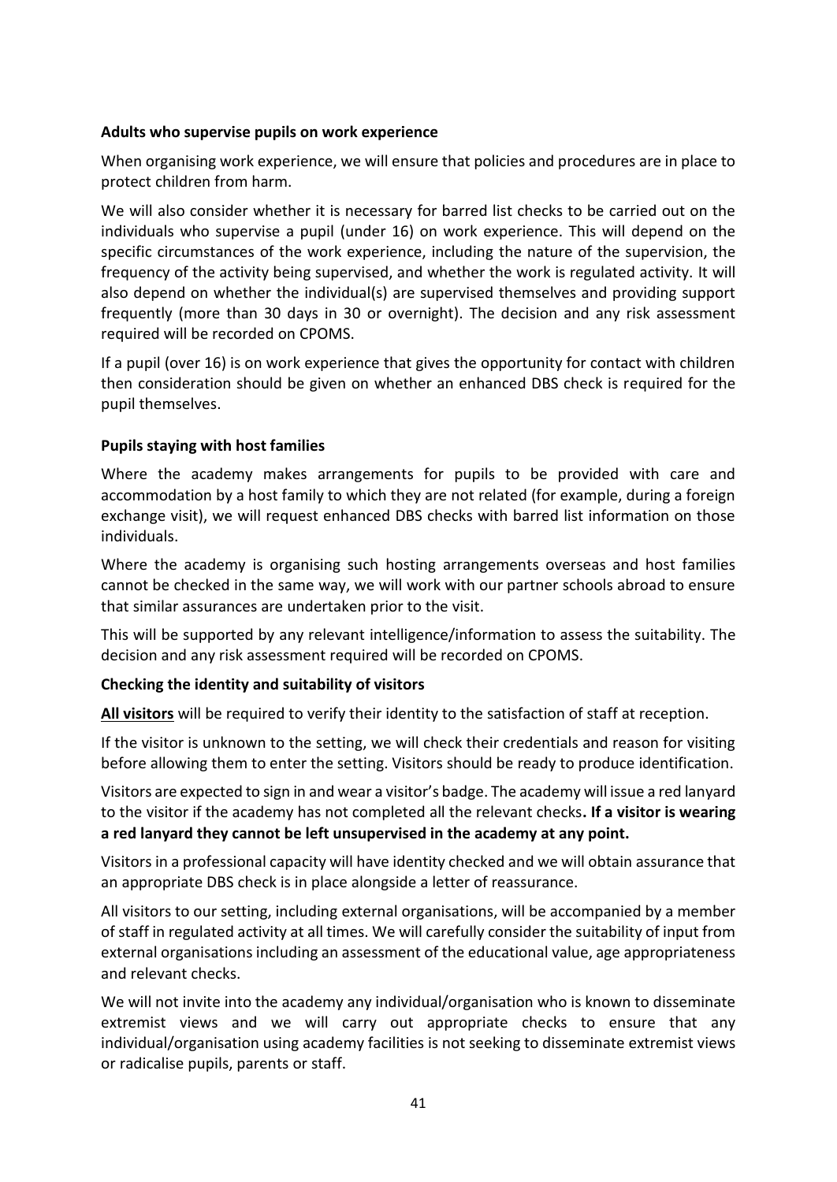**Adults who supervise pupils on work experience**

When organising work experience, we will ensure that policies and procedures are in place to protect children from harm.

We will also consider whether it is necessary for barred list checks to be carried out on the individuals who supervise a pupil (under 16) on work experience. This will depend on the specific circumstances of the work experience, including the nature of the supervision, the frequency of the activity being supervised, and whether the work is regulated activity. It will also depend on whether the individual(s) are supervised themselves and providing support frequently (more than 30 days in 30 or overnight). The decision and any risk assessment required will be recorded on CPOMS.

If a pupil (over 16) is on work experience that gives the opportunity for contact with children then consideration should be given on whether an enhanced DBS check is required for the pupil themselves.

**Pupils staying with host families**

Where the academy makes arrangements for pupils to be provided with care and accommodation by a host family to which they are not related (for example, during a foreign exchange visit), we will request enhanced DBS checks with barred list information on those individuals.

Where the academy is organising such hosting arrangements overseas and host families cannot be checked in the same way, we will work with our partner schools abroad to ensure that similar assurances are undertaken prior to the visit.

This will be supported by any relevant intelligence/information to assess the suitability. The decision and any risk assessment required will be recorded on CPOMS.

**Checking the identity and suitability of visitors**

**All visitors** will be required to verify their identity to the satisfaction of staff at reception.

If the visitor is unknown to the setting, we will check their credentials and reason for visiting before allowing them to enter the setting. Visitors should be ready to produce identification.

Visitors are expected to sign in and wear a visitor's badge. The academy will issue a red lanyard to the visitor if the academy has not completed all the relevant checks**. If a visitor is wearing a red lanyard they cannot be left unsupervised in the academy at any point.**

Visitors in a professional capacity will have identity checked and we will obtain assurance that an appropriate DBS check is in place alongside a letter of reassurance.

All visitors to our setting, including external organisations, will be accompanied by a member of staff in regulated activity at all times. We will carefully consider the suitability of input from external organisations including an assessment of the educational value, age appropriateness and relevant checks.

We will not invite into the academy any individual/organisation who is known to disseminate extremist views and we will carry out appropriate checks to ensure that any individual/organisation using academy facilities is not seeking to disseminate extremist views or radicalise pupils, parents or staff.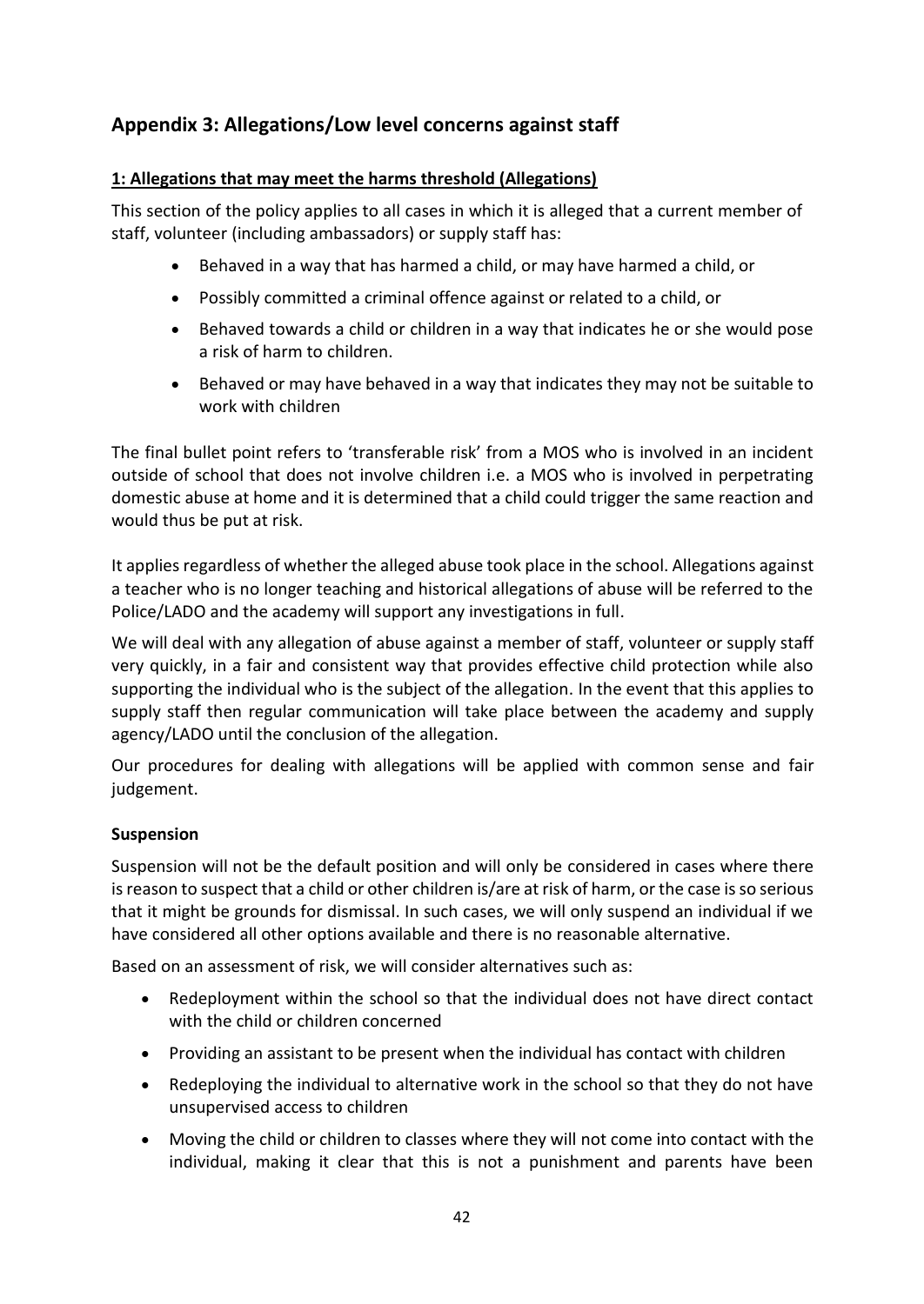## Appendix 3: Allegations/Low level concerns against staff

### 1: Allegations that may meet the harms threshold (Allegations)

This section of the policy applies to all cases in which it is alleged that a current member of staff, volunteer (including ambassadors) or supply staff has:

- Behaved in a way that has harmed a child, or may have harmed a child, or
- Possibly committed a criminal offence against or related to a child, or
- Behaved towards a child or children in a way that indicates he or she would pose a risk of harm to children.
- Behaved or may have behaved in a way that indicates they may not be suitable to work with children

The final bullet point refers to 'transferable risk' from a MOS who is involved in an incident outside of school that does not involve children i.e. a MOS who is involved in perpetrating domestic abuse at home and it is determined that a child could trigger the same reaction and would thus be put at risk.

It applies regardless of whether the alleged abuse took place in the school. Allegations against a teacher who is no longer teaching and historical allegations of abuse will be referred to the Police/LADO and the academy will support any investigations in full.

We will deal with any allegation of abuse against a member of staff, volunteer or supply staff very quickly, in a fair and consistent way that provides effective child protection while also supporting the individual who is the subject of the allegation. In the event that this applies to supply staff then regular communication will take place between the academy and supply agency/LADO until the conclusion of the allegation.

Our procedures for dealing with allegations will be applied with common sense and fair judgement.

#### Suspension

Suspension will not be the default position and will only be considered in cases where there is reason to suspect that a child or other children is/are at risk of harm, or the case is so serious that it might be grounds for dismissal. In such cases, we will only suspend an individual if we have considered all other options available and there is no reasonable alternative.

Based on an assessment of risk, we will consider alternatives such as:

- Redeployment within the school so that the individual does not have direct contact with the child or children concerned
- Providing an assistant to be present when the individual has contact with children
- Redeploying the individual to alternative work in the school so that they do not have unsupervised access to children
- Moving the child or children to classes where they will not come into contact with the individual, making it clear that this is not a punishment and parents have been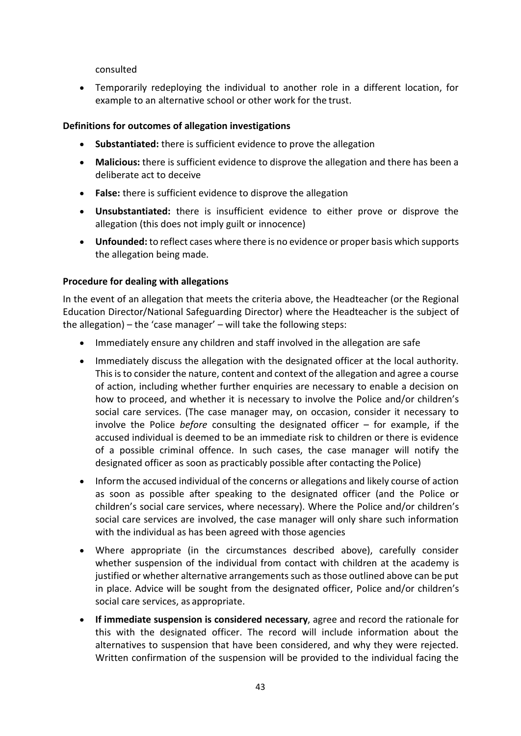consulted

- Temporarily redeploying the individual to another role in a different location, for example to an alternative school or other work for the trust.

**Definitions for outcomes of allegation investigations**

- **Substantiated:** there is sufficient evidence to prove the allegation
- **Malicious:** there is sufficient evidence to disprove the allegation and there has been a deliberate act to deceive
- **False:** there is sufficient evidence to disprove the allegation
- **Unsubstantiated:** there is insufficient evidence to either prove or disprove the allegation (this does not imply guilt or innocence)
- **Unfounded:** to reflect cases where there is no evidence or proper basis which supports the allegation being made.

**Procedure for dealing with allegations**

In the event of an allegation that meets the criteria above, the Headteacher (or the Regional Education Director/National Safeguarding Director) where the Headteacher is the subject of the allegation) – the 'case manager' – will take the following steps:

- Immediately ensure any children and staff involved in the allegation are safe
- Immediately discuss the allegation with the designated officer at the local authority. This is to consider the nature, content and context of the allegation and agree a course of action, including whether further enquiries are necessary to enable a decision on how to proceed, and whether it is necessary to involve the Police and/or children's social care services. (The case manager may, on occasion, consider it necessary to involve the Police *before* consulting the designated officer – for example, if the accused individual is deemed to be an immediate risk to children or there is evidence of a possible criminal offence. In such cases, the case manager will notify the designated officer as soon as practicably possible after contacting the Police)
- Inform the accused individual of the concerns or allegations and likely course of action as soon as possible after speaking to the designated officer (and the Police or children's social care services, where necessary). Where the Police and/or children's social care services are involved, the case manager will only share such information with the individual as has been agreed with those agencies
- Where appropriate (in the circumstances described above), carefully consider whether suspension of the individual from contact with children at the academy is justified or whether alternative arrangements such as those outlined above can be put in place. Advice will be sought from the designated officer, Police and/or children's social care services, as appropriate.
- **If immediate suspension is considered necessary**, agree and record the rationale for this with the designated officer. The record will include information about the alternatives to suspension that have been considered, and why they were rejected. Written confirmation of the suspension will be provided to the individual facing the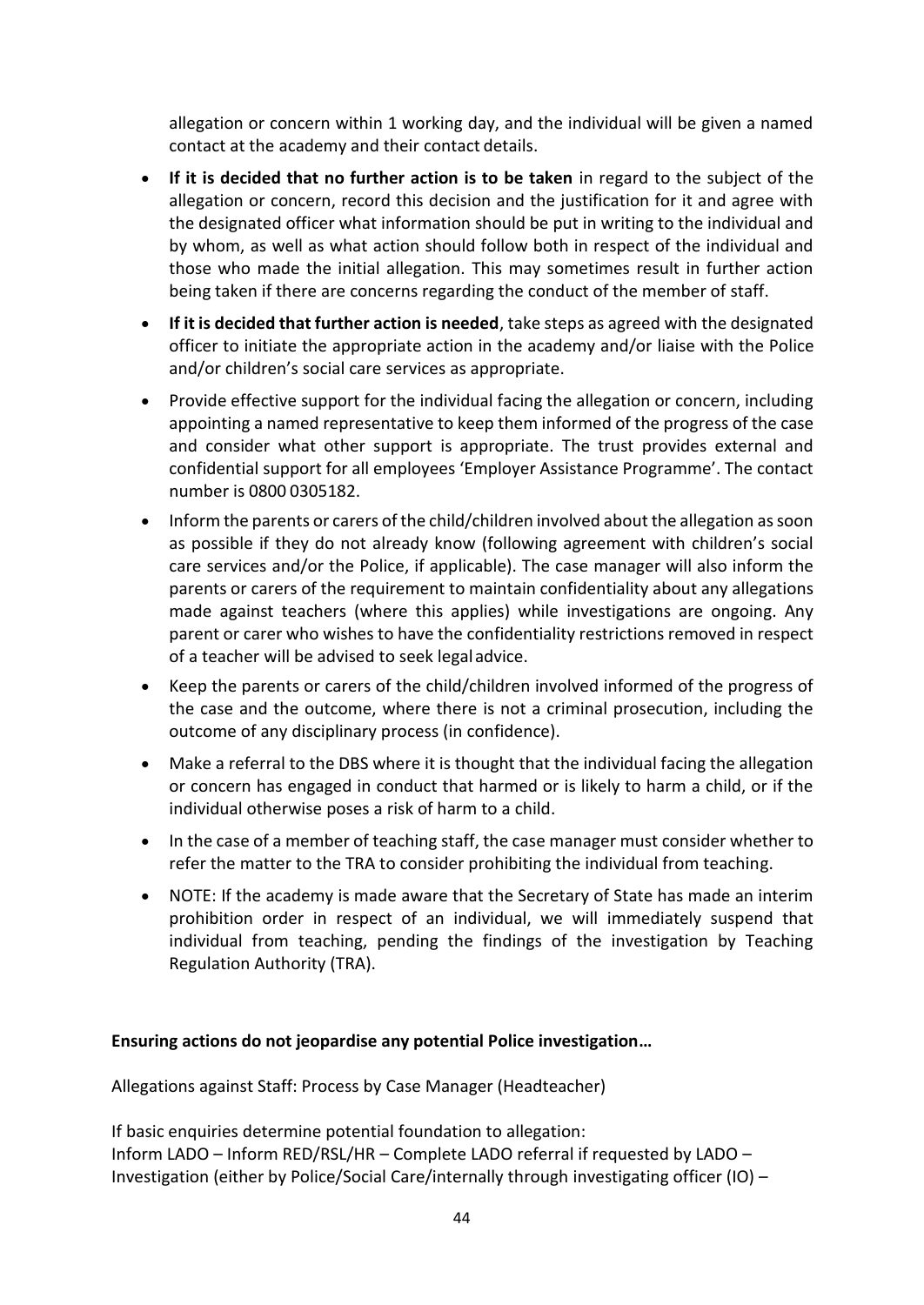allegation or concern within 1 working day, and the individual will be given a named contact at the academy and their contact details.

- **If it is decided that no further action is to be taken** in regard to the subject of the allegation or concern, record this decision and the justification for it and agree with the designated officer what information should be put in writing to the individual and by whom, as well as what action should follow both in respect of the individual and those who made the initial allegation. This may sometimes result in further action being taken if there are concerns regarding the conduct of the member of staff.
- **If it is decided that further action is needed**, take steps as agreed with the designated officer to initiate the appropriate action in the academy and/or liaise with the Police and/or children's social care services as appropriate.
- Provide effective support for the individual facing the allegation or concern, including appointing a named representative to keep them informed of the progress of the case and consider what other support is appropriate. The trust provides external and confidential support for all employees 'Employer Assistance Programme'. The contact number is 0800 0305182.
- Inform the parents or carers of the child/children involved about the allegation as soon as possible if they do not already know (following agreement with children's social care services and/or the Police, if applicable). The case manager will also inform the parents or carers of the requirement to maintain confidentiality about any allegations made against teachers (where this applies) while investigations are ongoing. Any parent or carer who wishes to have the confidentiality restrictions removed in respect of a teacher will be advised to seek legal advice.
- Keep the parents or carers of the child/children involved informed of the progress of the case and the outcome, where there is not a criminal prosecution, including the outcome of any disciplinary process (in confidence).
- Make a referral to the DBS where it is thought that the individual facing the allegation or concern has engaged in conduct that harmed or is likely to harm a child, or if the individual otherwise poses a risk of harm to a child.
- In the case of a member of teaching staff, the case manager must consider whether to refer the matter to the TRA to consider prohibiting the individual from teaching.
- NOTE: If the academy is made aware that the Secretary of State has made an interim prohibition order in respect of an individual, we will immediately suspend that individual from teaching, pending the findings of the investigation by Teaching Regulation Authority (TRA).

**Ensuring actions do not jeopardise any potential Police investigation…**

Allegations against Staff: Process by Case Manager (Headteacher)

If basic enquiries determine potential foundation to allegation:
Inform LADO – Inform RED/RSL/HR – Complete LADO referral if requested by LADO – Investigation (either by Police/Social Care/internally through investigating officer (IO) –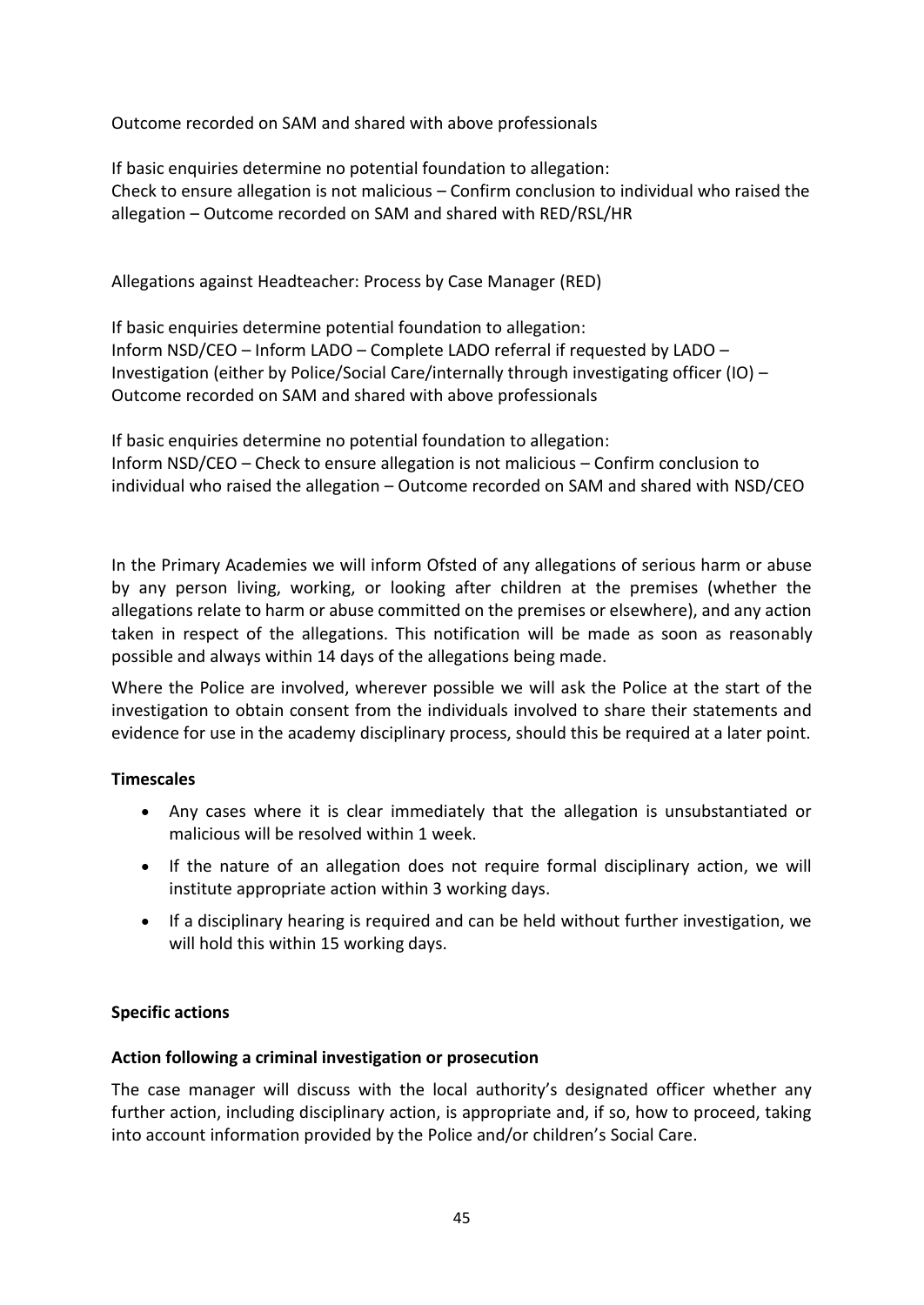Outcome recorded on SAM and shared with above professionals

If basic enquiries determine no potential foundation to allegation:
Check to ensure allegation is not malicious – Confirm conclusion to individual who raised the allegation – Outcome recorded on SAM and shared with RED/RSL/HR

Allegations against Headteacher: Process by Case Manager (RED)

If basic enquiries determine potential foundation to allegation:
Inform NSD/CEO – Inform LADO – Complete LADO referral if requested by LADO – Investigation (either by Police/Social Care/internally through investigating officer (IO) – Outcome recorded on SAM and shared with above professionals

If basic enquiries determine no potential foundation to allegation:
Inform NSD/CEO – Check to ensure allegation is not malicious – Confirm conclusion to individual who raised the allegation – Outcome recorded on SAM and shared with NSD/CEO

In the Primary Academies we will inform Ofsted of any allegations of serious harm or abuse by any person living, working, or looking after children at the premises (whether the allegations relate to harm or abuse committed on the premises or elsewhere), and any action taken in respect of the allegations. This notification will be made as soon as reasonably possible and always within 14 days of the allegations being made.

Where the Police are involved, wherever possible we will ask the Police at the start of the investigation to obtain consent from the individuals involved to share their statements and evidence for use in the academy disciplinary process, should this be required at a later point.

**Timescales**

- Any cases where it is clear immediately that the allegation is unsubstantiated or malicious will be resolved within 1 week.
- If the nature of an allegation does not require formal disciplinary action, we will institute appropriate action within 3 working days.
- If a disciplinary hearing is required and can be held without further investigation, we will hold this within 15 working days.

**Specific actions**

**Action following a criminal investigation or prosecution**

The case manager will discuss with the local authority's designated officer whether any further action, including disciplinary action, is appropriate and, if so, how to proceed, taking into account information provided by the Police and/or children's Social Care.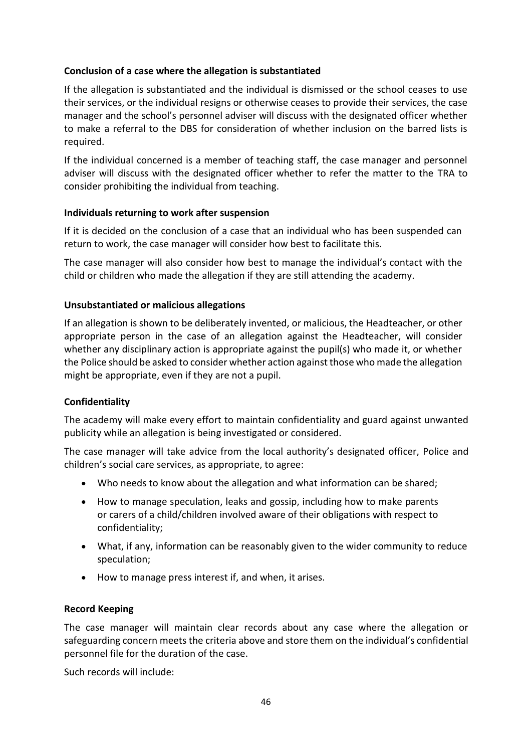**Conclusion of a case where the allegation is substantiated**

If the allegation is substantiated and the individual is dismissed or the school ceases to use their services, or the individual resigns or otherwise ceases to provide their services, the case manager and the school's personnel adviser will discuss with the designated officer whether to make a referral to the DBS for consideration of whether inclusion on the barred lists is required.

If the individual concerned is a member of teaching staff, the case manager and personnel adviser will discuss with the designated officer whether to refer the matter to the TRA to consider prohibiting the individual from teaching.

**Individuals returning to work after suspension**

If it is decided on the conclusion of a case that an individual who has been suspended can return to work, the case manager will consider how best to facilitate this.

The case manager will also consider how best to manage the individual's contact with the child or children who made the allegation if they are still attending the academy.

**Unsubstantiated or malicious allegations**

If an allegation is shown to be deliberately invented, or malicious, the Headteacher, or other appropriate person in the case of an allegation against the Headteacher, will consider whether any disciplinary action is appropriate against the pupil(s) who made it, or whether the Police should be asked to consider whether action against those who made the allegation might be appropriate, even if they are not a pupil.

**Confidentiality**

The academy will make every effort to maintain confidentiality and guard against unwanted publicity while an allegation is being investigated or considered.

The case manager will take advice from the local authority's designated officer, Police and children's social care services, as appropriate, to agree:

- Who needs to know about the allegation and what information can be shared;
- How to manage speculation, leaks and gossip, including how to make parents or carers of a child/children involved aware of their obligations with respect to confidentiality;
- What, if any, information can be reasonably given to the wider community to reduce speculation;
- How to manage press interest if, and when, it arises.

**Record Keeping**

The case manager will maintain clear records about any case where the allegation or safeguarding concern meets the criteria above and store them on the individual's confidential personnel file for the duration of the case.

Such records will include: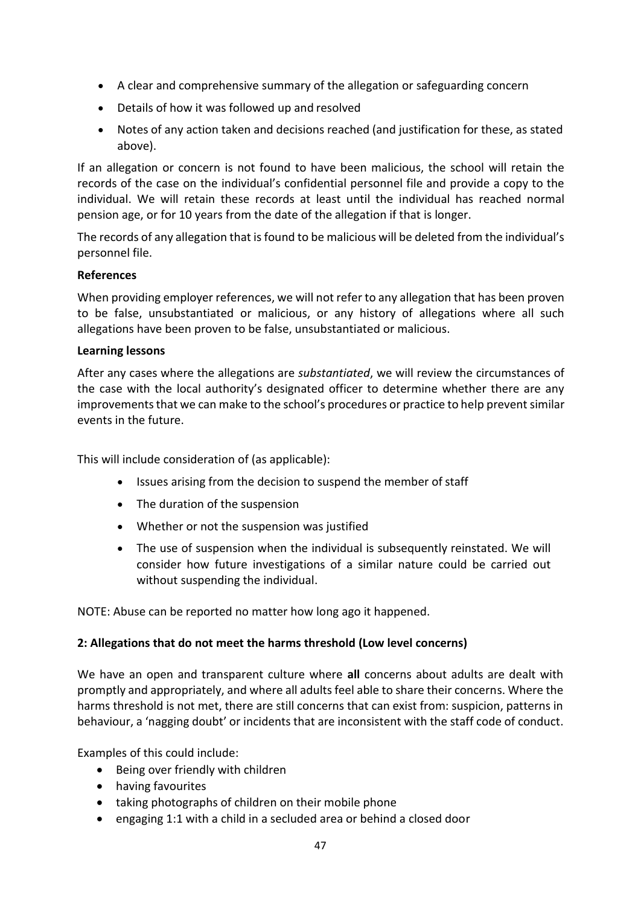- A clear and comprehensive summary of the allegation or safeguarding concern
- Details of how it was followed up and resolved
- Notes of any action taken and decisions reached (and justification for these, as stated above).

If an allegation or concern is not found to have been malicious, the school will retain the records of the case on the individual's confidential personnel file and provide a copy to the individual. We will retain these records at least until the individual has reached normal pension age, or for 10 years from the date of the allegation if that is longer.

The records of any allegation that is found to be malicious will be deleted from the individual's personnel file.

**References**

When providing employer references, we will not refer to any allegation that has been proven to be false, unsubstantiated or malicious, or any history of allegations where all such allegations have been proven to be false, unsubstantiated or malicious.

**Learning lessons**

After any cases where the allegations are *substantiated*, we will review the circumstances of the case with the local authority's designated officer to determine whether there are any improvements that we can make to the school's procedures or practice to help prevent similar events in the future.

This will include consideration of (as applicable):

- Issues arising from the decision to suspend the member of staff
- The duration of the suspension
- Whether or not the suspension was justified
- The use of suspension when the individual is subsequently reinstated. We will consider how future investigations of a similar nature could be carried out without suspending the individual.

NOTE: Abuse can be reported no matter how long ago it happened.

**2: Allegations that do not meet the harms threshold (Low level concerns)**

We have an open and transparent culture where **all** concerns about adults are dealt with promptly and appropriately, and where all adults feel able to share their concerns. Where the harms threshold is not met, there are still concerns that can exist from: suspicion, patterns in behaviour, a 'nagging doubt' or incidents that are inconsistent with the staff code of conduct.

Examples of this could include:

- Being over friendly with children
- having favourites
- taking photographs of children on their mobile phone
- engaging 1:1 with a child in a secluded area or behind a closed door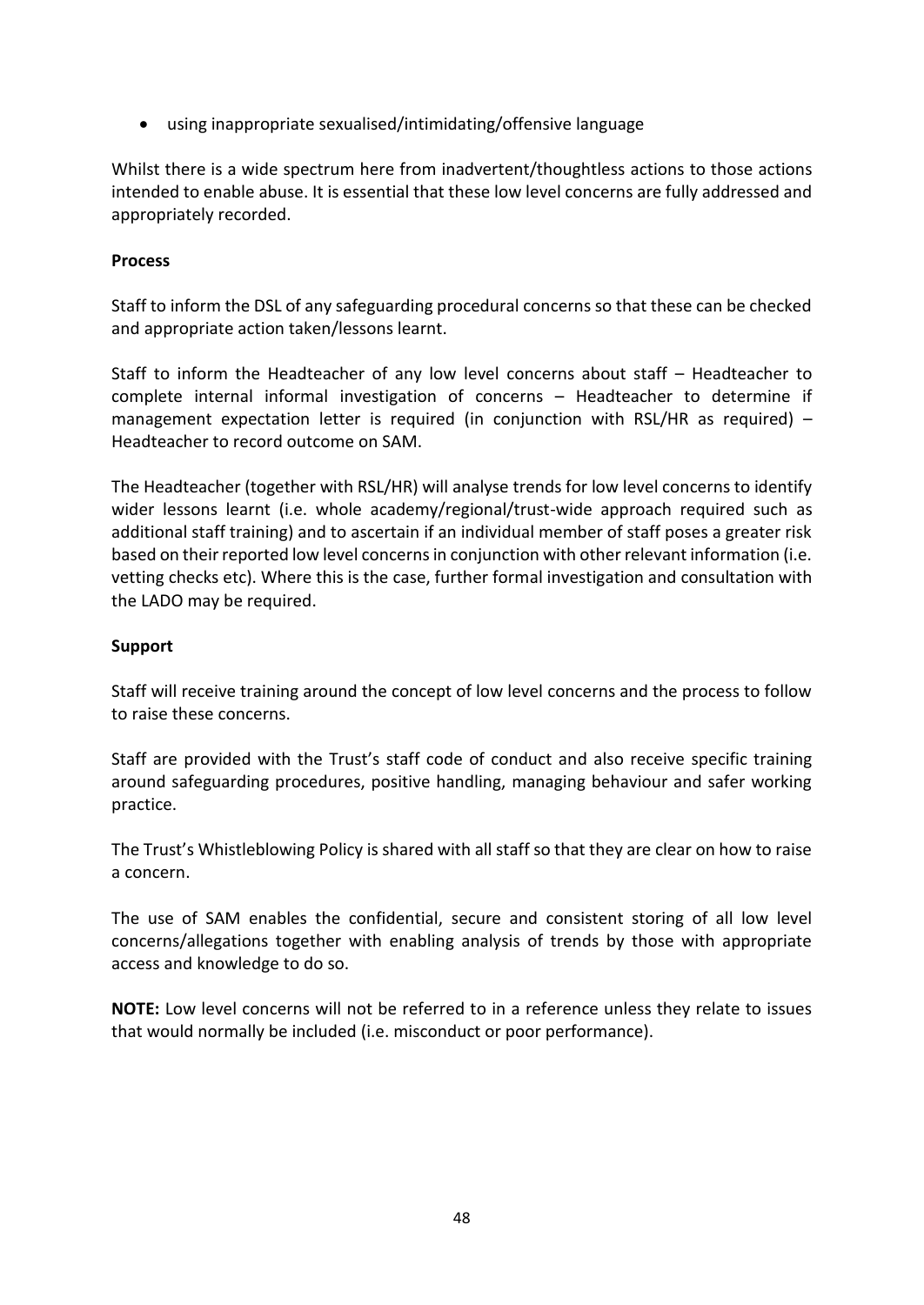- using inappropriate sexualised/intimidating/offensive language

Whilst there is a wide spectrum here from inadvertent/thoughtless actions to those actions intended to enable abuse. It is essential that these low level concerns are fully addressed and appropriately recorded.

**Process**

Staff to inform the DSL of any safeguarding procedural concerns so that these can be checked and appropriate action taken/lessons learnt.

Staff to inform the Headteacher of any low level concerns about staff – Headteacher to complete internal informal investigation of concerns – Headteacher to determine if management expectation letter is required (in conjunction with RSL/HR as required) – Headteacher to record outcome on SAM.

The Headteacher (together with RSL/HR) will analyse trends for low level concerns to identify wider lessons learnt (i.e. whole academy/regional/trust-wide approach required such as additional staff training) and to ascertain if an individual member of staff poses a greater risk based on their reported low level concerns in conjunction with other relevant information (i.e. vetting checks etc). Where this is the case, further formal investigation and consultation with the LADO may be required.

**Support**

Staff will receive training around the concept of low level concerns and the process to follow to raise these concerns.

Staff are provided with the Trust's staff code of conduct and also receive specific training around safeguarding procedures, positive handling, managing behaviour and safer working practice.

The Trust's Whistleblowing Policy is shared with all staff so that they are clear on how to raise a concern.

The use of SAM enables the confidential, secure and consistent storing of all low level concerns/allegations together with enabling analysis of trends by those with appropriate access and knowledge to do so.

**NOTE:** Low level concerns will not be referred to in a reference unless they relate to issues that would normally be included (i.e. misconduct or poor performance).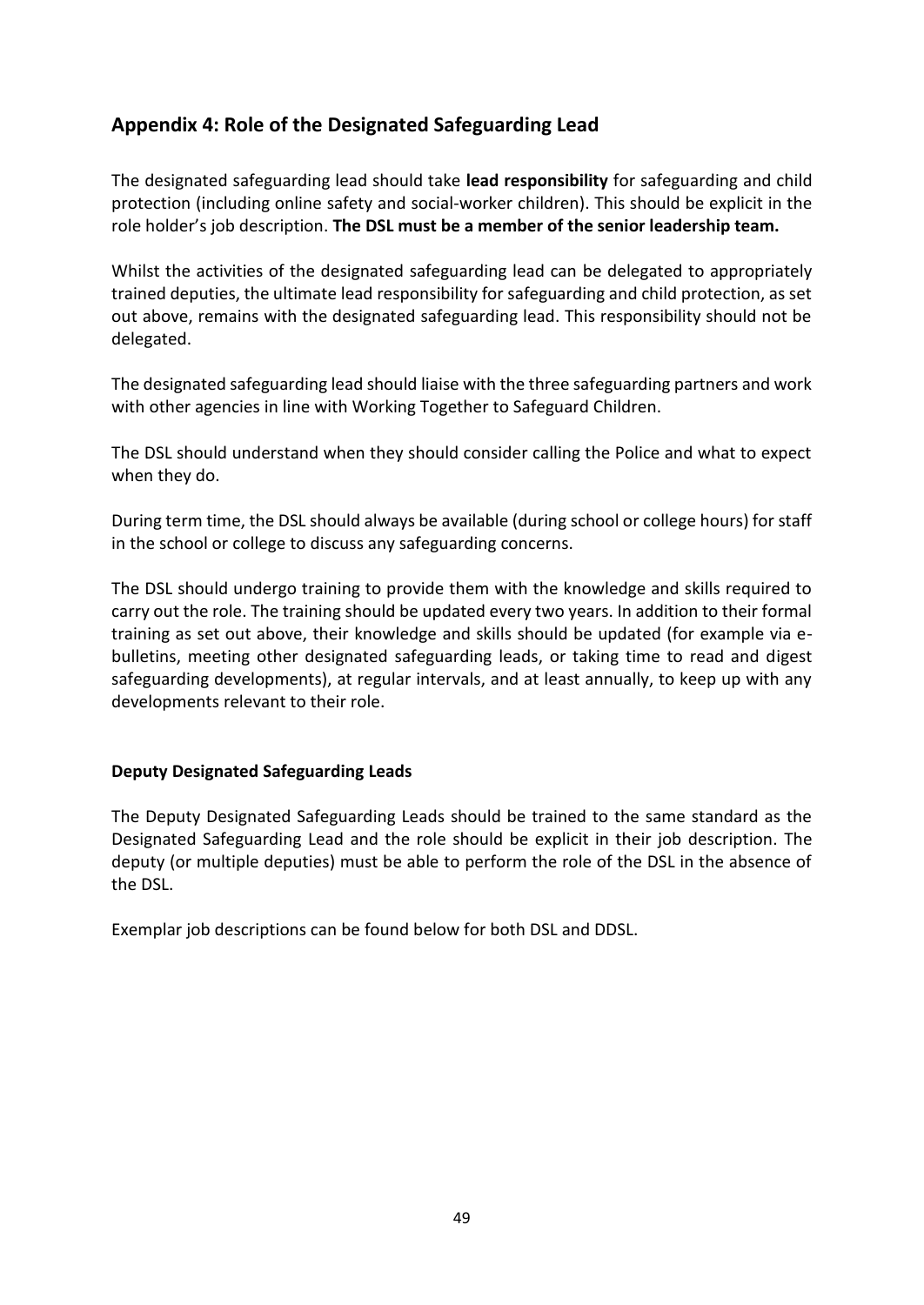## Appendix 4: Role of the Designated Safeguarding Lead

The designated safeguarding lead should take **lead responsibility** for safeguarding and child protection (including online safety and social-worker children). This should be explicit in the role holder's job description. **The DSL must be a member of the senior leadership team.**

Whilst the activities of the designated safeguarding lead can be delegated to appropriately trained deputies, the ultimate lead responsibility for safeguarding and child protection, as set out above, remains with the designated safeguarding lead. This responsibility should not be delegated.

The designated safeguarding lead should liaise with the three safeguarding partners and work with other agencies in line with Working Together to Safeguard Children.

The DSL should understand when they should consider calling the Police and what to expect when they do.

During term time, the DSL should always be available (during school or college hours) for staff in the school or college to discuss any safeguarding concerns.

The DSL should undergo training to provide them with the knowledge and skills required to carry out the role. The training should be updated every two years. In addition to their formal training as set out above, their knowledge and skills should be updated (for example via e-bulletins, meeting other designated safeguarding leads, or taking time to read and digest safeguarding developments), at regular intervals, and at least annually, to keep up with any developments relevant to their role.

**Deputy Designated Safeguarding Leads**

The Deputy Designated Safeguarding Leads should be trained to the same standard as the Designated Safeguarding Lead and the role should be explicit in their job description. The deputy (or multiple deputies) must be able to perform the role of the DSL in the absence of the DSL.

Exemplar job descriptions can be found below for both DSL and DDSL.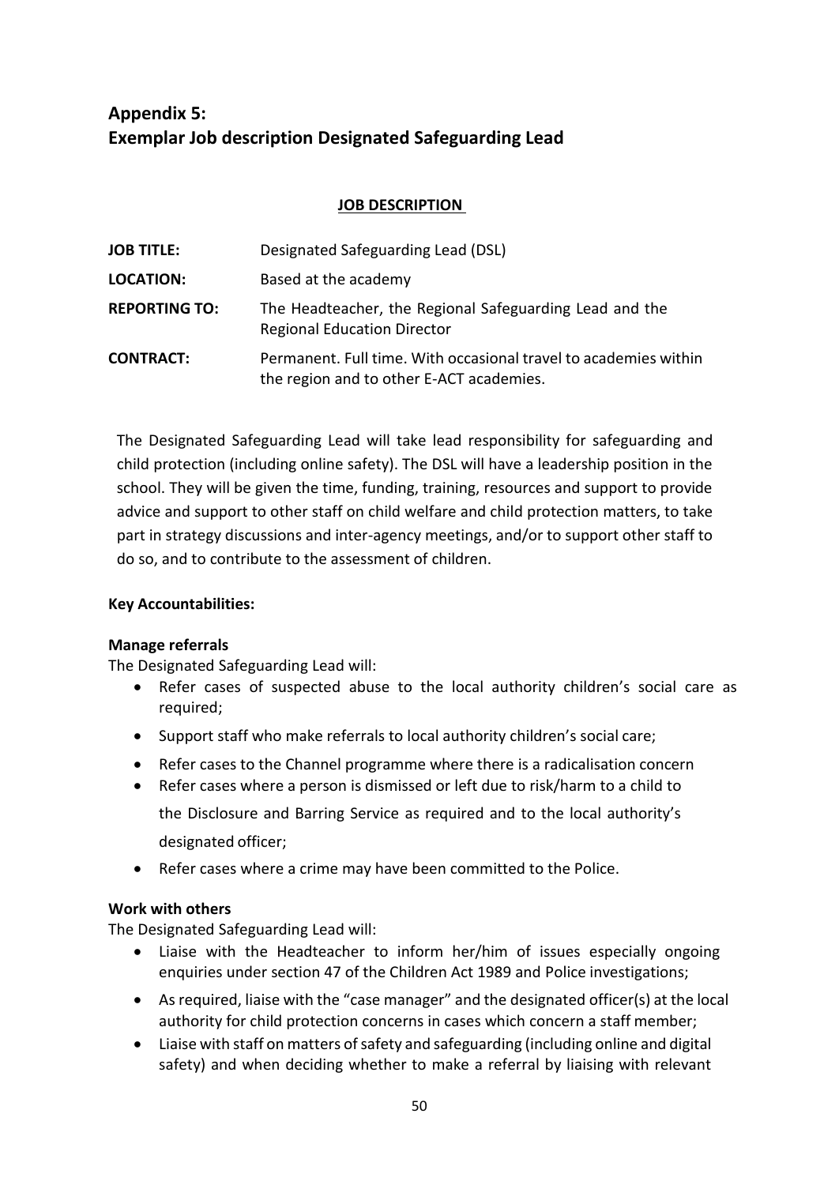# Appendix 5: Exemplar Job description Designated Safeguarding Lead

**JOB DESCRIPTION**

| | |
|---|---|
| **JOB TITLE:** | Designated Safeguarding Lead (DSL) |
| **LOCATION:** | Based at the academy |
| **REPORTING TO:** | The Headteacher, the Regional Safeguarding Lead and the Regional Education Director |
| **CONTRACT:** | Permanent. Full time. With occasional travel to academies within the region and to other E-ACT academies. |

The Designated Safeguarding Lead will take lead responsibility for safeguarding and child protection (including online safety). The DSL will have a leadership position in the school. They will be given the time, funding, training, resources and support to provide advice and support to other staff on child welfare and child protection matters, to take part in strategy discussions and inter-agency meetings, and/or to support other staff to do so, and to contribute to the assessment of children.

**Key Accountabilities:**

**Manage referrals**

The Designated Safeguarding Lead will:

- Refer cases of suspected abuse to the local authority children's social care as required;
- Support staff who make referrals to local authority children's social care;
- Refer cases to the Channel programme where there is a radicalisation concern
- Refer cases where a person is dismissed or left due to risk/harm to a child to the Disclosure and Barring Service as required and to the local authority's designated officer;
- Refer cases where a crime may have been committed to the Police.

**Work with others**

The Designated Safeguarding Lead will:

- Liaise with the Headteacher to inform her/him of issues especially ongoing enquiries under section 47 of the Children Act 1989 and Police investigations;
- As required, liaise with the "case manager" and the designated officer(s) at the local authority for child protection concerns in cases which concern a staff member;
- Liaise with staff on matters of safety and safeguarding (including online and digital safety) and when deciding whether to make a referral by liaising with relevant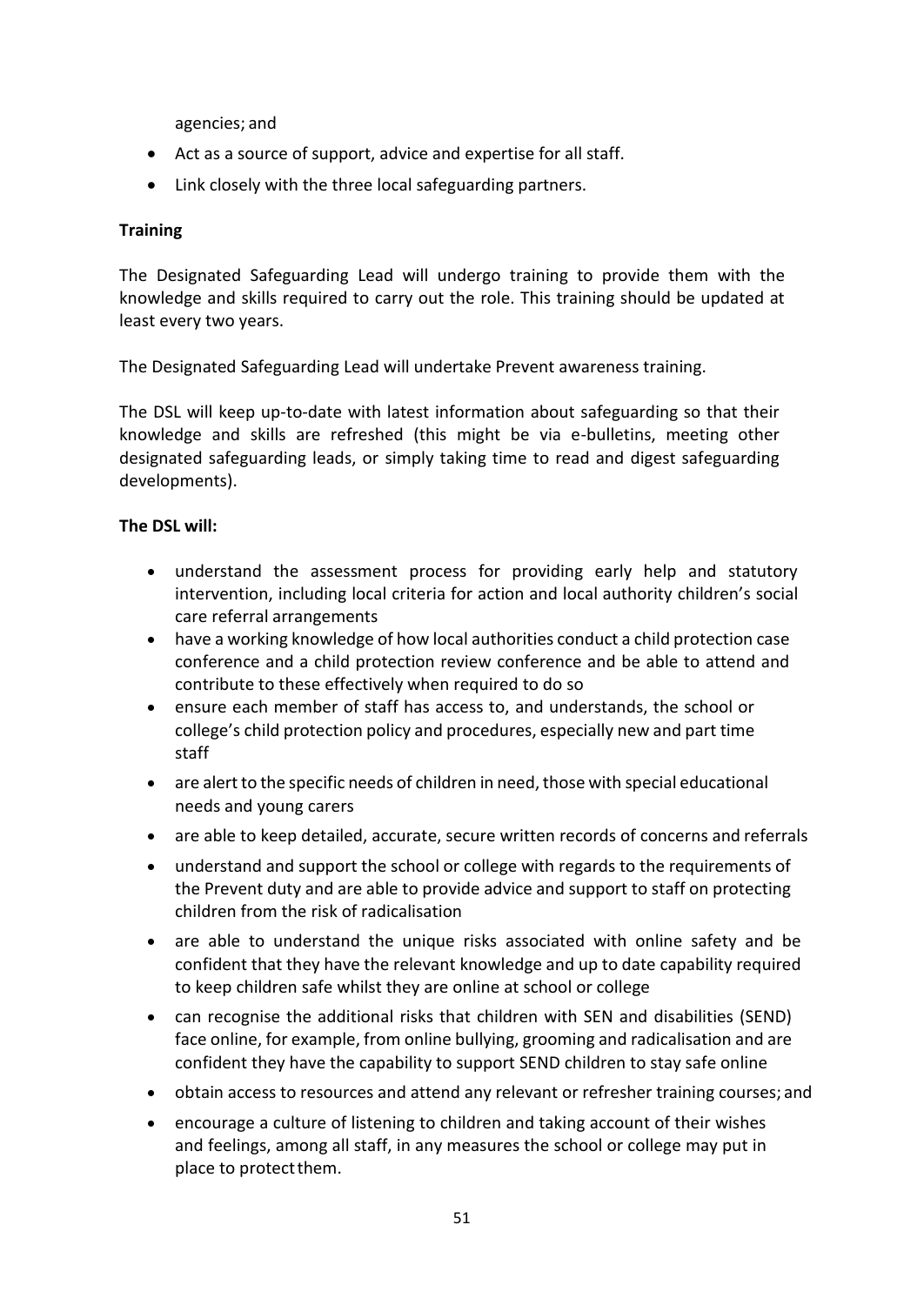agencies; and

- Act as a source of support, advice and expertise for all staff.
- Link closely with the three local safeguarding partners.

**Training**

The Designated Safeguarding Lead will undergo training to provide them with the knowledge and skills required to carry out the role. This training should be updated at least every two years.

The Designated Safeguarding Lead will undertake Prevent awareness training.

The DSL will keep up-to-date with latest information about safeguarding so that their knowledge and skills are refreshed (this might be via e-bulletins, meeting other designated safeguarding leads, or simply taking time to read and digest safeguarding developments).

**The DSL will:**

- understand the assessment process for providing early help and statutory intervention, including local criteria for action and local authority children's social care referral arrangements
- have a working knowledge of how local authorities conduct a child protection case conference and a child protection review conference and be able to attend and contribute to these effectively when required to do so
- ensure each member of staff has access to, and understands, the school or college's child protection policy and procedures, especially new and part time staff
- are alert to the specific needs of children in need, those with special educational needs and young carers
- are able to keep detailed, accurate, secure written records of concerns and referrals
- understand and support the school or college with regards to the requirements of the Prevent duty and are able to provide advice and support to staff on protecting children from the risk of radicalisation
- are able to understand the unique risks associated with online safety and be confident that they have the relevant knowledge and up to date capability required to keep children safe whilst they are online at school or college
- can recognise the additional risks that children with SEN and disabilities (SEND) face online, for example, from online bullying, grooming and radicalisation and are confident they have the capability to support SEND children to stay safe online
- obtain access to resources and attend any relevant or refresher training courses; and
- encourage a culture of listening to children and taking account of their wishes and feelings, among all staff, in any measures the school or college may put in place to protect them.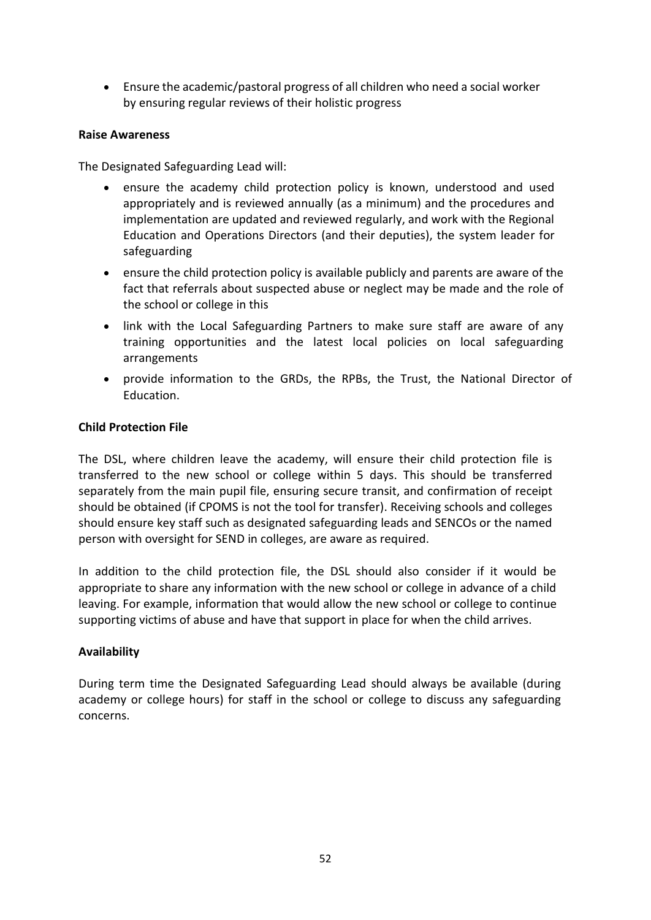- Ensure the academic/pastoral progress of all children who need a social worker by ensuring regular reviews of their holistic progress

**Raise Awareness**

The Designated Safeguarding Lead will:

- ensure the academy child protection policy is known, understood and used appropriately and is reviewed annually (as a minimum) and the procedures and implementation are updated and reviewed regularly, and work with the Regional Education and Operations Directors (and their deputies), the system leader for safeguarding
- ensure the child protection policy is available publicly and parents are aware of the fact that referrals about suspected abuse or neglect may be made and the role of the school or college in this
- link with the Local Safeguarding Partners to make sure staff are aware of any training opportunities and the latest local policies on local safeguarding arrangements
- provide information to the GRDs, the RPBs, the Trust, the National Director of Education.

**Child Protection File**

The DSL, where children leave the academy, will ensure their child protection file is transferred to the new school or college within 5 days. This should be transferred separately from the main pupil file, ensuring secure transit, and confirmation of receipt should be obtained (if CPOMS is not the tool for transfer). Receiving schools and colleges should ensure key staff such as designated safeguarding leads and SENCOs or the named person with oversight for SEND in colleges, are aware as required.

In addition to the child protection file, the DSL should also consider if it would be appropriate to share any information with the new school or college in advance of a child leaving. For example, information that would allow the new school or college to continue supporting victims of abuse and have that support in place for when the child arrives.

**Availability**

During term time the Designated Safeguarding Lead should always be available (during academy or college hours) for staff in the school or college to discuss any safeguarding concerns.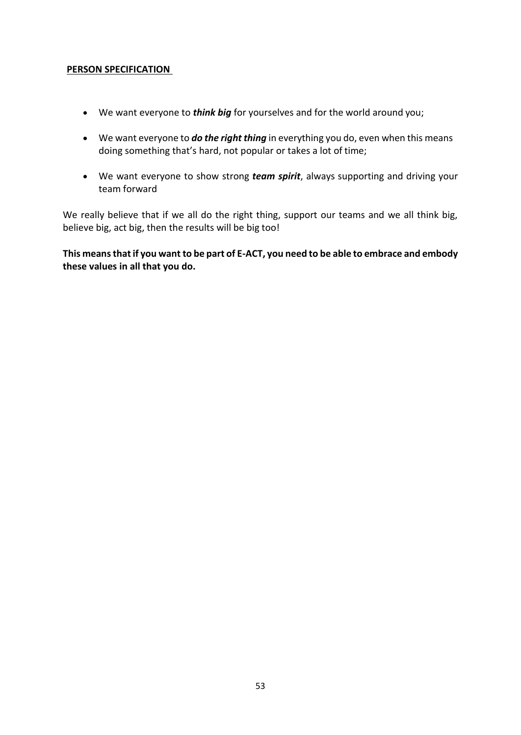**PERSON SPECIFICATION**

- We want everyone to ***think big*** for yourselves and for the world around you;
- We want everyone to ***do the right thing*** in everything you do, even when this means doing something that's hard, not popular or takes a lot of time;
- We want everyone to show strong ***team spirit***, always supporting and driving your team forward

We really believe that if we all do the right thing, support our teams and we all think big, believe big, act big, then the results will be big too!

**This means that if you want to be part of E-ACT, you need to be able to embrace and embody these values in all that you do.**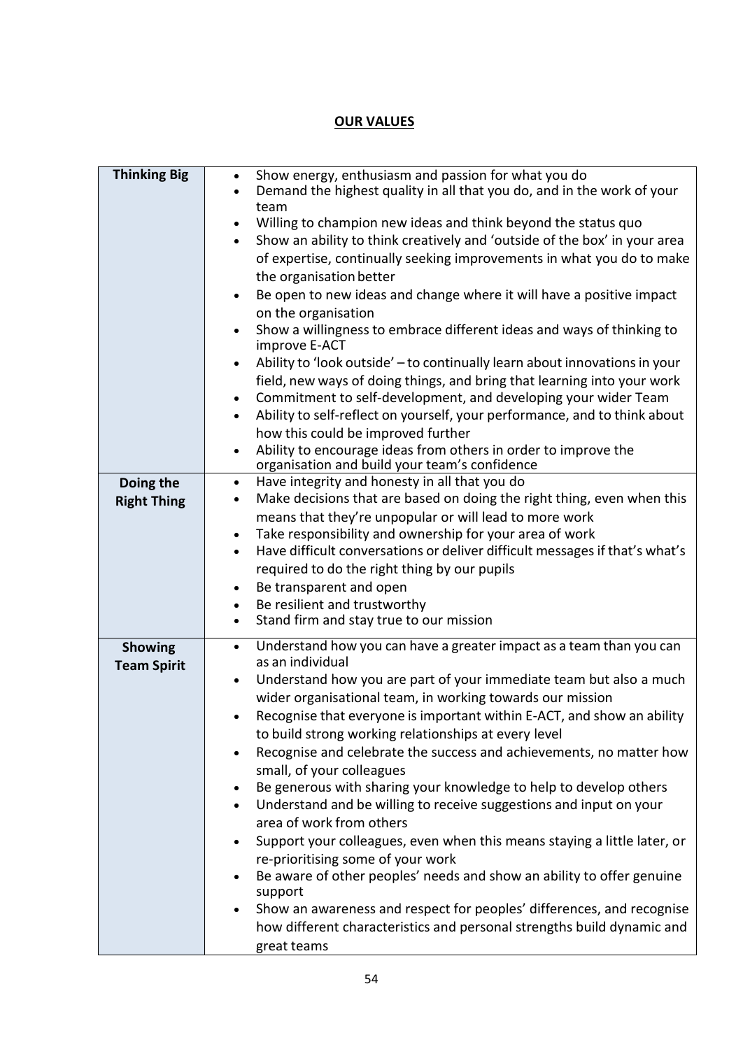## OUR VALUES

| | |
|---|---|
| **Thinking Big** | • Show energy, enthusiasm and passion for what you do<br>• Demand the highest quality in all that you do, and in the work of your team<br>• Willing to champion new ideas and think beyond the status quo<br>• Show an ability to think creatively and 'outside of the box' in your area of expertise, continually seeking improvements in what you do to make the organisation better<br>• Be open to new ideas and change where it will have a positive impact on the organisation<br>• Show a willingness to embrace different ideas and ways of thinking to improve E-ACT<br>• Ability to 'look outside' – to continually learn about innovations in your field, new ways of doing things, and bring that learning into your work<br>• Commitment to self-development, and developing your wider Team<br>• Ability to self-reflect on yourself, your performance, and to think about how this could be improved further<br>• Ability to encourage ideas from others in order to improve the organisation and build your team's confidence |
| **Doing the Right Thing** | • Have integrity and honesty in all that you do<br>• Make decisions that are based on doing the right thing, even when this means that they're unpopular or will lead to more work<br>• Take responsibility and ownership for your area of work<br>• Have difficult conversations or deliver difficult messages if that's what's required to do the right thing by our pupils<br>• Be transparent and open<br>• Be resilient and trustworthy<br>• Stand firm and stay true to our mission |
| **Showing Team Spirit** | • Understand how you can have a greater impact as a team than you can as an individual<br>• Understand how you are part of your immediate team but also a much wider organisational team, in working towards our mission<br>• Recognise that everyone is important within E-ACT, and show an ability to build strong working relationships at every level<br>• Recognise and celebrate the success and achievements, no matter how small, of your colleagues<br>• Be generous with sharing your knowledge to help to develop others<br>• Understand and be willing to receive suggestions and input on your area of work from others<br>• Support your colleagues, even when this means staying a little later, or re-prioritising some of your work<br>• Be aware of other peoples' needs and show an ability to offer genuine support<br>• Show an awareness and respect for peoples' differences, and recognise how different characteristics and personal strengths build dynamic and great teams |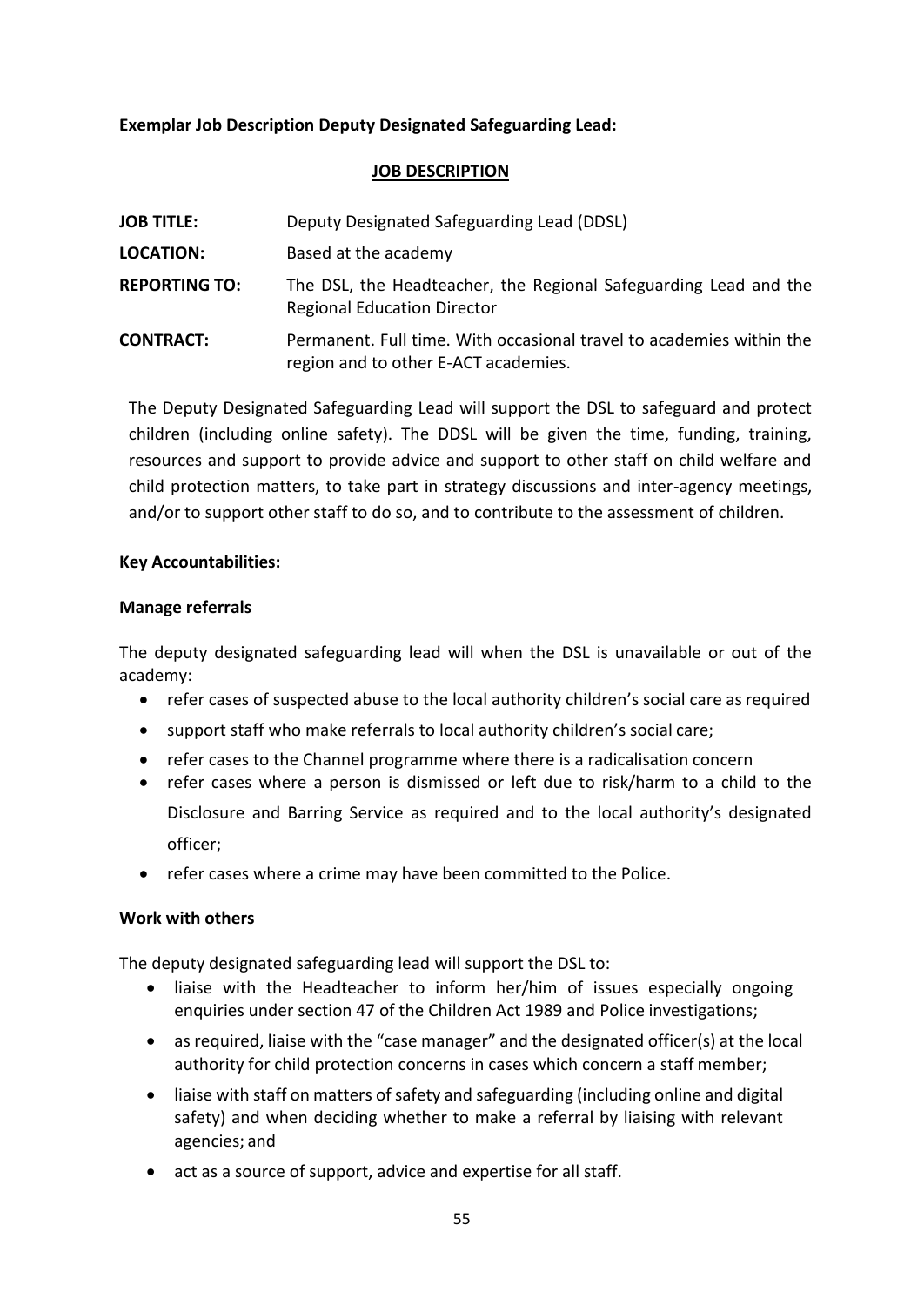**Exemplar Job Description Deputy Designated Safeguarding Lead:**

**JOB DESCRIPTION**

**JOB TITLE:** Deputy Designated Safeguarding Lead (DDSL)

**LOCATION:** Based at the academy

**REPORTING TO:** The DSL, the Headteacher, the Regional Safeguarding Lead and the Regional Education Director

**CONTRACT:** Permanent. Full time. With occasional travel to academies within the region and to other E-ACT academies.

The Deputy Designated Safeguarding Lead will support the DSL to safeguard and protect children (including online safety). The DDSL will be given the time, funding, training, resources and support to provide advice and support to other staff on child welfare and child protection matters, to take part in strategy discussions and inter-agency meetings, and/or to support other staff to do so, and to contribute to the assessment of children.

**Key Accountabilities:**

**Manage referrals**

The deputy designated safeguarding lead will when the DSL is unavailable or out of the academy:

- refer cases of suspected abuse to the local authority children's social care as required
- support staff who make referrals to local authority children's social care;
- refer cases to the Channel programme where there is a radicalisation concern
- refer cases where a person is dismissed or left due to risk/harm to a child to the Disclosure and Barring Service as required and to the local authority's designated officer;
- refer cases where a crime may have been committed to the Police.

**Work with others**

The deputy designated safeguarding lead will support the DSL to:

- liaise with the Headteacher to inform her/him of issues especially ongoing enquiries under section 47 of the Children Act 1989 and Police investigations;
- as required, liaise with the "case manager" and the designated officer(s) at the local authority for child protection concerns in cases which concern a staff member;
- liaise with staff on matters of safety and safeguarding (including online and digital safety) and when deciding whether to make a referral by liaising with relevant agencies; and
- act as a source of support, advice and expertise for all staff.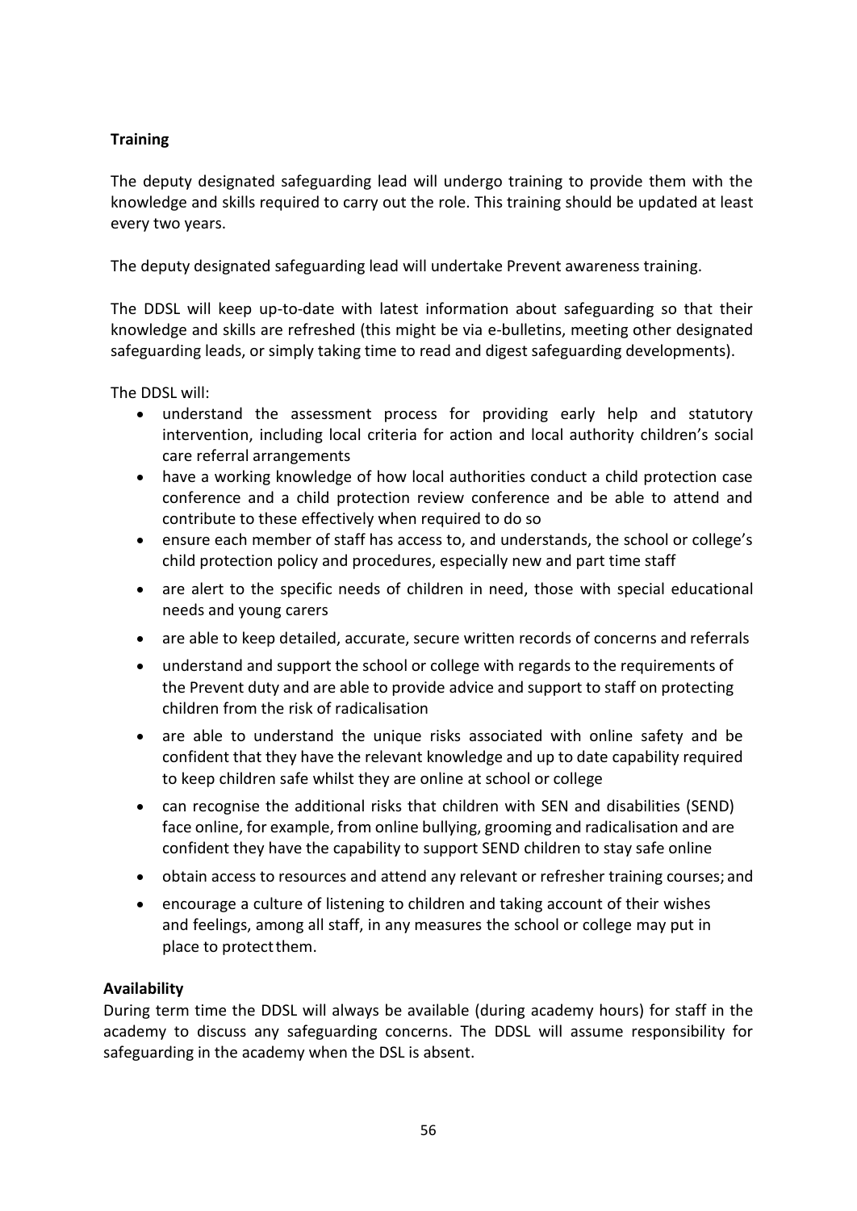**Training**

The deputy designated safeguarding lead will undergo training to provide them with the knowledge and skills required to carry out the role. This training should be updated at least every two years.

The deputy designated safeguarding lead will undertake Prevent awareness training.

The DDSL will keep up-to-date with latest information about safeguarding so that their knowledge and skills are refreshed (this might be via e-bulletins, meeting other designated safeguarding leads, or simply taking time to read and digest safeguarding developments).

The DDSL will:

- understand the assessment process for providing early help and statutory intervention, including local criteria for action and local authority children's social care referral arrangements
- have a working knowledge of how local authorities conduct a child protection case conference and a child protection review conference and be able to attend and contribute to these effectively when required to do so
- ensure each member of staff has access to, and understands, the school or college's child protection policy and procedures, especially new and part time staff
- are alert to the specific needs of children in need, those with special educational needs and young carers
- are able to keep detailed, accurate, secure written records of concerns and referrals
- understand and support the school or college with regards to the requirements of the Prevent duty and are able to provide advice and support to staff on protecting children from the risk of radicalisation
- are able to understand the unique risks associated with online safety and be confident that they have the relevant knowledge and up to date capability required to keep children safe whilst they are online at school or college
- can recognise the additional risks that children with SEN and disabilities (SEND) face online, for example, from online bullying, grooming and radicalisation and are confident they have the capability to support SEND children to stay safe online
- obtain access to resources and attend any relevant or refresher training courses; and
- encourage a culture of listening to children and taking account of their wishes and feelings, among all staff, in any measures the school or college may put in place to protect them.

**Availability**

During term time the DDSL will always be available (during academy hours) for staff in the academy to discuss any safeguarding concerns. The DDSL will assume responsibility for safeguarding in the academy when the DSL is absent.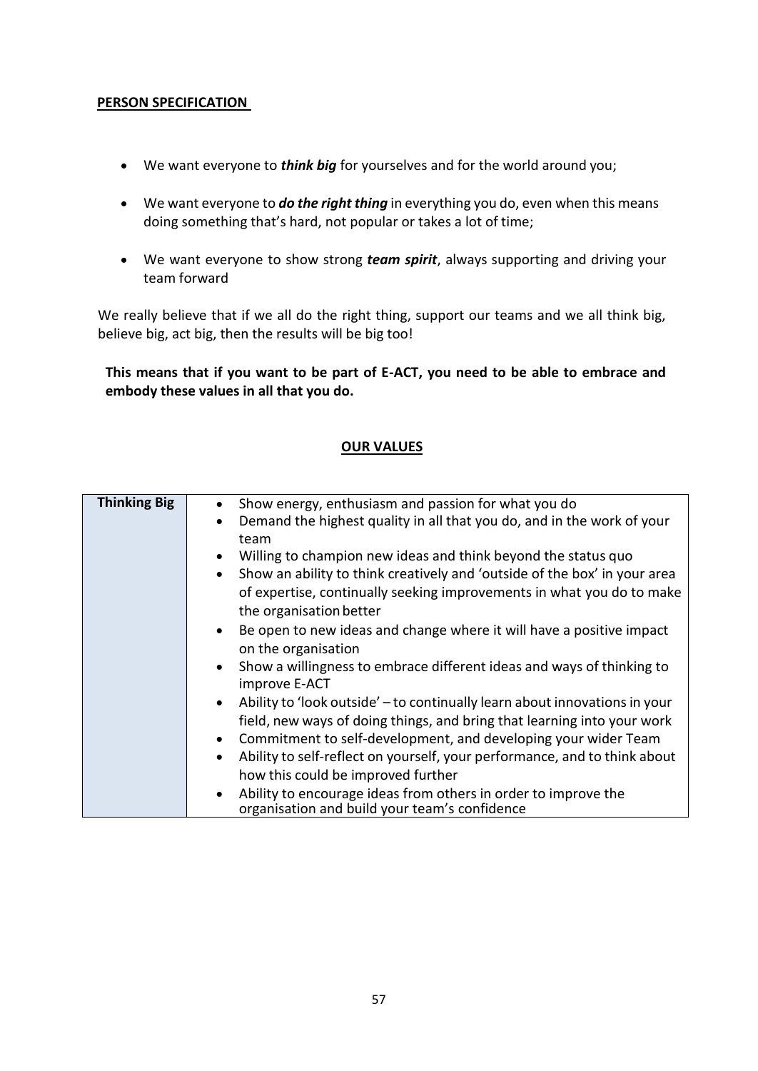## PERSON SPECIFICATION

- We want everyone to ***think big*** for yourselves and for the world around you;
- We want everyone to ***do the right thing*** in everything you do, even when this means doing something that's hard, not popular or takes a lot of time;
- We want everyone to show strong ***team spirit***, always supporting and driving your team forward

We really believe that if we all do the right thing, support our teams and we all think big, believe big, act big, then the results will be big too!

**This means that if you want to be part of E-ACT, you need to be able to embrace and embody these values in all that you do.**

## OUR VALUES

| **Thinking Big** | • Show energy, enthusiasm and passion for what you do<br>• Demand the highest quality in all that you do, and in the work of your team<br>• Willing to champion new ideas and think beyond the status quo<br>• Show an ability to think creatively and 'outside of the box' in your area of expertise, continually seeking improvements in what you do to make the organisation better<br>• Be open to new ideas and change where it will have a positive impact on the organisation<br>• Show a willingness to embrace different ideas and ways of thinking to improve E-ACT<br>• Ability to 'look outside' – to continually learn about innovations in your field, new ways of doing things, and bring that learning into your work<br>• Commitment to self-development, and developing your wider Team<br>• Ability to self-reflect on yourself, your performance, and to think about how this could be improved further<br>• Ability to encourage ideas from others in order to improve the organisation and build your team's confidence |
|---|---|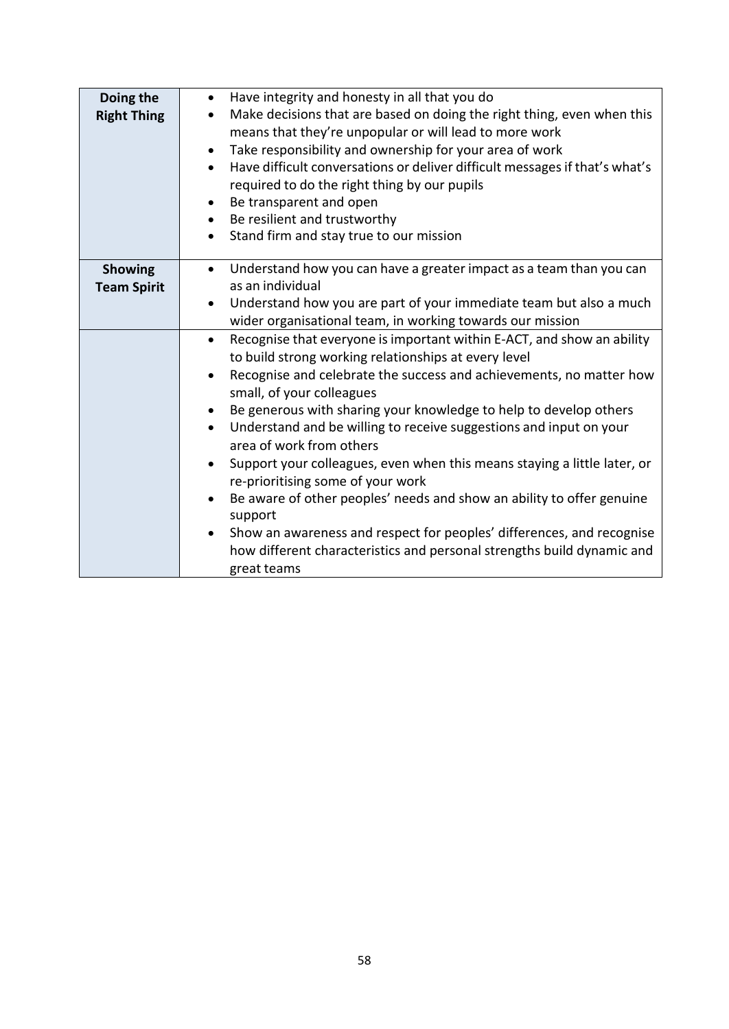| | |
|---|---|
| **Doing the Right Thing** | • Have integrity and honesty in all that you do<br>• Make decisions that are based on doing the right thing, even when this means that they're unpopular or will lead to more work<br>• Take responsibility and ownership for your area of work<br>• Have difficult conversations or deliver difficult messages if that's what's required to do the right thing by our pupils<br>• Be transparent and open<br>• Be resilient and trustworthy<br>• Stand firm and stay true to our mission |
| **Showing Team Spirit** | • Understand how you can have a greater impact as a team than you can as an individual<br>• Understand how you are part of your immediate team but also a much wider organisational team, in working towards our mission |
| | • Recognise that everyone is important within E-ACT, and show an ability to build strong working relationships at every level<br>• Recognise and celebrate the success and achievements, no matter how small, of your colleagues<br>• Be generous with sharing your knowledge to help to develop others<br>• Understand and be willing to receive suggestions and input on your area of work from others<br>• Support your colleagues, even when this means staying a little later, or re-prioritising some of your work<br>• Be aware of other peoples' needs and show an ability to offer genuine support<br>• Show an awareness and respect for peoples' differences, and recognise how different characteristics and personal strengths build dynamic and great teams |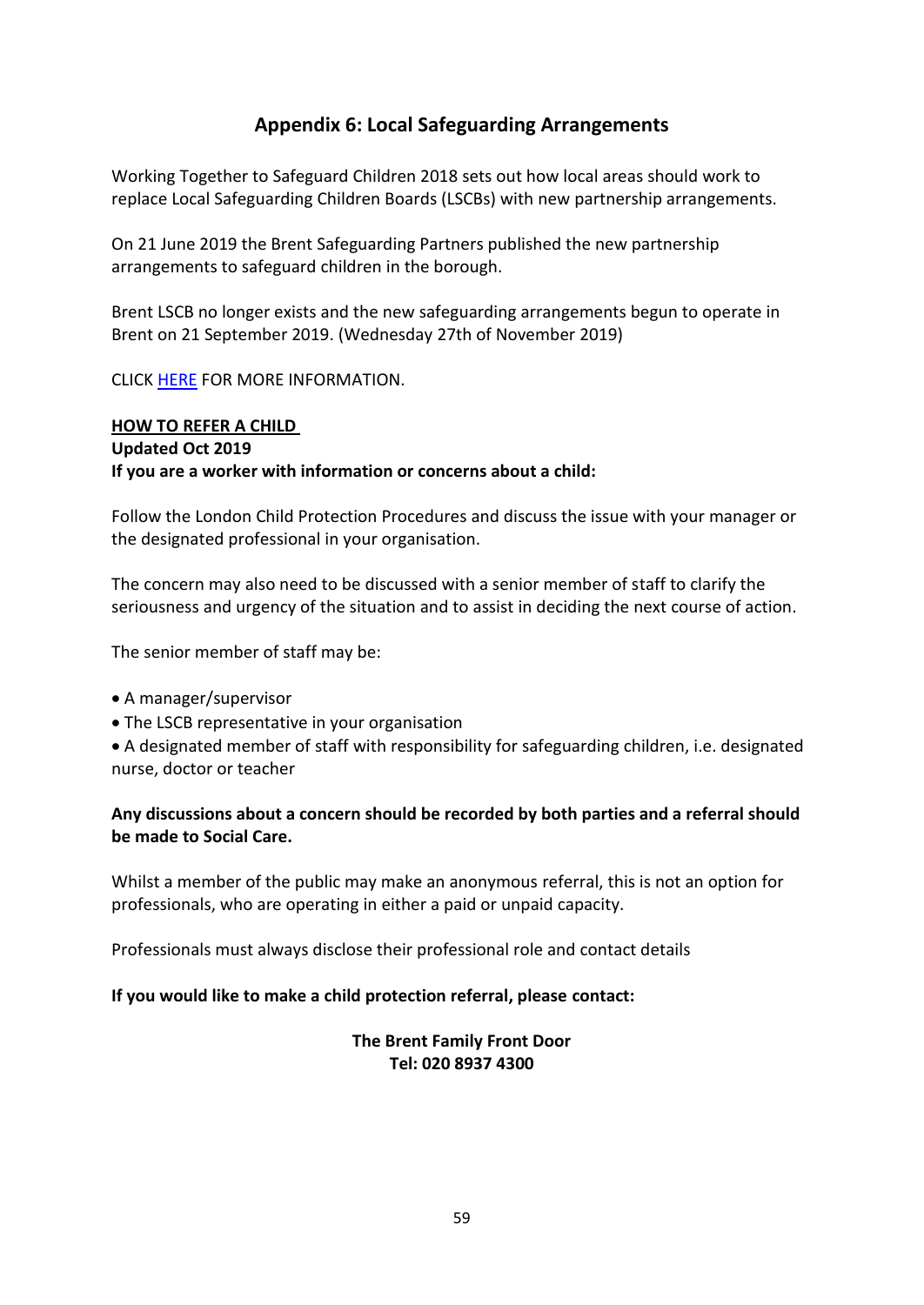## Appendix 6: Local Safeguarding Arrangements

Working Together to Safeguard Children 2018 sets out how local areas should work to replace Local Safeguarding Children Boards (LSCBs) with new partnership arrangements.

On 21 June 2019 the Brent Safeguarding Partners published the new partnership arrangements to safeguard children in the borough.

Brent LSCB no longer exists and the new safeguarding arrangements begun to operate in Brent on 21 September 2019. (Wednesday 27th of November 2019)

CLICK HERE FOR MORE INFORMATION.

**HOW TO REFER A CHILD**

**Updated Oct 2019**

**If you are a worker with information or concerns about a child:**

Follow the London Child Protection Procedures and discuss the issue with your manager or the designated professional in your organisation.

The concern may also need to be discussed with a senior member of staff to clarify the seriousness and urgency of the situation and to assist in deciding the next course of action.

The senior member of staff may be:

- A manager/supervisor
- The LSCB representative in your organisation
- A designated member of staff with responsibility for safeguarding children, i.e. designated nurse, doctor or teacher

**Any discussions about a concern should be recorded by both parties and a referral should be made to Social Care.**

Whilst a member of the public may make an anonymous referral, this is not an option for professionals, who are operating in either a paid or unpaid capacity.

Professionals must always disclose their professional role and contact details

**If you would like to make a child protection referral, please contact:**

**The Brent Family Front Door**
**Tel: 020 8937 4300**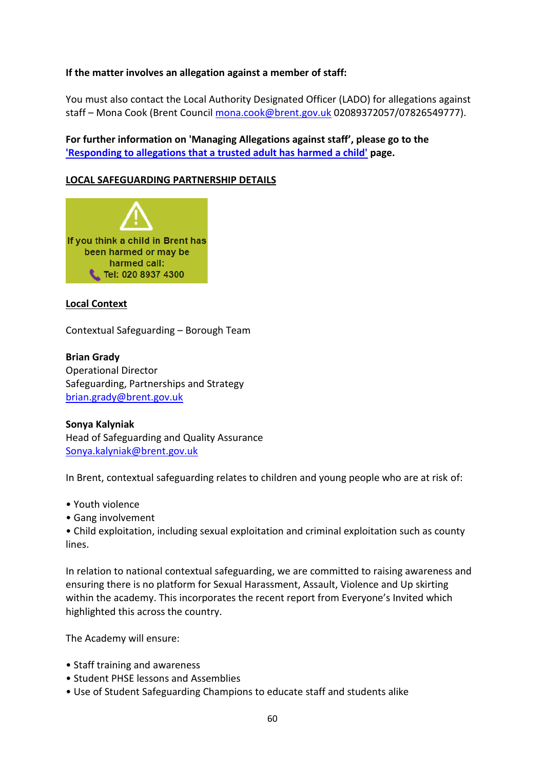**If the matter involves an allegation against a member of staff:**

You must also contact the Local Authority Designated Officer (LADO) for allegations against staff – Mona Cook (Brent Council mona.cook@brent.gov.uk 02089372057/07826549777).

**For further information on 'Managing Allegations against staff', please go to the 'Responding to allegations that a trusted adult has harmed a child' page.**

**LOCAL SAFEGUARDING PARTNERSHIP DETAILS**

If you think a child in Brent has been harmed or may be harmed call:
Tel: 020 8937 4300

**Local Context**

Contextual Safeguarding – Borough Team

**Brian Grady**
Operational Director
Safeguarding, Partnerships and Strategy
brian.grady@brent.gov.uk

**Sonya Kalyniak**
Head of Safeguarding and Quality Assurance
Sonya.kalyniak@brent.gov.uk

In Brent, contextual safeguarding relates to children and young people who are at risk of:

- Youth violence
- Gang involvement
- Child exploitation, including sexual exploitation and criminal exploitation such as county lines.

In relation to national contextual safeguarding, we are committed to raising awareness and ensuring there is no platform for Sexual Harassment, Assault, Violence and Up skirting within the academy. This incorporates the recent report from Everyone's Invited which highlighted this across the country.

The Academy will ensure:

- Staff training and awareness
- Student PHSE lessons and Assemblies
- Use of Student Safeguarding Champions to educate staff and students alike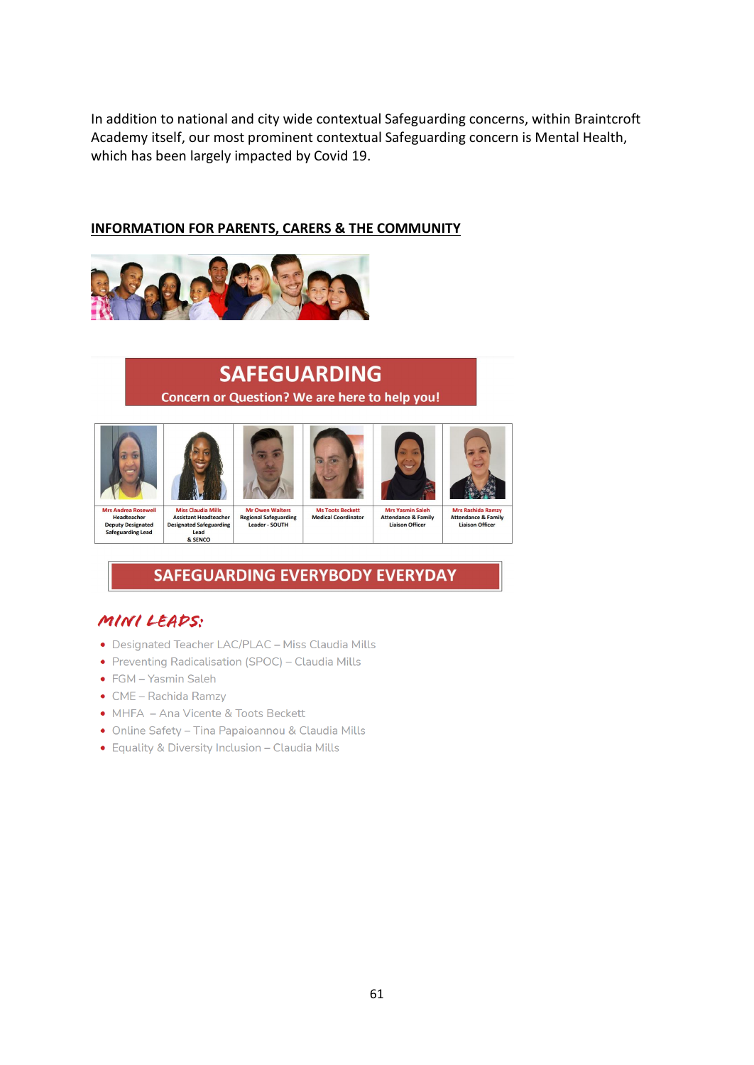In addition to national and city wide contextual Safeguarding concerns, within Braintcroft Academy itself, our most prominent contextual Safeguarding concern is Mental Health, which has been largely impacted by Covid 19.

**INFORMATION FOR PARENTS, CARERS & THE COMMUNITY**

## SAFEGUARDING

Concern or Question? We are here to help you!

| | | | | | |
|---|---|---|---|---|---|
| Mrs Andrea Rosewell<br>Headteacher<br>Deputy Designated Safeguarding Lead | Miss Claudia Mills<br>Assistant Headteacher<br>Designated Safeguarding Lead<br>& SENCO | Mr Owen Walters<br>Regional Safeguarding Leader - SOUTH | Ms Toots Beckett<br>Medical Coordinator | Mrs Yasmin Saleh<br>Attendance & Family Liaison Officer | Mrs Rashida Ramzy<br>Attendance & Family Liaison Officer |

## SAFEGUARDING EVERYBODY EVERYDAY

### MINI LEADS:

- Designated Teacher LAC/PLAC – Miss Claudia Mills
- Preventing Radicalisation (SPOC) – Claudia Mills
- FGM – Yasmin Saleh
- CME – Rachida Ramzy
- MHFA – Ana Vicente & Toots Beckett
- Online Safety – Tina Papaioannou & Claudia Mills
- Equality & Diversity Inclusion – Claudia Mills